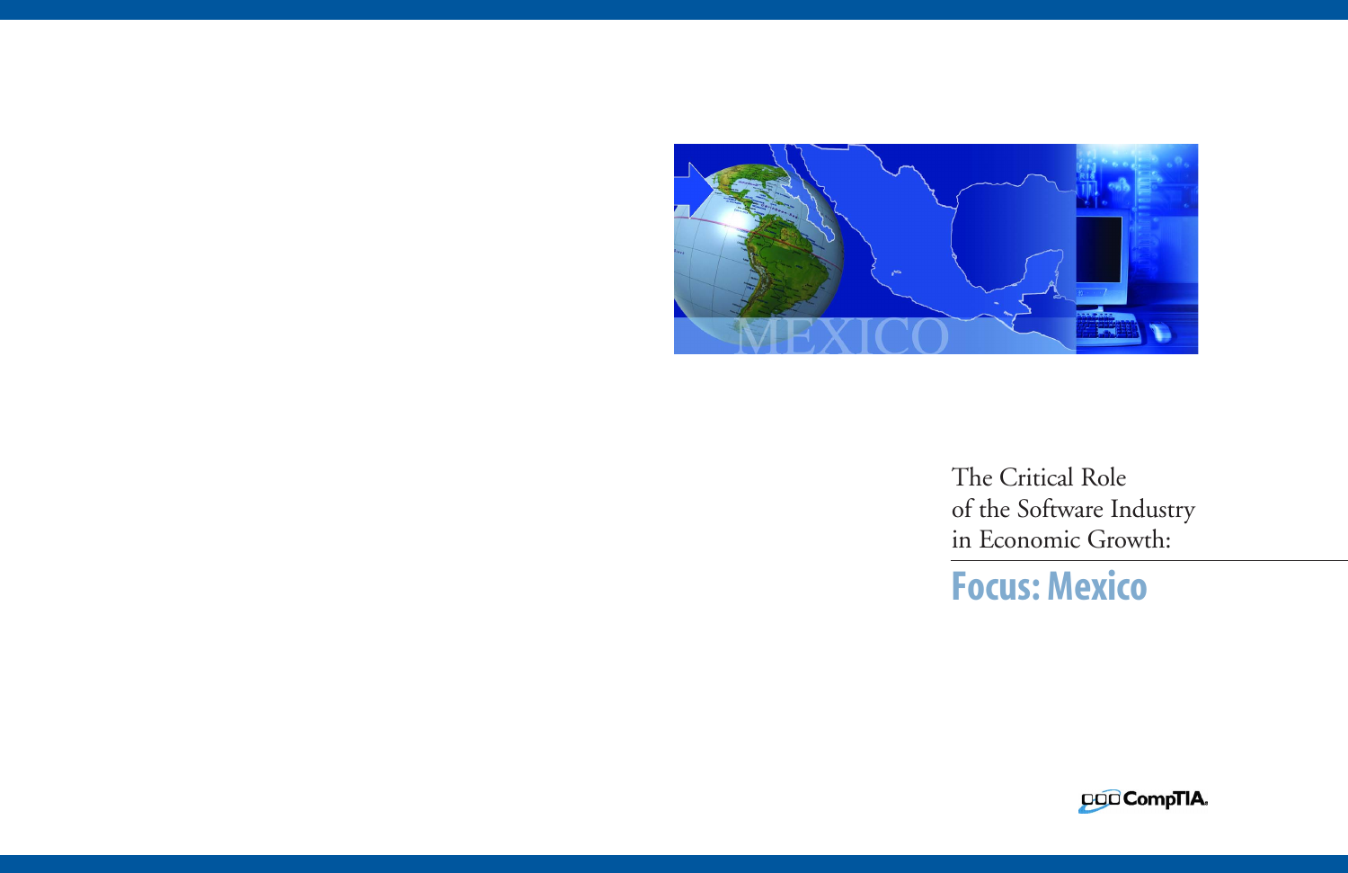# The Critical Role of the Software Industry in Economic Growth:

## Focus: Mexico

CompTIA.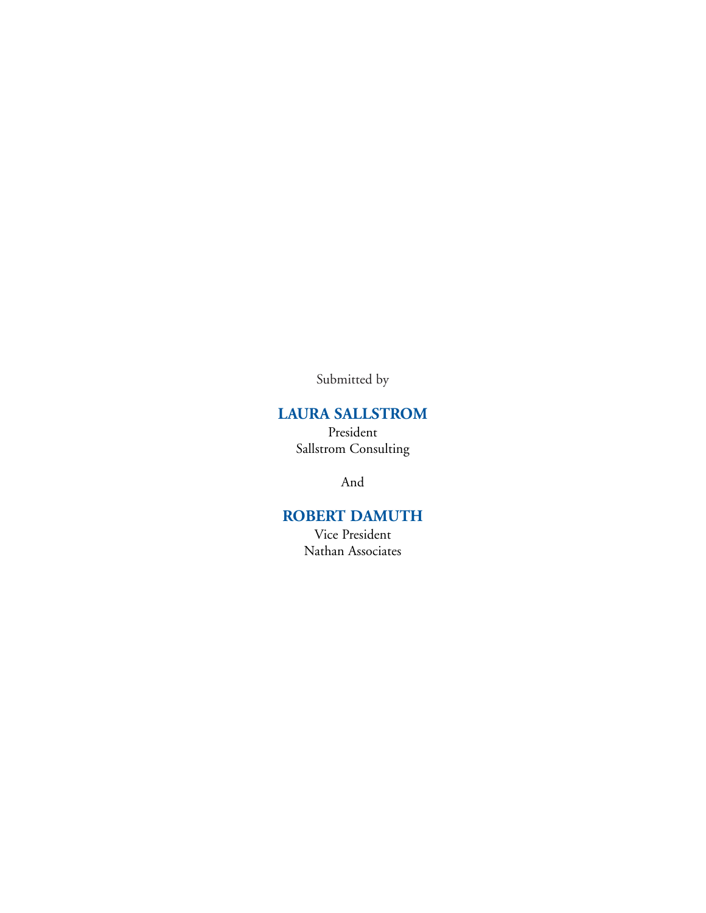Submitted by

**LAURA SALLSTROM**

President

Sallstrom Consulting

And

**ROBERT DAMUTH**

Vice President

Nathan Associates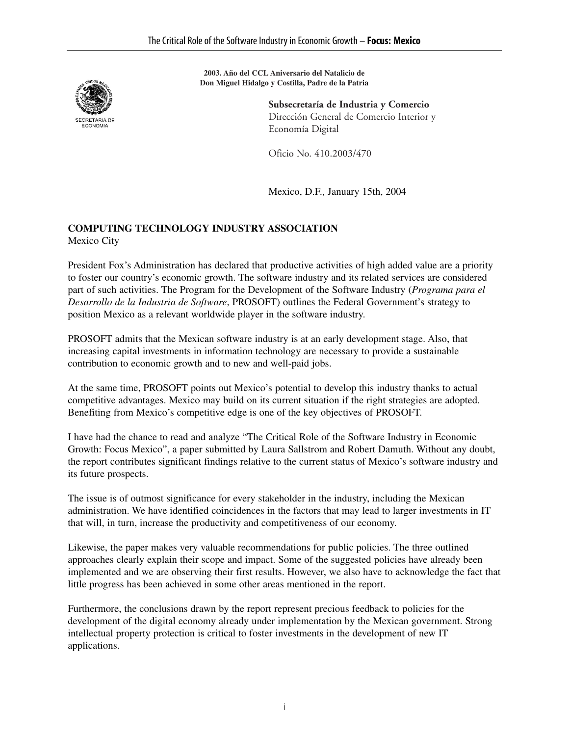**2003. Año del CCL Aniversario del Natalicio de Don Miguel Hidalgo y Costilla, Padre de la Patria**

SECRETARIA DE ECONOMIA

**Subsecretaría de Industria y Comercio**
Dirección General de Comercio Interior y Economía Digital

Oficio No. 410.2003/470

Mexico, D.F., January 15th, 2004

**COMPUTING TECHNOLOGY INDUSTRY ASSOCIATION**
Mexico City

President Fox's Administration has declared that productive activities of high added value are a priority to foster our country's economic growth. The software industry and its related services are considered part of such activities. The Program for the Development of the Software Industry (*Programa para el Desarrollo de la Industria de Software*, PROSOFT) outlines the Federal Government's strategy to position Mexico as a relevant worldwide player in the software industry.

PROSOFT admits that the Mexican software industry is at an early development stage. Also, that increasing capital investments in information technology are necessary to provide a sustainable contribution to economic growth and to new and well-paid jobs.

At the same time, PROSOFT points out Mexico's potential to develop this industry thanks to actual competitive advantages. Mexico may build on its current situation if the right strategies are adopted. Benefiting from Mexico's competitive edge is one of the key objectives of PROSOFT.

I have had the chance to read and analyze "The Critical Role of the Software Industry in Economic Growth: Focus Mexico", a paper submitted by Laura Sallstrom and Robert Damuth. Without any doubt, the report contributes significant findings relative to the current status of Mexico's software industry and its future prospects.

The issue is of outmost significance for every stakeholder in the industry, including the Mexican administration. We have identified coincidences in the factors that may lead to larger investments in IT that will, in turn, increase the productivity and competitiveness of our economy.

Likewise, the paper makes very valuable recommendations for public policies. The three outlined approaches clearly explain their scope and impact. Some of the suggested policies have already been implemented and we are observing their first results. However, we also have to acknowledge the fact that little progress has been achieved in some other areas mentioned in the report.

Furthermore, the conclusions drawn by the report represent precious feedback to policies for the development of the digital economy already under implementation by the Mexican government. Strong intellectual property protection is critical to foster investments in the development of new IT applications.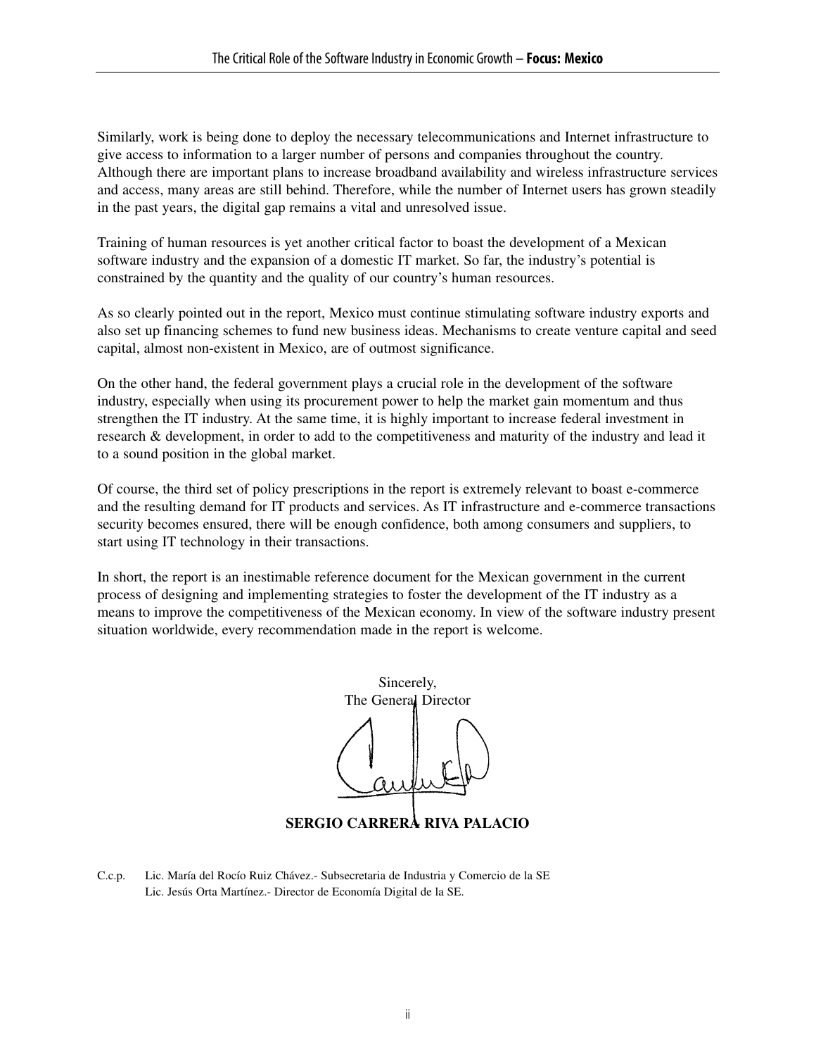Similarly, work is being done to deploy the necessary telecommunications and Internet infrastructure to give access to information to a larger number of persons and companies throughout the country. Although there are important plans to increase broadband availability and wireless infrastructure services and access, many areas are still behind. Therefore, while the number of Internet users has grown steadily in the past years, the digital gap remains a vital and unresolved issue.

Training of human resources is yet another critical factor to boast the development of a Mexican software industry and the expansion of a domestic IT market. So far, the industry's potential is constrained by the quantity and the quality of our country's human resources.

As so clearly pointed out in the report, Mexico must continue stimulating software industry exports and also set up financing schemes to fund new business ideas. Mechanisms to create venture capital and seed capital, almost non-existent in Mexico, are of outmost significance.

On the other hand, the federal government plays a crucial role in the development of the software industry, especially when using its procurement power to help the market gain momentum and thus strengthen the IT industry. At the same time, it is highly important to increase federal investment in research & development, in order to add to the competitiveness and maturity of the industry and lead it to a sound position in the global market.

Of course, the third set of policy prescriptions in the report is extremely relevant to boast e-commerce and the resulting demand for IT products and services. As IT infrastructure and e-commerce transactions security becomes ensured, there will be enough confidence, both among consumers and suppliers, to start using IT technology in their transactions.

In short, the report is an inestimable reference document for the Mexican government in the current process of designing and implementing strategies to foster the development of the IT industry as a means to improve the competitiveness of the Mexican economy. In view of the software industry present situation worldwide, every recommendation made in the report is welcome.

Sincerely,
The General Director

**SERGIO CARRERA RIVA PALACIO**

C.c.p. Lic. María del Rocío Ruiz Chávez.- Subsecretaria de Industria y Comercio de la SE
Lic. Jesús Orta Martínez.- Director de Economía Digital de la SE.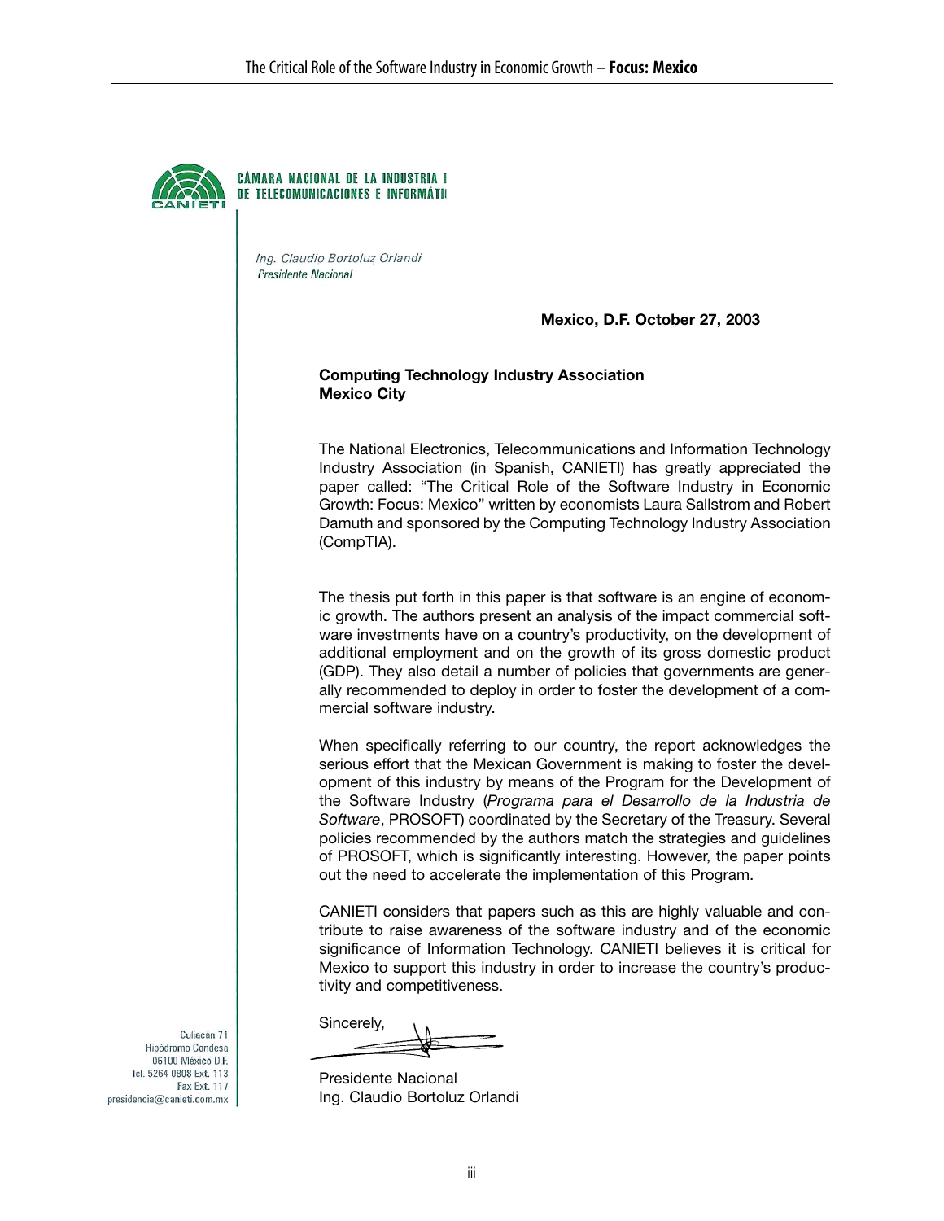CÁMARA NACIONAL DE LA INDUSTRIA DE TELECOMUNICACIONES E INFORMÁTI

*Ing. Claudio Bortoluz Orlandi*
*Presidente Nacional*

**Mexico, D.F. October 27, 2003**

**Computing Technology Industry Association**
**Mexico City**

The National Electronics, Telecommunications and Information Technology Industry Association (in Spanish, CANIETI) has greatly appreciated the paper called: "The Critical Role of the Software Industry in Economic Growth: Focus: Mexico" written by economists Laura Sallstrom and Robert Damuth and sponsored by the Computing Technology Industry Association (CompTIA).

The thesis put forth in this paper is that software is an engine of economic growth. The authors present an analysis of the impact commercial software investments have on a country's productivity, on the development of additional employment and on the growth of its gross domestic product (GDP). They also detail a number of policies that governments are generally recommended to deploy in order to foster the development of a commercial software industry.

When specifically referring to our country, the report acknowledges the serious effort that the Mexican Government is making to foster the development of this industry by means of the Program for the Development of the Software Industry (*Programa para el Desarrollo de la Industria de Software*, PROSOFT) coordinated by the Secretary of the Treasury. Several policies recommended by the authors match the strategies and guidelines of PROSOFT, which is significantly interesting. However, the paper points out the need to accelerate the implementation of this Program.

CANIETI considers that papers such as this are highly valuable and contribute to raise awareness of the software industry and of the economic significance of Information Technology. CANIETI believes it is critical for Mexico to support this industry in order to increase the country's productivity and competitiveness.

Sincerely,

Presidente Nacional
Ing. Claudio Bortoluz Orlandi

Culiacán 71
Hipódromo Condesa
06100 México D.F.
Tel. 5264 0808 Ext. 113
Fax Ext. 117
presidencia@canieti.com.mx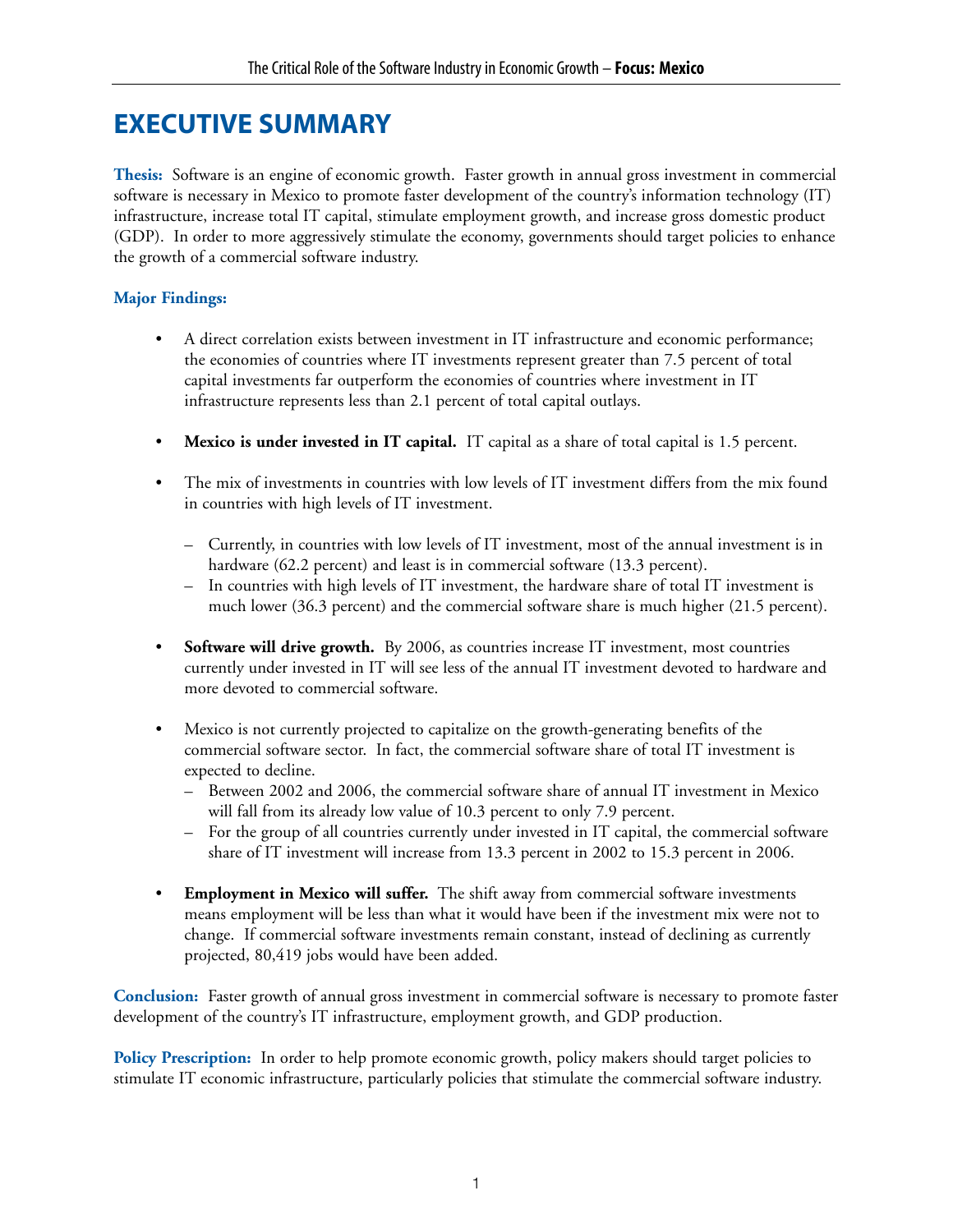# EXECUTIVE SUMMARY

**Thesis:** Software is an engine of economic growth. Faster growth in annual gross investment in commercial software is necessary in Mexico to promote faster development of the country's information technology (IT) infrastructure, increase total IT capital, stimulate employment growth, and increase gross domestic product (GDP). In order to more aggressively stimulate the economy, governments should target policies to enhance the growth of a commercial software industry.

**Major Findings:**

- A direct correlation exists between investment in IT infrastructure and economic performance; the economies of countries where IT investments represent greater than 7.5 percent of total capital investments far outperform the economies of countries where investment in IT infrastructure represents less than 2.1 percent of total capital outlays.
- **Mexico is under invested in IT capital.** IT capital as a share of total capital is 1.5 percent.
- The mix of investments in countries with low levels of IT investment differs from the mix found in countries with high levels of IT investment.
  - Currently, in countries with low levels of IT investment, most of the annual investment is in hardware (62.2 percent) and least is in commercial software (13.3 percent).
  - In countries with high levels of IT investment, the hardware share of total IT investment is much lower (36.3 percent) and the commercial software share is much higher (21.5 percent).
- **Software will drive growth.** By 2006, as countries increase IT investment, most countries currently under invested in IT will see less of the annual IT investment devoted to hardware and more devoted to commercial software.
- Mexico is not currently projected to capitalize on the growth-generating benefits of the commercial software sector. In fact, the commercial software share of total IT investment is expected to decline.
  - Between 2002 and 2006, the commercial software share of annual IT investment in Mexico will fall from its already low value of 10.3 percent to only 7.9 percent.
  - For the group of all countries currently under invested in IT capital, the commercial software share of IT investment will increase from 13.3 percent in 2002 to 15.3 percent in 2006.
- **Employment in Mexico will suffer.** The shift away from commercial software investments means employment will be less than what it would have been if the investment mix were not to change. If commercial software investments remain constant, instead of declining as currently projected, 80,419 jobs would have been added.

**Conclusion:** Faster growth of annual gross investment in commercial software is necessary to promote faster development of the country's IT infrastructure, employment growth, and GDP production.

**Policy Prescription:** In order to help promote economic growth, policy makers should target policies to stimulate IT economic infrastructure, particularly policies that stimulate the commercial software industry.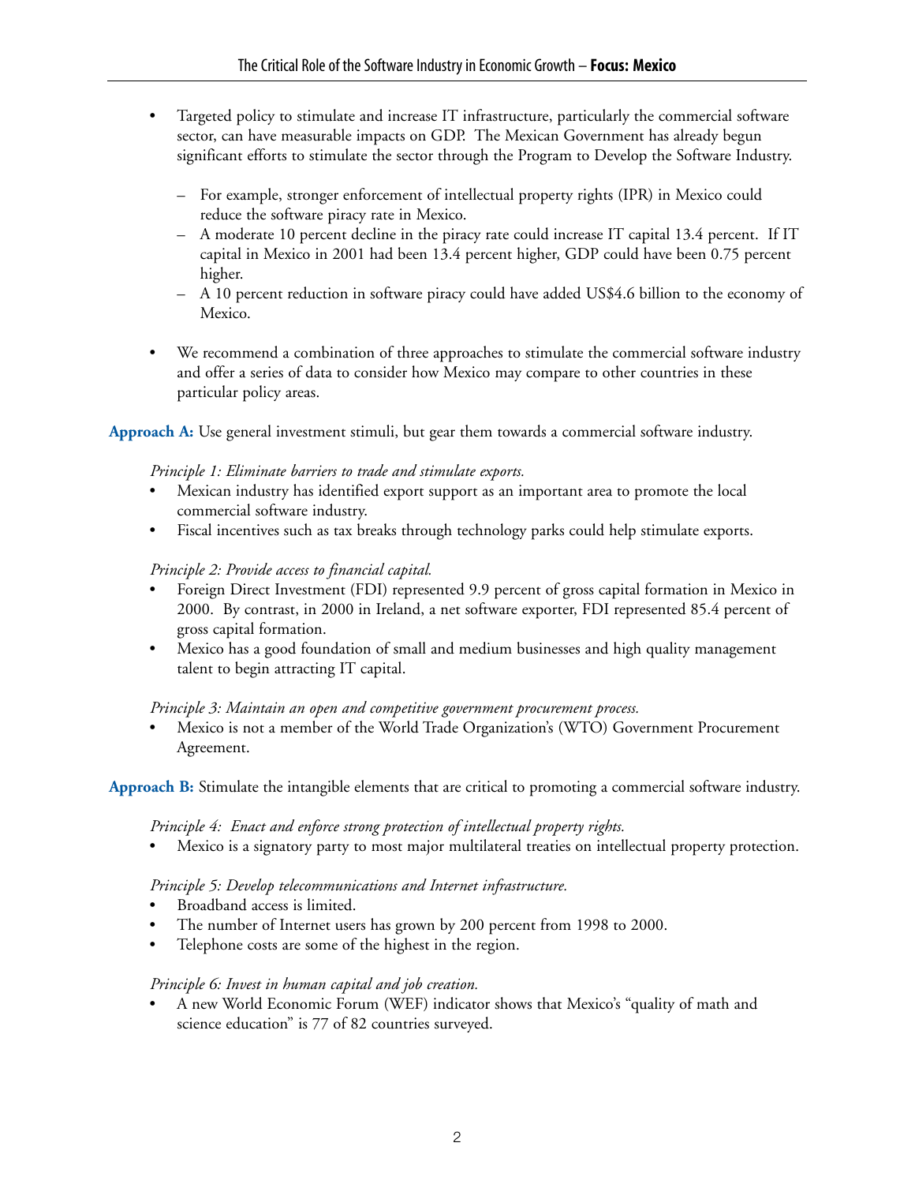- Targeted policy to stimulate and increase IT infrastructure, particularly the commercial software sector, can have measurable impacts on GDP. The Mexican Government has already begun significant efforts to stimulate the sector through the Program to Develop the Software Industry.
  - For example, stronger enforcement of intellectual property rights (IPR) in Mexico could reduce the software piracy rate in Mexico.
  - A moderate 10 percent decline in the piracy rate could increase IT capital 13.4 percent. If IT capital in Mexico in 2001 had been 13.4 percent higher, GDP could have been 0.75 percent higher.
  - A 10 percent reduction in software piracy could have added US$4.6 billion to the economy of Mexico.

- We recommend a combination of three approaches to stimulate the commercial software industry and offer a series of data to consider how Mexico may compare to other countries in these particular policy areas.

**Approach A:** Use general investment stimuli, but gear them towards a commercial software industry.

*Principle 1: Eliminate barriers to trade and stimulate exports.*

- Mexican industry has identified export support as an important area to promote the local commercial software industry.
- Fiscal incentives such as tax breaks through technology parks could help stimulate exports.

*Principle 2: Provide access to financial capital.*

- Foreign Direct Investment (FDI) represented 9.9 percent of gross capital formation in Mexico in 2000. By contrast, in 2000 in Ireland, a net software exporter, FDI represented 85.4 percent of gross capital formation.
- Mexico has a good foundation of small and medium businesses and high quality management talent to begin attracting IT capital.

*Principle 3: Maintain an open and competitive government procurement process.*

- Mexico is not a member of the World Trade Organization's (WTO) Government Procurement Agreement.

**Approach B:** Stimulate the intangible elements that are critical to promoting a commercial software industry.

*Principle 4: Enact and enforce strong protection of intellectual property rights.*

- Mexico is a signatory party to most major multilateral treaties on intellectual property protection.

*Principle 5: Develop telecommunications and Internet infrastructure.*

- Broadband access is limited.
- The number of Internet users has grown by 200 percent from 1998 to 2000.
- Telephone costs are some of the highest in the region.

*Principle 6: Invest in human capital and job creation.*

- A new World Economic Forum (WEF) indicator shows that Mexico's "quality of math and science education" is 77 of 82 countries surveyed.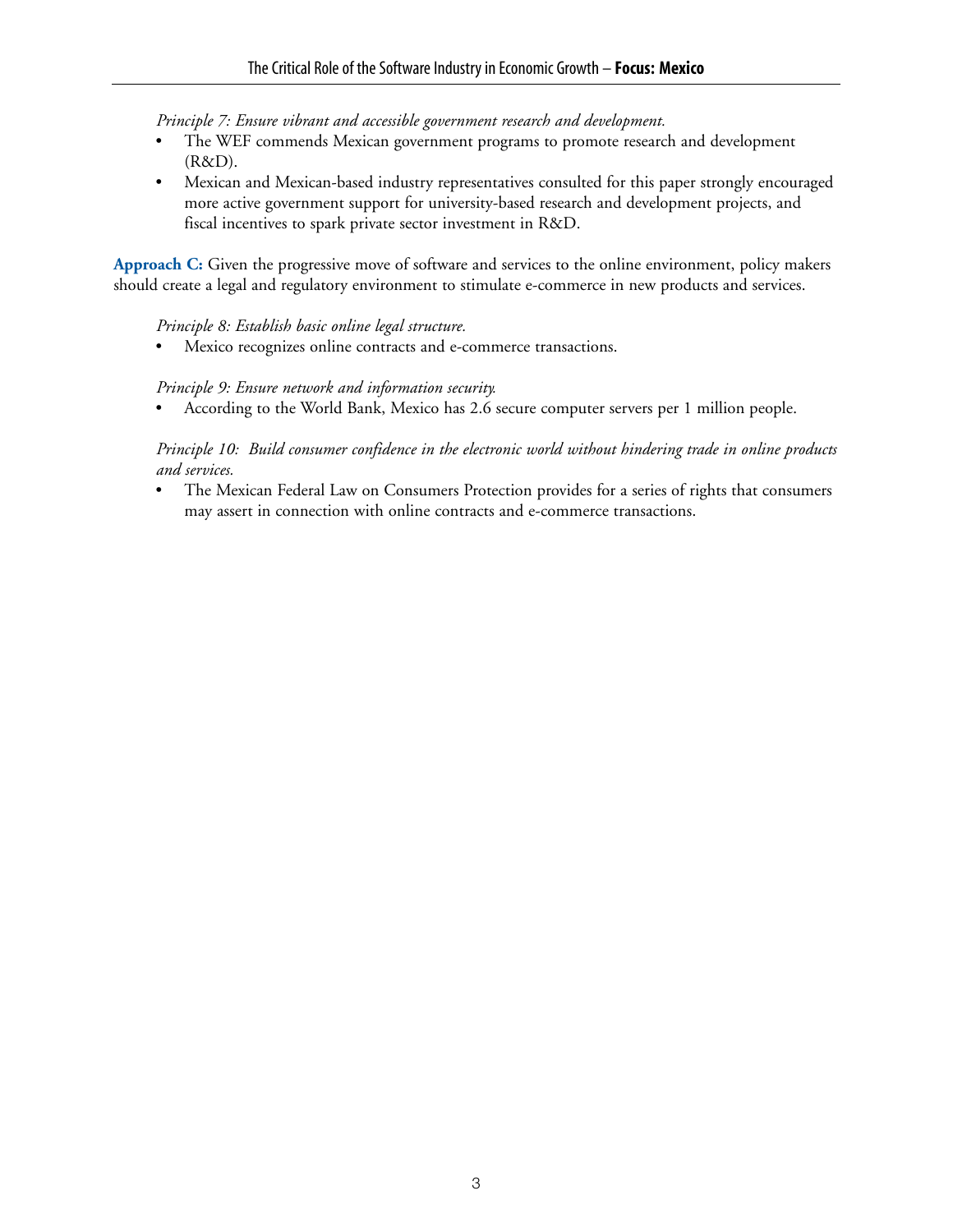*Principle 7: Ensure vibrant and accessible government research and development.*

- The WEF commends Mexican government programs to promote research and development (R&D).
- Mexican and Mexican-based industry representatives consulted for this paper strongly encouraged more active government support for university-based research and development projects, and fiscal incentives to spark private sector investment in R&D.

**Approach C:** Given the progressive move of software and services to the online environment, policy makers should create a legal and regulatory environment to stimulate e-commerce in new products and services.

*Principle 8: Establish basic online legal structure.*

- Mexico recognizes online contracts and e-commerce transactions.

*Principle 9: Ensure network and information security.*

- According to the World Bank, Mexico has 2.6 secure computer servers per 1 million people.

*Principle 10: Build consumer confidence in the electronic world without hindering trade in online products and services.*

- The Mexican Federal Law on Consumers Protection provides for a series of rights that consumers may assert in connection with online contracts and e-commerce transactions.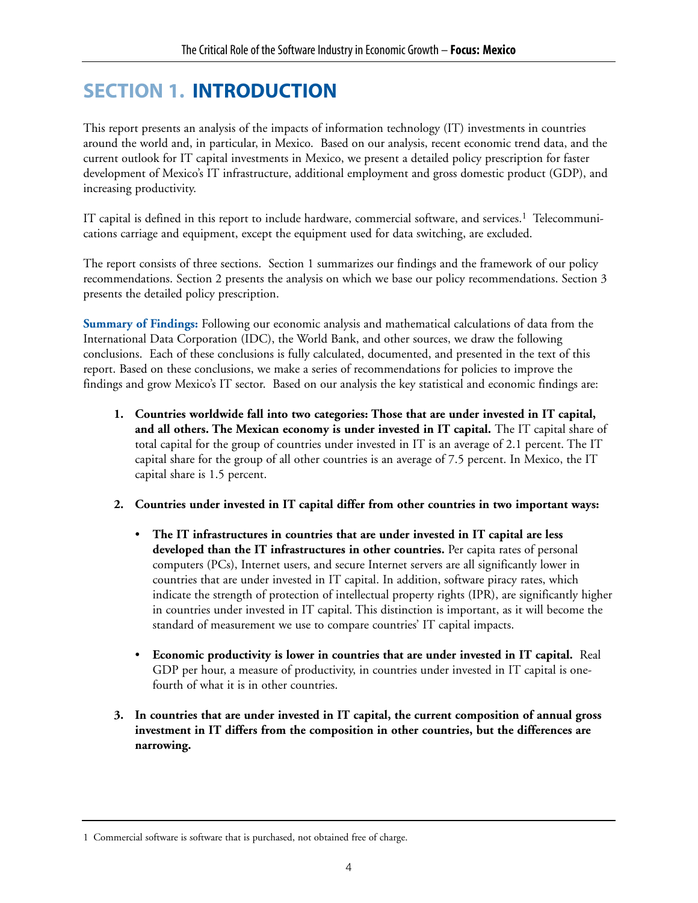# SECTION 1. INTRODUCTION

This report presents an analysis of the impacts of information technology (IT) investments in countries around the world and, in particular, in Mexico. Based on our analysis, recent economic trend data, and the current outlook for IT capital investments in Mexico, we present a detailed policy prescription for faster development of Mexico's IT infrastructure, additional employment and gross domestic product (GDP), and increasing productivity.

IT capital is defined in this report to include hardware, commercial software, and services.[1] Telecommunications carriage and equipment, except the equipment used for data switching, are excluded.

The report consists of three sections. Section 1 summarizes our findings and the framework of our policy recommendations. Section 2 presents the analysis on which we base our policy recommendations. Section 3 presents the detailed policy prescription.

**Summary of Findings:** Following our economic analysis and mathematical calculations of data from the International Data Corporation (IDC), the World Bank, and other sources, we draw the following conclusions. Each of these conclusions is fully calculated, documented, and presented in the text of this report. Based on these conclusions, we make a series of recommendations for policies to improve the findings and grow Mexico's IT sector. Based on our analysis the key statistical and economic findings are:

1. **Countries worldwide fall into two categories: Those that are under invested in IT capital, and all others. The Mexican economy is under invested in IT capital.** The IT capital share of total capital for the group of countries under invested in IT is an average of 2.1 percent. The IT capital share for the group of all other countries is an average of 7.5 percent. In Mexico, the IT capital share is 1.5 percent.

2. **Countries under invested in IT capital differ from other countries in two important ways:**

   - **The IT infrastructures in countries that are under invested in IT capital are less developed than the IT infrastructures in other countries.** Per capita rates of personal computers (PCs), Internet users, and secure Internet servers are all significantly lower in countries that are under invested in IT capital. In addition, software piracy rates, which indicate the strength of protection of intellectual property rights (IPR), are significantly higher in countries under invested in IT capital. This distinction is important, as it will become the standard of measurement we use to compare countries' IT capital impacts.

   - **Economic productivity is lower in countries that are under invested in IT capital.** Real GDP per hour, a measure of productivity, in countries under invested in IT capital is one-fourth of what it is in other countries.

3. **In countries that are under invested in IT capital, the current composition of annual gross investment in IT differs from the composition in other countries, but the differences are narrowing.**

---

1 Commercial software is software that is purchased, not obtained free of charge.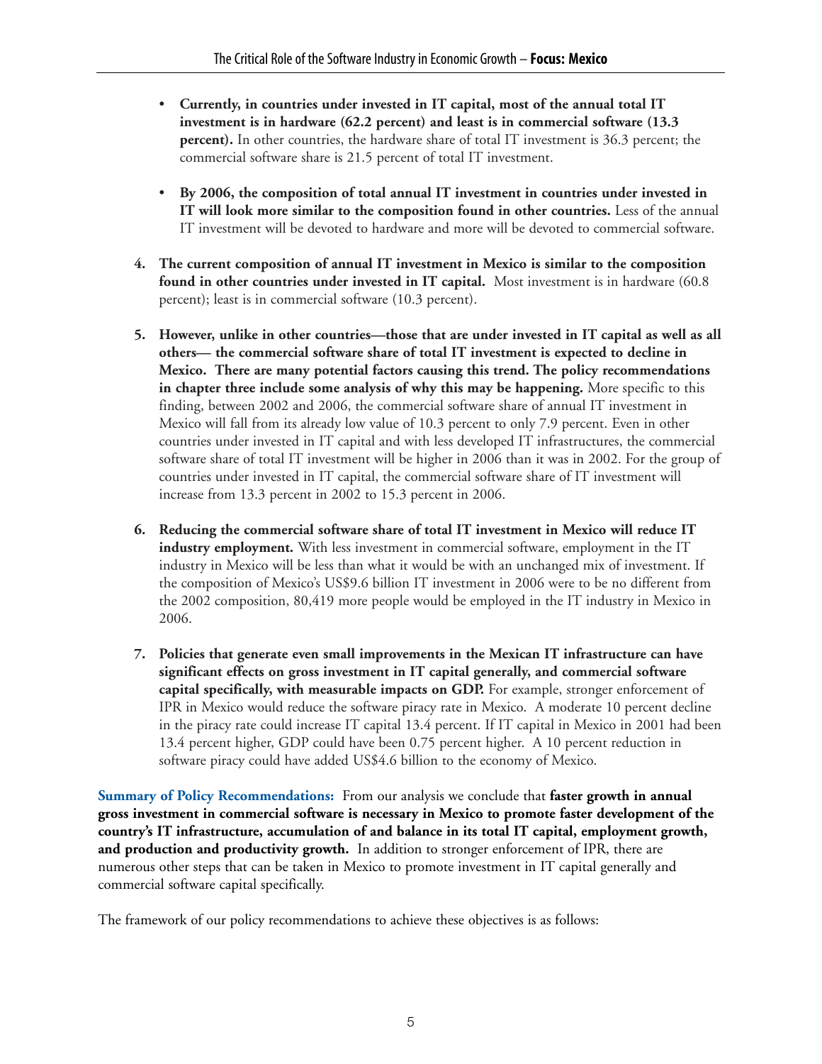- **Currently, in countries under invested in IT capital, most of the annual total IT investment is in hardware (62.2 percent) and least is in commercial software (13.3 percent).** In other countries, the hardware share of total IT investment is 36.3 percent; the commercial software share is 21.5 percent of total IT investment.

- **By 2006, the composition of total annual IT investment in countries under invested in IT will look more similar to the composition found in other countries.** Less of the annual IT investment will be devoted to hardware and more will be devoted to commercial software.

4. **The current composition of annual IT investment in Mexico is similar to the composition found in other countries under invested in IT capital.** Most investment is in hardware (60.8 percent); least is in commercial software (10.3 percent).

5. **However, unlike in other countries—those that are under invested in IT capital as well as all others— the commercial software share of total IT investment is expected to decline in Mexico. There are many potential factors causing this trend. The policy recommendations in chapter three include some analysis of why this may be happening.** More specific to this finding, between 2002 and 2006, the commercial software share of annual IT investment in Mexico will fall from its already low value of 10.3 percent to only 7.9 percent. Even in other countries under invested in IT capital and with less developed IT infrastructures, the commercial software share of total IT investment will be higher in 2006 than it was in 2002. For the group of countries under invested in IT capital, the commercial software share of IT investment will increase from 13.3 percent in 2002 to 15.3 percent in 2006.

6. **Reducing the commercial software share of total IT investment in Mexico will reduce IT industry employment.** With less investment in commercial software, employment in the IT industry in Mexico will be less than what it would be with an unchanged mix of investment. If the composition of Mexico's US$9.6 billion IT investment in 2006 were to be no different from the 2002 composition, 80,419 more people would be employed in the IT industry in Mexico in 2006.

7. **Policies that generate even small improvements in the Mexican IT infrastructure can have significant effects on gross investment in IT capital generally, and commercial software capital specifically, with measurable impacts on GDP.** For example, stronger enforcement of IPR in Mexico would reduce the software piracy rate in Mexico. A moderate 10 percent decline in the piracy rate could increase IT capital 13.4 percent. If IT capital in Mexico in 2001 had been 13.4 percent higher, GDP could have been 0.75 percent higher. A 10 percent reduction in software piracy could have added US$4.6 billion to the economy of Mexico.

**Summary of Policy Recommendations:** From our analysis we conclude that **faster growth in annual gross investment in commercial software is necessary in Mexico to promote faster development of the country's IT infrastructure, accumulation of and balance in its total IT capital, employment growth, and production and productivity growth.** In addition to stronger enforcement of IPR, there are numerous other steps that can be taken in Mexico to promote investment in IT capital generally and commercial software capital specifically.

The framework of our policy recommendations to achieve these objectives is as follows: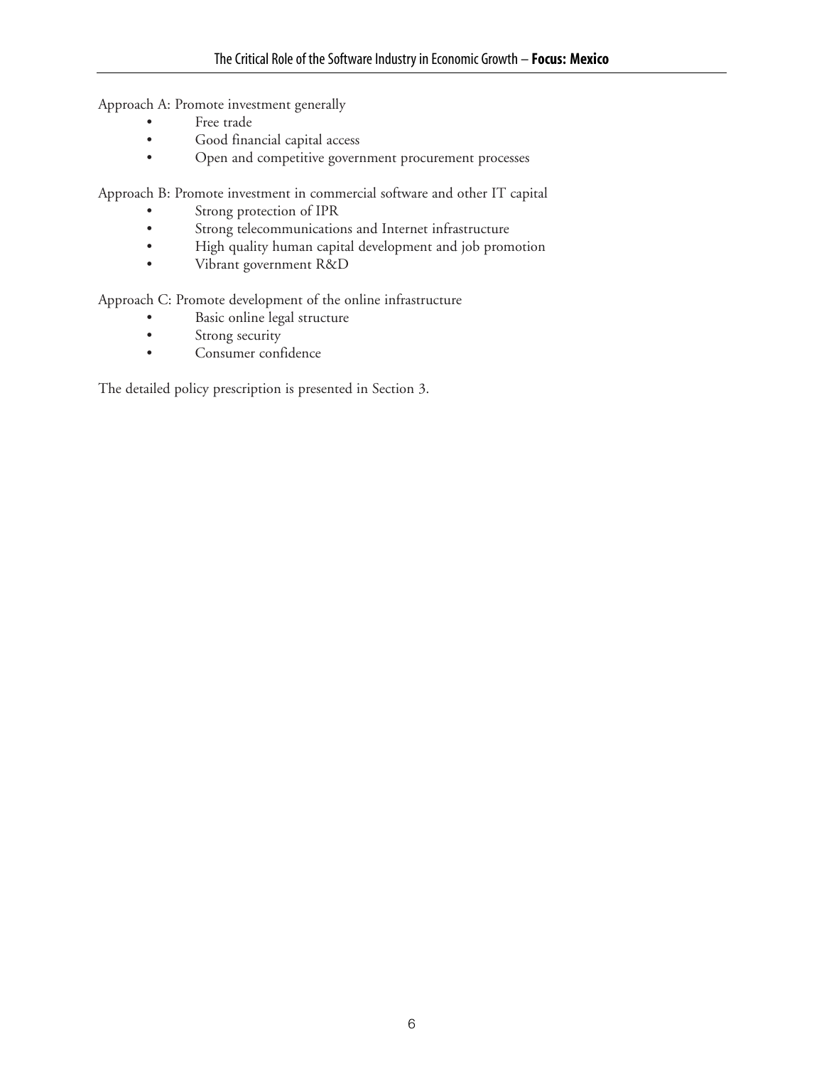Approach A: Promote investment generally

- Free trade
- Good financial capital access
- Open and competitive government procurement processes

Approach B: Promote investment in commercial software and other IT capital

- Strong protection of IPR
- Strong telecommunications and Internet infrastructure
- High quality human capital development and job promotion
- Vibrant government R&D

Approach C: Promote development of the online infrastructure

- Basic online legal structure
- Strong security
- Consumer confidence

The detailed policy prescription is presented in Section 3.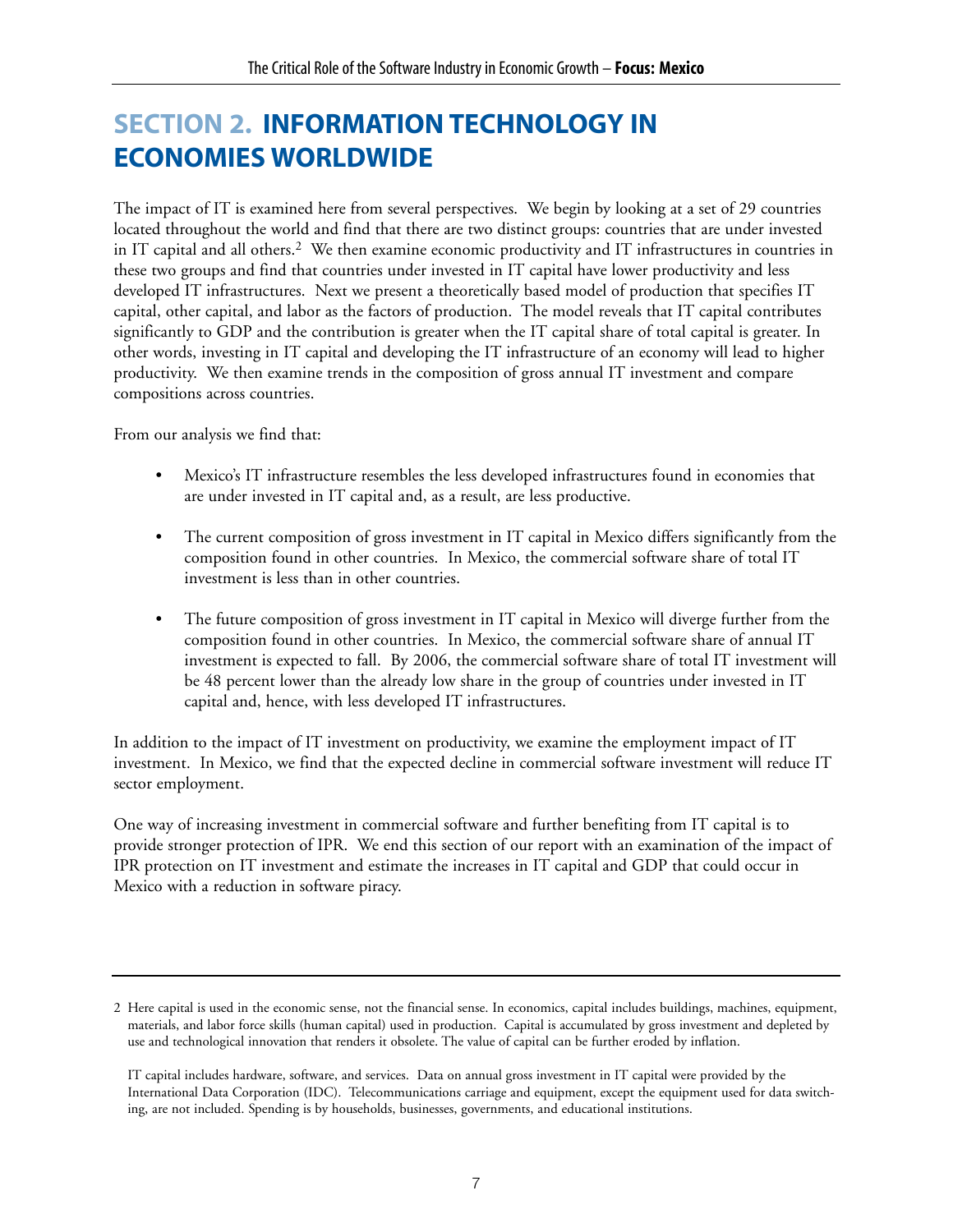# SECTION 2. INFORMATION TECHNOLOGY IN ECONOMIES WORLDWIDE

The impact of IT is examined here from several perspectives. We begin by looking at a set of 29 countries located throughout the world and find that there are two distinct groups: countries that are under invested in IT capital and all others.[2] We then examine economic productivity and IT infrastructures in countries in these two groups and find that countries under invested in IT capital have lower productivity and less developed IT infrastructures. Next we present a theoretically based model of production that specifies IT capital, other capital, and labor as the factors of production. The model reveals that IT capital contributes significantly to GDP and the contribution is greater when the IT capital share of total capital is greater. In other words, investing in IT capital and developing the IT infrastructure of an economy will lead to higher productivity. We then examine trends in the composition of gross annual IT investment and compare compositions across countries.

From our analysis we find that:

- Mexico's IT infrastructure resembles the less developed infrastructures found in economies that are under invested in IT capital and, as a result, are less productive.
- The current composition of gross investment in IT capital in Mexico differs significantly from the composition found in other countries. In Mexico, the commercial software share of total IT investment is less than in other countries.
- The future composition of gross investment in IT capital in Mexico will diverge further from the composition found in other countries. In Mexico, the commercial software share of annual IT investment is expected to fall. By 2006, the commercial software share of total IT investment will be 48 percent lower than the already low share in the group of countries under invested in IT capital and, hence, with less developed IT infrastructures.

In addition to the impact of IT investment on productivity, we examine the employment impact of IT investment. In Mexico, we find that the expected decline in commercial software investment will reduce IT sector employment.

One way of increasing investment in commercial software and further benefiting from IT capital is to provide stronger protection of IPR. We end this section of our report with an examination of the impact of IPR protection on IT investment and estimate the increases in IT capital and GDP that could occur in Mexico with a reduction in software piracy.

---

2 Here capital is used in the economic sense, not the financial sense. In economics, capital includes buildings, machines, equipment, materials, and labor force skills (human capital) used in production. Capital is accumulated by gross investment and depleted by use and technological innovation that renders it obsolete. The value of capital can be further eroded by inflation.

IT capital includes hardware, software, and services. Data on annual gross investment in IT capital were provided by the International Data Corporation (IDC). Telecommunications carriage and equipment, except the equipment used for data switching, are not included. Spending is by households, businesses, governments, and educational institutions.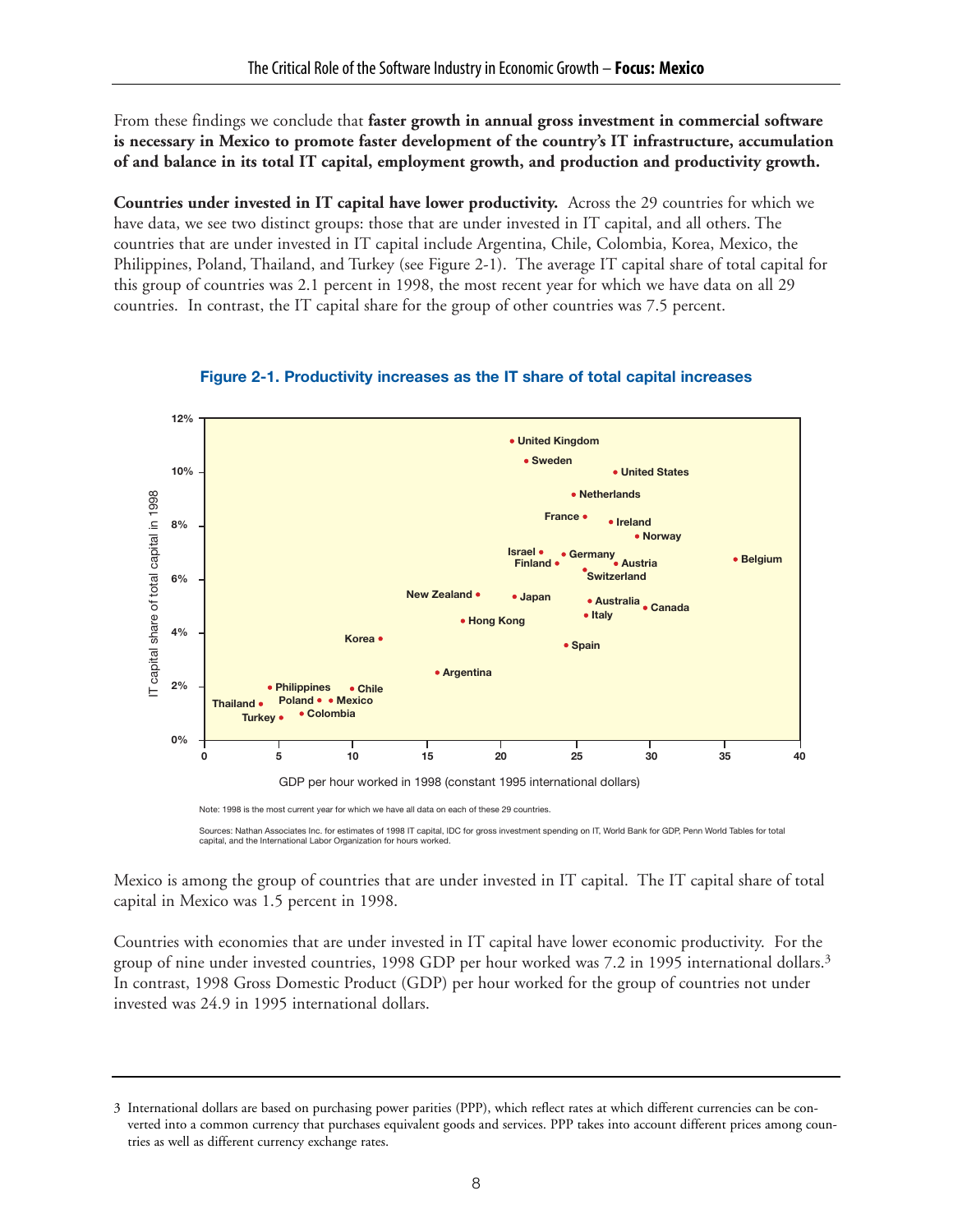From these findings we conclude that **faster growth in annual gross investment in commercial software is necessary in Mexico to promote faster development of the country's IT infrastructure, accumulation of and balance in its total IT capital, employment growth, and production and productivity growth.**

**Countries under invested in IT capital have lower productivity.** Across the 29 countries for which we have data, we see two distinct groups: those that are under invested in IT capital, and all others. The countries that are under invested in IT capital include Argentina, Chile, Colombia, Korea, Mexico, the Philippines, Poland, Thailand, and Turkey (see Figure 2-1). The average IT capital share of total capital for this group of countries was 2.1 percent in 1998, the most recent year for which we have data on all 29 countries. In contrast, the IT capital share for the group of other countries was 7.5 percent.

**Figure 2-1. Productivity increases as the IT share of total capital increases**

Note: 1998 is the most current year for which we have all data on each of these 29 countries.

Sources: Nathan Associates Inc. for estimates of 1998 IT capital, IDC for gross investment spending on IT, World Bank for GDP, Penn World Tables for total capital, and the International Labor Organization for hours worked.

Mexico is among the group of countries that are under invested in IT capital. The IT capital share of total capital in Mexico was 1.5 percent in 1998.

Countries with economies that are under invested in IT capital have lower economic productivity. For the group of nine under invested countries, 1998 GDP per hour worked was 7.2 in 1995 international dollars.[3] In contrast, 1998 Gross Domestic Product (GDP) per hour worked for the group of countries not under invested was 24.9 in 1995 international dollars.

---

3 International dollars are based on purchasing power parities (PPP), which reflect rates at which different currencies can be converted into a common currency that purchases equivalent goods and services. PPP takes into account different prices among countries as well as different currency exchange rates.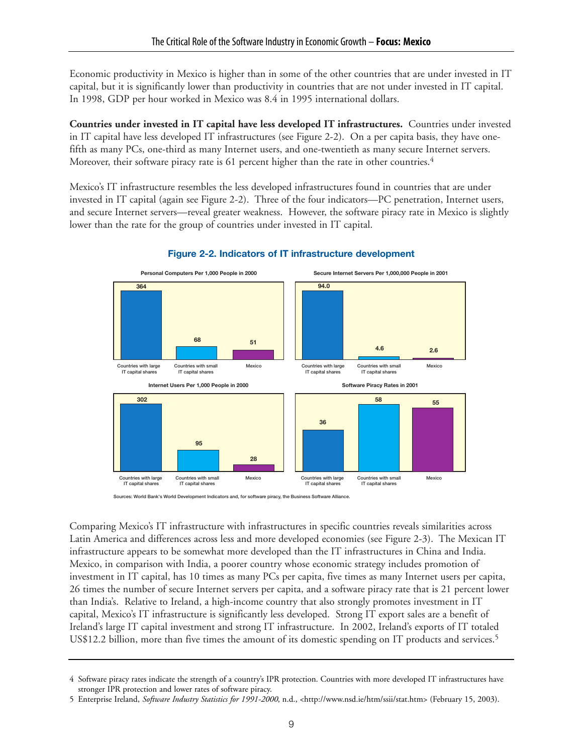Economic productivity in Mexico is higher than in some of the other countries that are under invested in IT capital, but it is significantly lower than productivity in countries that are not under invested in IT capital. In 1998, GDP per hour worked in Mexico was 8.4 in 1995 international dollars.

**Countries under invested in IT capital have less developed IT infrastructures.** Countries under invested in IT capital have less developed IT infrastructures (see Figure 2-2). On a per capita basis, they have one-fifth as many PCs, one-third as many Internet users, and one-twentieth as many secure Internet servers. Moreover, their software piracy rate is 61 percent higher than the rate in other countries.[4]

Mexico's IT infrastructure resembles the less developed infrastructures found in countries that are under invested in IT capital (again see Figure 2-2). Three of the four indicators—PC penetration, Internet users, and secure Internet servers—reveal greater weakness. However, the software piracy rate in Mexico is slightly lower than the rate for the group of countries under invested in IT capital.

**Figure 2-2. Indicators of IT infrastructure development**

| | Countries with large IT capital shares | Countries with small IT capital shares | Mexico |
|---|---|---|---|
| Personal Computers Per 1,000 People in 2000 | 364 | 68 | 51 |
| Secure Internet Servers Per 1,000,000 People in 2001 | 94.0 | 4.6 | 2.6 |
| Internet Users Per 1,000 People in 2000 | 302 | 95 | 28 |
| Software Piracy Rates in 2001 | 36 | 58 | 55 |

Sources: World Bank's World Development Indicators and, for software piracy, the Business Software Alliance.

Comparing Mexico's IT infrastructure with infrastructures in specific countries reveals similarities across Latin America and differences across less and more developed economies (see Figure 2-3). The Mexican IT infrastructure appears to be somewhat more developed than the IT infrastructures in China and India. Mexico, in comparison with India, a poorer country whose economic strategy includes promotion of investment in IT capital, has 10 times as many PCs per capita, five times as many Internet users per capita, 26 times the number of secure Internet servers per capita, and a software piracy rate that is 21 percent lower than India's. Relative to Ireland, a high-income country that also strongly promotes investment in IT capital, Mexico's IT infrastructure is significantly less developed. Strong IT export sales are a benefit of Ireland's large IT capital investment and strong IT infrastructure. In 2002, Ireland's exports of IT totaled US$12.2 billion, more than five times the amount of its domestic spending on IT products and services.[5]

---

4 Software piracy rates indicate the strength of a country's IPR protection. Countries with more developed IT infrastructures have stronger IPR protection and lower rates of software piracy.

5 Enterprise Ireland, *Software Industry Statistics for 1991-2000*, n.d., <http://www.nsd.ie/htm/ssii/stat.htm> (February 15, 2003).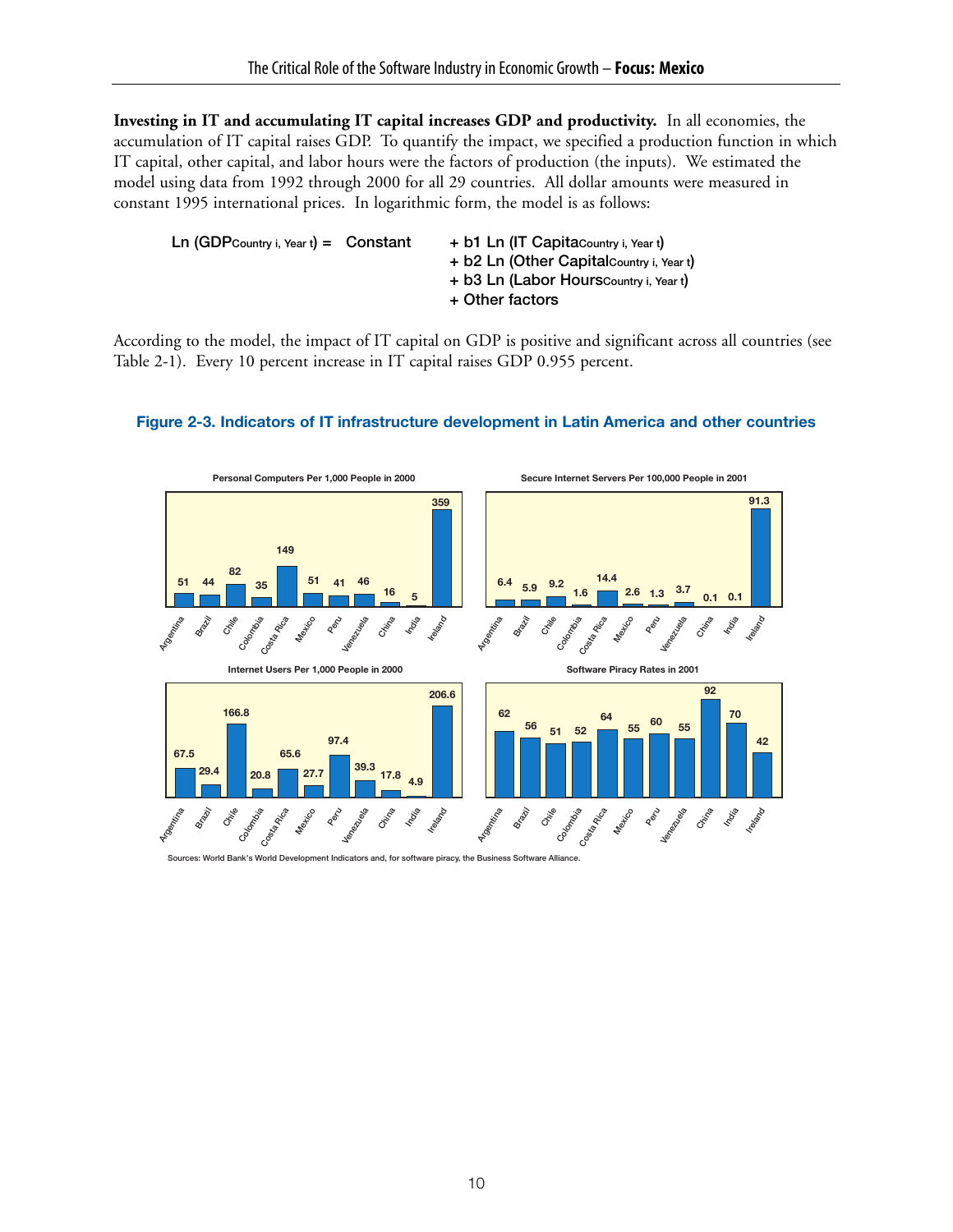**Investing in IT and accumulating IT capital increases GDP and productivity.** In all economies, the accumulation of IT capital raises GDP. To quantify the impact, we specified a production function in which IT capital, other capital, and labor hours were the factors of production (the inputs). We estimated the model using data from 1992 through 2000 for all 29 countries. All dollar amounts were measured in constant 1995 international prices. In logarithmic form, the model is as follows:

$$\begin{aligned}\ln(GDP_{\text{Country } i, \text{ Year } t}) = \text{Constant} &+ b1 \ln(\text{IT Capita}_{\text{Country } i, \text{ Year } t}) \\ &+ b2 \ln(\text{Other Capital}_{\text{Country } i, \text{ Year } t}) \\ &+ b3 \ln(\text{Labor Hours}_{\text{Country } i, \text{ Year } t}) \\ &+ \text{Other factors}\end{aligned}$$

According to the model, the impact of IT capital on GDP is positive and significant across all countries (see Table 2-1). Every 10 percent increase in IT capital raises GDP 0.955 percent.

**Figure 2-3. Indicators of IT infrastructure development in Latin America and other countries**

**Personal Computers Per 1,000 People in 2000**

| Argentina | Brazil | Chile | Colombia | Costa Rica | Mexico | Peru | Venezuela | China | India | Ireland |
|---|---|---|---|---|---|---|---|---|---|---|
| 51 | 44 | 82 | 35 | 149 | 51 | 41 | 46 | 16 | 5 | 359 |

**Secure Internet Servers Per 100,000 People in 2001**

| Argentina | Brazil | Chile | Colombia | Costa Rica | Mexico | Peru | Venezuela | China | India | Ireland |
|---|---|---|---|---|---|---|---|---|---|---|
| 6.4 | 5.9 | 9.2 | 1.6 | 14.4 | 2.6 | 1.3 | 3.7 | 0.1 | 0.1 | 91.3 |

**Internet Users Per 1,000 People in 2000**

| Argentina | Brazil | Chile | Colombia | Costa Rica | Mexico | Peru | Venezuela | China | India | Ireland |
|---|---|---|---|---|---|---|---|---|---|---|
| 67.5 | 29.4 | 166.8 | 20.8 | 65.6 | 27.7 | 97.4 | 39.3 | 17.8 | 4.9 | 206.6 |

**Software Piracy Rates in 2001**

| Argentina | Brazil | Chile | Colombia | Costa Rica | Mexico | Peru | Venezuela | China | India | Ireland |
|---|---|---|---|---|---|---|---|---|---|---|
| 62 | 56 | 51 | 52 | 64 | 55 | 60 | 55 | 92 | 70 | 42 |

Sources: World Bank's World Development Indicators and, for software piracy, the Business Software Alliance.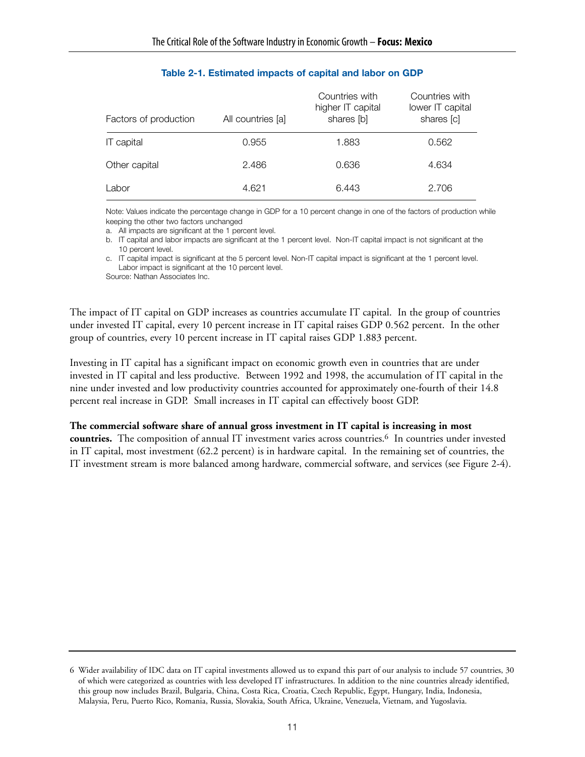**Table 2-1. Estimated impacts of capital and labor on GDP**

| Factors of production | All countries [a] | Countries with higher IT capital shares [b] | Countries with lower IT capital shares [c] |
|---|---|---|---|
| IT capital | 0.955 | 1.883 | 0.562 |
| Other capital | 2.486 | 0.636 | 4.634 |
| Labor | 4.621 | 6.443 | 2.706 |

Note: Values indicate the percentage change in GDP for a 10 percent change in one of the factors of production while keeping the other two factors unchanged

a. All impacts are significant at the 1 percent level.
b. IT capital and labor impacts are significant at the 1 percent level. Non-IT capital impact is not significant at the 10 percent level.
c. IT capital impact is significant at the 5 percent level. Non-IT capital impact is significant at the 1 percent level. Labor impact is significant at the 10 percent level.

Source: Nathan Associates Inc.

The impact of IT capital on GDP increases as countries accumulate IT capital. In the group of countries under invested IT capital, every 10 percent increase in IT capital raises GDP 0.562 percent. In the other group of countries, every 10 percent increase in IT capital raises GDP 1.883 percent.

Investing in IT capital has a significant impact on economic growth even in countries that are under invested in IT capital and less productive. Between 1992 and 1998, the accumulation of IT capital in the nine under invested and low productivity countries accounted for approximately one-fourth of their 14.8 percent real increase in GDP. Small increases in IT capital can effectively boost GDP.

**The commercial software share of annual gross investment in IT capital is increasing in most countries.** The composition of annual IT investment varies across countries.[6] In countries under invested in IT capital, most investment (62.2 percent) is in hardware capital. In the remaining set of countries, the IT investment stream is more balanced among hardware, commercial software, and services (see Figure 2-4).

6 Wider availability of IDC data on IT capital investments allowed us to expand this part of our analysis to include 57 countries, 30 of which were categorized as countries with less developed IT infrastructures. In addition to the nine countries already identified, this group now includes Brazil, Bulgaria, China, Costa Rica, Croatia, Czech Republic, Egypt, Hungary, India, Indonesia, Malaysia, Peru, Puerto Rico, Romania, Russia, Slovakia, South Africa, Ukraine, Venezuela, Vietnam, and Yugoslavia.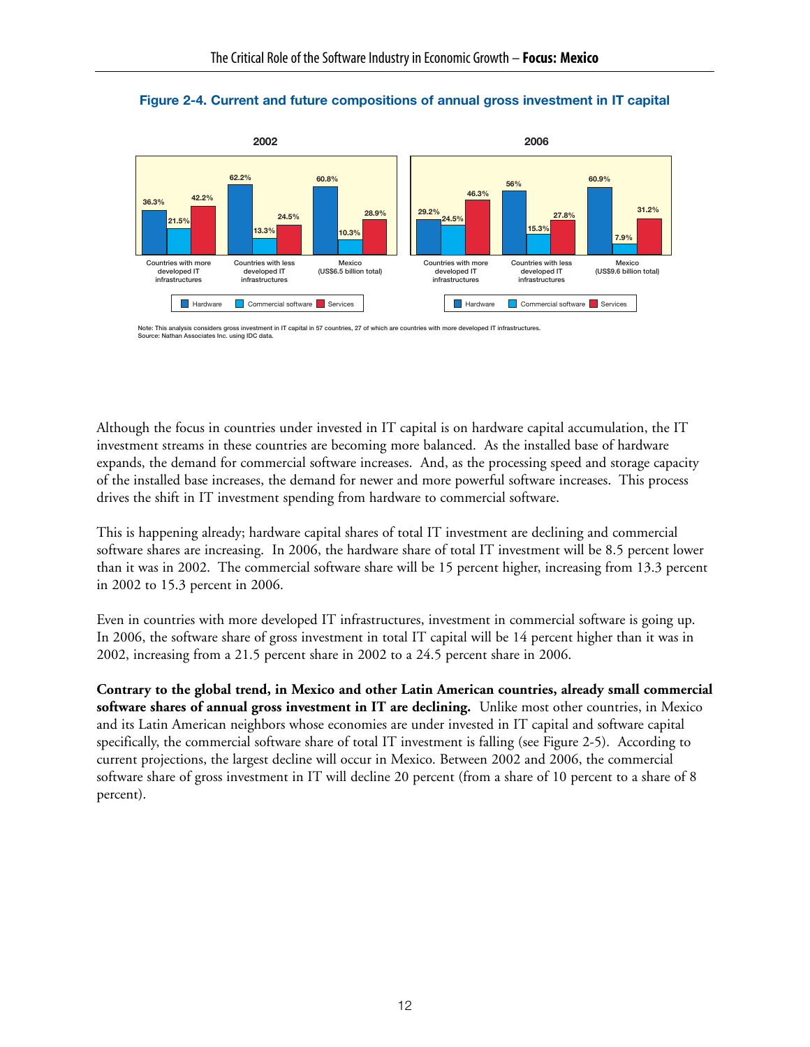**Figure 2-4. Current and future compositions of annual gross investment in IT capital**

| 2002 | Hardware | Commercial software | Services |
|---|---|---|---|
| Countries with more developed IT infrastructures | 36.3% | 21.5% | 42.2% |
| Countries with less developed IT infrastructures | 62.2% | 13.3% | 24.5% |
| Mexico (US$6.5 billion total) | 60.8% | 10.3% | 28.9% |

| 2006 | Hardware | Commercial software | Services |
|---|---|---|---|
| Countries with more developed IT infrastructures | 29.2% | 24.5% | 46.3% |
| Countries with less developed IT infrastructures | 56% | 15.3% | 27.8% |
| Mexico (US$9.6 billion total) | 60.9% | 7.9% | 31.2% |

Note: This analysis considers gross investment in IT capital in 57 countries, 27 of which are countries with more developed IT infrastructures.
Source: Nathan Associates Inc. using IDC data.

Although the focus in countries under invested in IT capital is on hardware capital accumulation, the IT investment streams in these countries are becoming more balanced. As the installed base of hardware expands, the demand for commercial software increases. And, as the processing speed and storage capacity of the installed base increases, the demand for newer and more powerful software increases. This process drives the shift in IT investment spending from hardware to commercial software.

This is happening already; hardware capital shares of total IT investment are declining and commercial software shares are increasing. In 2006, the hardware share of total IT investment will be 8.5 percent lower than it was in 2002. The commercial software share will be 15 percent higher, increasing from 13.3 percent in 2002 to 15.3 percent in 2006.

Even in countries with more developed IT infrastructures, investment in commercial software is going up. In 2006, the software share of gross investment in total IT capital will be 14 percent higher than it was in 2002, increasing from a 21.5 percent share in 2002 to a 24.5 percent share in 2006.

**Contrary to the global trend, in Mexico and other Latin American countries, already small commercial software shares of annual gross investment in IT are declining.** Unlike most other countries, in Mexico and its Latin American neighbors whose economies are under invested in IT capital and software capital specifically, the commercial software share of total IT investment is falling (see Figure 2-5). According to current projections, the largest decline will occur in Mexico. Between 2002 and 2006, the commercial software share of gross investment in IT will decline 20 percent (from a share of 10 percent to a share of 8 percent).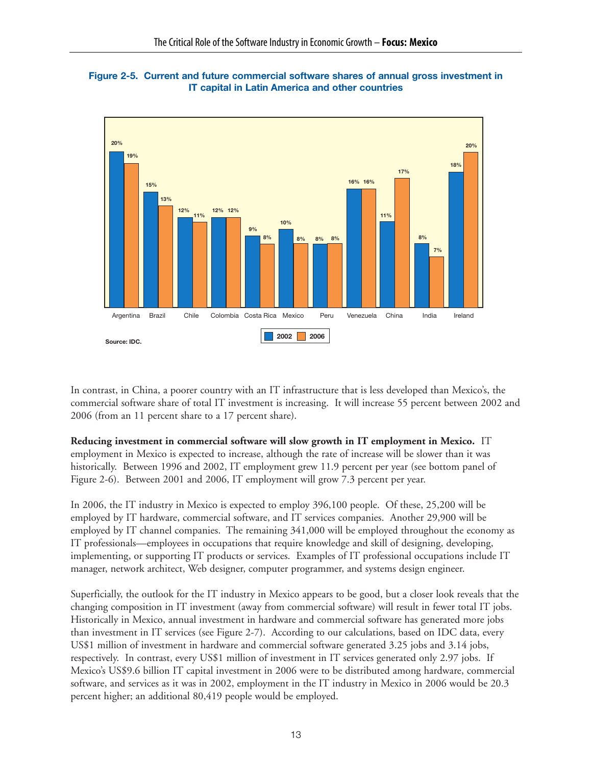**Figure 2-5. Current and future commercial software shares of annual gross investment in IT capital in Latin America and other countries**

| Country | 2002 | 2006 |
|---|---|---|
| Argentina | 20% | 19% |
| Brazil | 15% | 13% |
| Chile | 12% | 11% |
| Colombia | 12% | 12% |
| Costa Rica | 9% | 8% |
| Mexico | 10% | 8% |
| Peru | 8% | 8% |
| Venezuela | 16% | 16% |
| China | 11% | 17% |
| India | 8% | 7% |
| Ireland | 18% | 20% |

Source: IDC.

In contrast, in China, a poorer country with an IT infrastructure that is less developed than Mexico's, the commercial software share of total IT investment is increasing. It will increase 55 percent between 2002 and 2006 (from an 11 percent share to a 17 percent share).

**Reducing investment in commercial software will slow growth in IT employment in Mexico.** IT employment in Mexico is expected to increase, although the rate of increase will be slower than it was historically. Between 1996 and 2002, IT employment grew 11.9 percent per year (see bottom panel of Figure 2-6). Between 2001 and 2006, IT employment will grow 7.3 percent per year.

In 2006, the IT industry in Mexico is expected to employ 396,100 people. Of these, 25,200 will be employed by IT hardware, commercial software, and IT services companies. Another 29,900 will be employed by IT channel companies. The remaining 341,000 will be employed throughout the economy as IT professionals—employees in occupations that require knowledge and skill of designing, developing, implementing, or supporting IT products or services. Examples of IT professional occupations include IT manager, network architect, Web designer, computer programmer, and systems design engineer.

Superficially, the outlook for the IT industry in Mexico appears to be good, but a closer look reveals that the changing composition in IT investment (away from commercial software) will result in fewer total IT jobs. Historically in Mexico, annual investment in hardware and commercial software has generated more jobs than investment in IT services (see Figure 2-7). According to our calculations, based on IDC data, every US$1 million of investment in hardware and commercial software generated 3.25 jobs and 3.14 jobs, respectively. In contrast, every US$1 million of investment in IT services generated only 2.97 jobs. If Mexico's US$9.6 billion IT capital investment in 2006 were to be distributed among hardware, commercial software, and services as it was in 2002, employment in the IT industry in Mexico in 2006 would be 20.3 percent higher; an additional 80,419 people would be employed.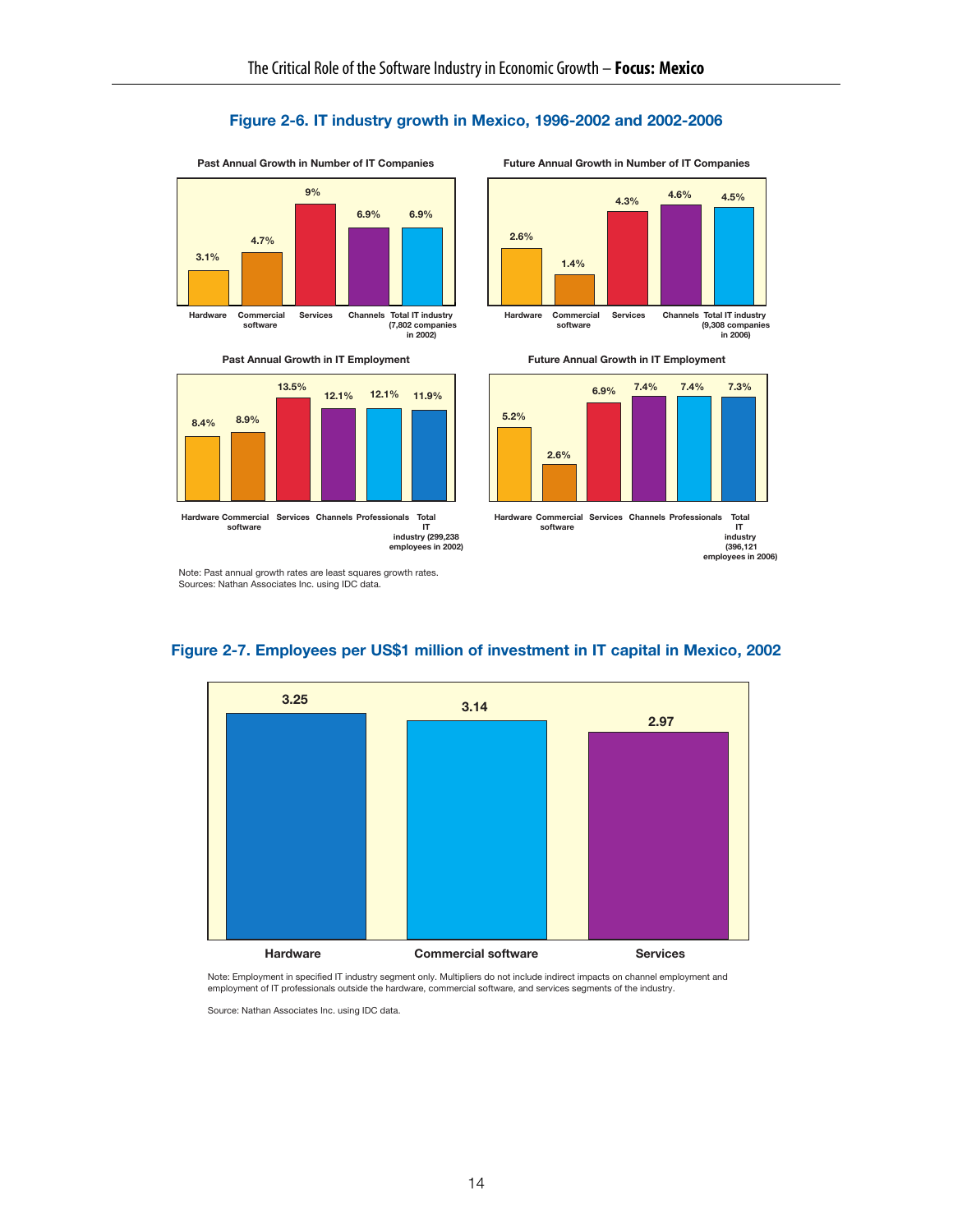**Figure 2-6. IT industry growth in Mexico, 1996-2002 and 2002-2006**

**Past Annual Growth in Number of IT Companies**

| Hardware | Commercial software | Services | Channels | Total IT industry (7,802 companies in 2002) |
|---|---|---|---|---|
| 3.1% | 4.7% | 9% | 6.9% | 6.9% |

**Future Annual Growth in Number of IT Companies**

| Hardware | Commercial software | Services | Channels | Total IT industry (9,308 companies in 2006) |
|---|---|---|---|---|
| 2.6% | 1.4% | 4.3% | 4.6% | 4.5% |

**Past Annual Growth in IT Employment**

| Hardware | Commercial software | Services | Channels | Professionals | Total IT industry (299,238 employees in 2002) |
|---|---|---|---|---|---|
| 8.4% | 8.9% | 13.5% | 12.1% | 12.1% | 11.9% |

**Future Annual Growth in IT Employment**

| Hardware | Commercial software | Services | Channels | Professionals | Total IT industry (396,121 employees in 2006) |
|---|---|---|---|---|---|
| 5.2% | 2.6% | 6.9% | 7.4% | 7.4% | 7.3% |

Note: Past annual growth rates are least squares growth rates.
Sources: Nathan Associates Inc. using IDC data.

**Figure 2-7. Employees per US$1 million of investment in IT capital in Mexico, 2002**

| Hardware | Commercial software | Services |
|---|---|---|
| 3.25 | 3.14 | 2.97 |

Note: Employment in specified IT industry segment only. Multipliers do not include indirect impacts on channel employment and employment of IT professionals outside the hardware, commercial software, and services segments of the industry.

Source: Nathan Associates Inc. using IDC data.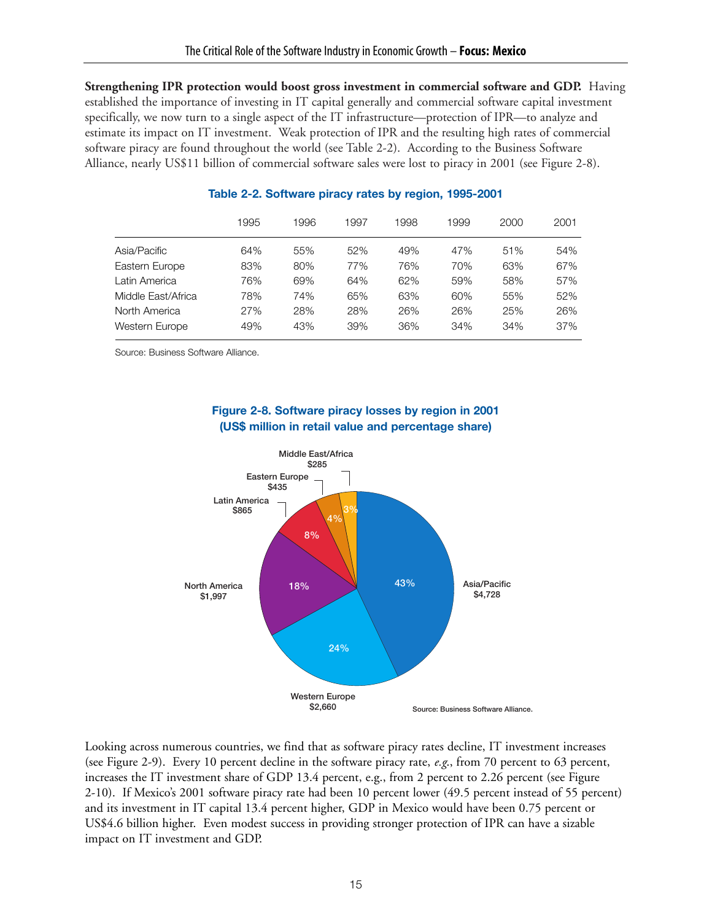**Strengthening IPR protection would boost gross investment in commercial software and GDP.** Having established the importance of investing in IT capital generally and commercial software capital investment specifically, we now turn to a single aspect of the IT infrastructure—protection of IPR—to analyze and estimate its impact on IT investment. Weak protection of IPR and the resulting high rates of commercial software piracy are found throughout the world (see Table 2-2). According to the Business Software Alliance, nearly US$11 billion of commercial software sales were lost to piracy in 2001 (see Figure 2-8).

**Table 2-2. Software piracy rates by region, 1995-2001**

| | 1995 | 1996 | 1997 | 1998 | 1999 | 2000 | 2001 |
|---|---|---|---|---|---|---|---|
| Asia/Pacific | 64% | 55% | 52% | 49% | 47% | 51% | 54% |
| Eastern Europe | 83% | 80% | 77% | 76% | 70% | 63% | 67% |
| Latin America | 76% | 69% | 64% | 62% | 59% | 58% | 57% |
| Middle East/Africa | 78% | 74% | 65% | 63% | 60% | 55% | 52% |
| North America | 27% | 28% | 28% | 26% | 26% | 25% | 26% |
| Western Europe | 49% | 43% | 39% | 36% | 34% | 34% | 37% |

Source: Business Software Alliance.

**Figure 2-8. Software piracy losses by region in 2001 (US$ million in retail value and percentage share)**

| Region | US$ million | Share |
|---|---|---|
| Asia/Pacific | $4,728 | 43% |
| Western Europe | $2,660 | 24% |
| North America | $1,997 | 18% |
| Latin America | $865 | 8% |
| Eastern Europe | $435 | 4% |
| Middle East/Africa | $285 | 3% |

Source: Business Software Alliance.

Looking across numerous countries, we find that as software piracy rates decline, IT investment increases (see Figure 2-9). Every 10 percent decline in the software piracy rate, *e.g.*, from 70 percent to 63 percent, increases the IT investment share of GDP 13.4 percent, e.g., from 2 percent to 2.26 percent (see Figure 2-10). If Mexico's 2001 software piracy rate had been 10 percent lower (49.5 percent instead of 55 percent) and its investment in IT capital 13.4 percent higher, GDP in Mexico would have been 0.75 percent or US$4.6 billion higher. Even modest success in providing stronger protection of IPR can have a sizable impact on IT investment and GDP.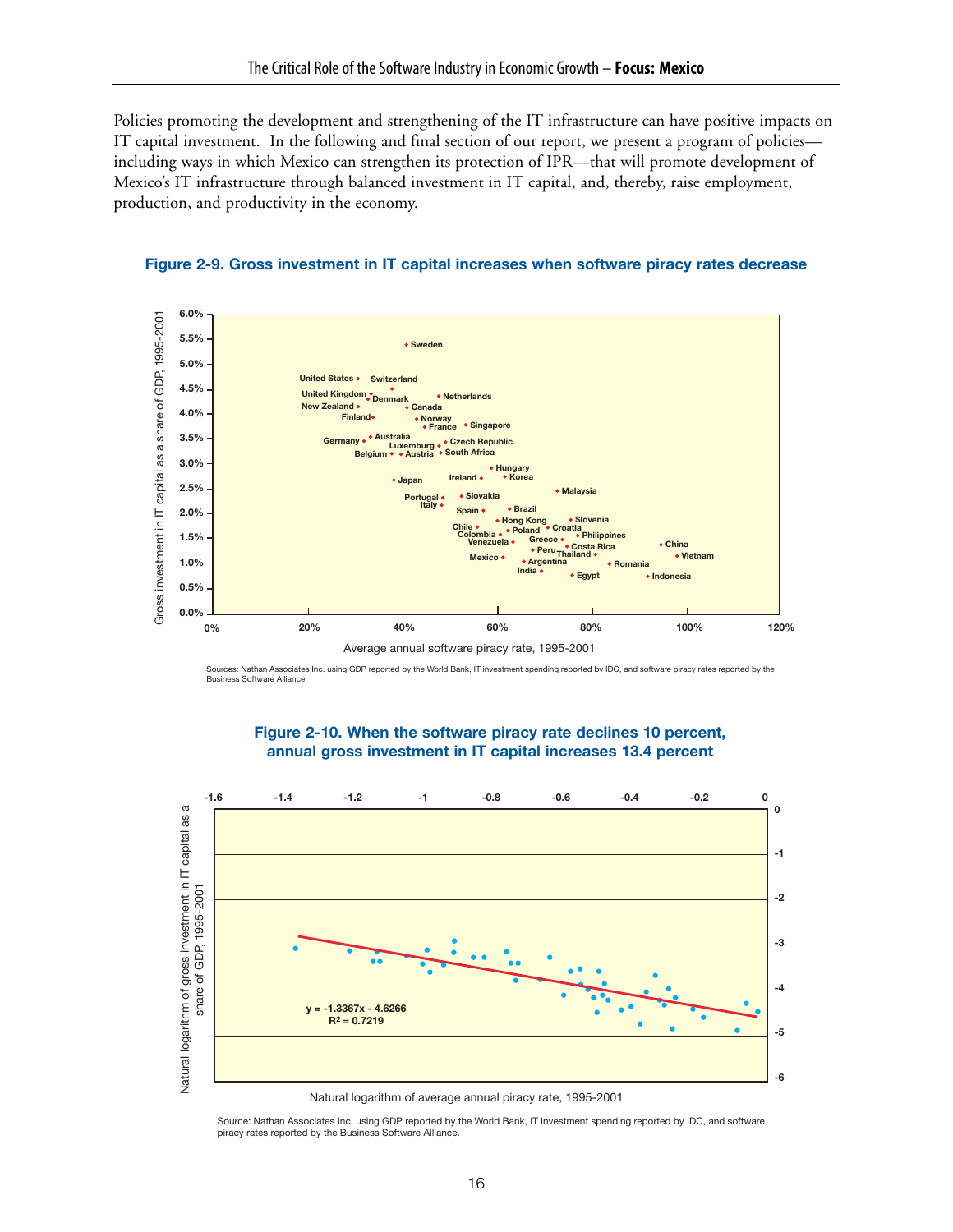Policies promoting the development and strengthening of the IT infrastructure can have positive impacts on IT capital investment. In the following and final section of our report, we present a program of policies—including ways in which Mexico can strengthen its protection of IPR—that will promote development of Mexico's IT infrastructure through balanced investment in IT capital, and, thereby, raise employment, production, and productivity in the economy.

**Figure 2-9. Gross investment in IT capital increases when software piracy rates decrease**

Sources: Nathan Associates Inc. using GDP reported by the World Bank, IT investment spending reported by IDC, and software piracy rates reported by the Business Software Alliance.

**Figure 2-10. When the software piracy rate declines 10 percent, annual gross investment in IT capital increases 13.4 percent**

$$y = -1.3367x - 4.6266$$
$$R^2 = 0.7219$$

Source: Nathan Associates Inc. using GDP reported by the World Bank, IT investment spending reported by IDC, and software piracy rates reported by the Business Software Alliance.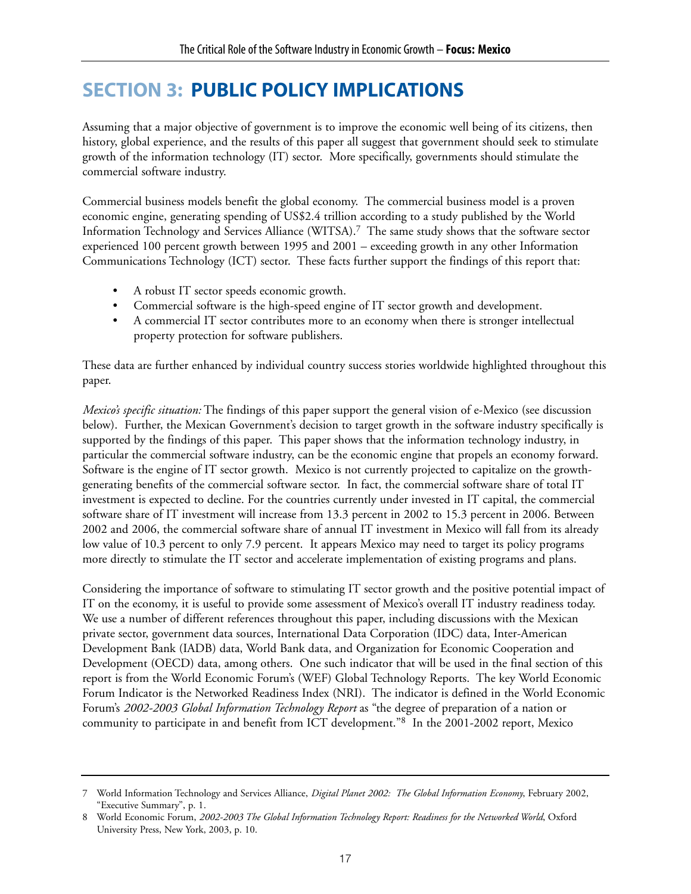# SECTION 3: PUBLIC POLICY IMPLICATIONS

Assuming that a major objective of government is to improve the economic well being of its citizens, then history, global experience, and the results of this paper all suggest that government should seek to stimulate growth of the information technology (IT) sector. More specifically, governments should stimulate the commercial software industry.

Commercial business models benefit the global economy. The commercial business model is a proven economic engine, generating spending of US$2.4 trillion according to a study published by the World Information Technology and Services Alliance (WITSA).[7] The same study shows that the software sector experienced 100 percent growth between 1995 and 2001 – exceeding growth in any other Information Communications Technology (ICT) sector. These facts further support the findings of this report that:

- A robust IT sector speeds economic growth.
- Commercial software is the high-speed engine of IT sector growth and development.
- A commercial IT sector contributes more to an economy when there is stronger intellectual property protection for software publishers.

These data are further enhanced by individual country success stories worldwide highlighted throughout this paper.

*Mexico's specific situation:* The findings of this paper support the general vision of e-Mexico (see discussion below). Further, the Mexican Government's decision to target growth in the software industry specifically is supported by the findings of this paper. This paper shows that the information technology industry, in particular the commercial software industry, can be the economic engine that propels an economy forward. Software is the engine of IT sector growth. Mexico is not currently projected to capitalize on the growth-generating benefits of the commercial software sector. In fact, the commercial software share of total IT investment is expected to decline. For the countries currently under invested in IT capital, the commercial software share of IT investment will increase from 13.3 percent in 2002 to 15.3 percent in 2006. Between 2002 and 2006, the commercial software share of annual IT investment in Mexico will fall from its already low value of 10.3 percent to only 7.9 percent. It appears Mexico may need to target its policy programs more directly to stimulate the IT sector and accelerate implementation of existing programs and plans.

Considering the importance of software to stimulating IT sector growth and the positive potential impact of IT on the economy, it is useful to provide some assessment of Mexico's overall IT industry readiness today. We use a number of different references throughout this paper, including discussions with the Mexican private sector, government data sources, International Data Corporation (IDC) data, Inter-American Development Bank (IADB) data, World Bank data, and Organization for Economic Cooperation and Development (OECD) data, among others. One such indicator that will be used in the final section of this report is from the World Economic Forum's (WEF) Global Technology Reports. The key World Economic Forum Indicator is the Networked Readiness Index (NRI). The indicator is defined in the World Economic Forum's *2002-2003 Global Information Technology Report* as "the degree of preparation of a nation or community to participate in and benefit from ICT development."[8] In the 2001-2002 report, Mexico

---

7 World Information Technology and Services Alliance, *Digital Planet 2002: The Global Information Economy*, February 2002, "Executive Summary", p. 1.

8 World Economic Forum, *2002-2003 The Global Information Technology Report: Readiness for the Networked World*, Oxford University Press, New York, 2003, p. 10.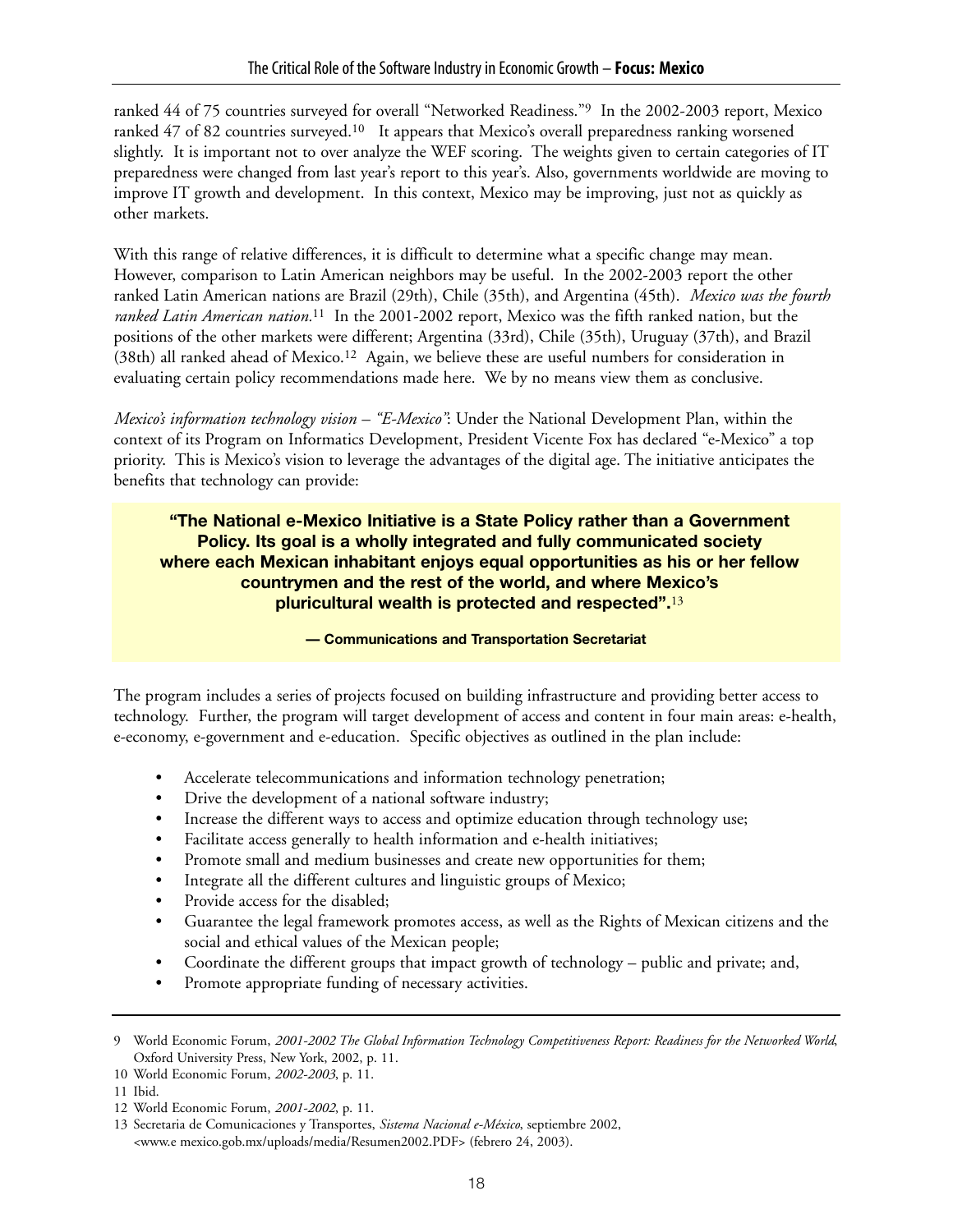ranked 44 of 75 countries surveyed for overall "Networked Readiness."[9] In the 2002-2003 report, Mexico ranked 47 of 82 countries surveyed.[10] It appears that Mexico's overall preparedness ranking worsened slightly. It is important not to over analyze the WEF scoring. The weights given to certain categories of IT preparedness were changed from last year's report to this year's. Also, governments worldwide are moving to improve IT growth and development. In this context, Mexico may be improving, just not as quickly as other markets.

With this range of relative differences, it is difficult to determine what a specific change may mean. However, comparison to Latin American neighbors may be useful. In the 2002-2003 report the other ranked Latin American nations are Brazil (29th), Chile (35th), and Argentina (45th). *Mexico was the fourth ranked Latin American nation.*[11] In the 2001-2002 report, Mexico was the fifth ranked nation, but the positions of the other markets were different; Argentina (33rd), Chile (35th), Uruguay (37th), and Brazil (38th) all ranked ahead of Mexico.[12] Again, we believe these are useful numbers for consideration in evaluating certain policy recommendations made here. We by no means view them as conclusive.

*Mexico's information technology vision – "E-Mexico"*: Under the National Development Plan, within the context of its Program on Informatics Development, President Vicente Fox has declared "e-Mexico" a top priority. This is Mexico's vision to leverage the advantages of the digital age. The initiative anticipates the benefits that technology can provide:

> **"The National e-Mexico Initiative is a State Policy rather than a Government Policy. Its goal is a wholly integrated and fully communicated society where each Mexican inhabitant enjoys equal opportunities as his or her fellow countrymen and the rest of the world, and where Mexico's pluricultural wealth is protected and respected".**[13]
>
> **— Communications and Transportation Secretariat**

The program includes a series of projects focused on building infrastructure and providing better access to technology. Further, the program will target development of access and content in four main areas: e-health, e-economy, e-government and e-education. Specific objectives as outlined in the plan include:

- Accelerate telecommunications and information technology penetration;
- Drive the development of a national software industry;
- Increase the different ways to access and optimize education through technology use;
- Facilitate access generally to health information and e-health initiatives;
- Promote small and medium businesses and create new opportunities for them;
- Integrate all the different cultures and linguistic groups of Mexico;
- Provide access for the disabled;
- Guarantee the legal framework promotes access, as well as the Rights of Mexican citizens and the social and ethical values of the Mexican people;
- Coordinate the different groups that impact growth of technology – public and private; and,
- Promote appropriate funding of necessary activities.

---

9 World Economic Forum, *2001-2002 The Global Information Technology Competitiveness Report: Readiness for the Networked World*, Oxford University Press, New York, 2002, p. 11.

10 World Economic Forum, *2002-2003*, p. 11.

11 Ibid.

12 World Economic Forum, *2001-2002*, p. 11.

13 Secretaria de Comunicaciones y Transportes, *Sistema Nacional e-México*, septiembre 2002, <www.e mexico.gob.mx/uploads/media/Resumen2002.PDF> (febrero 24, 2003).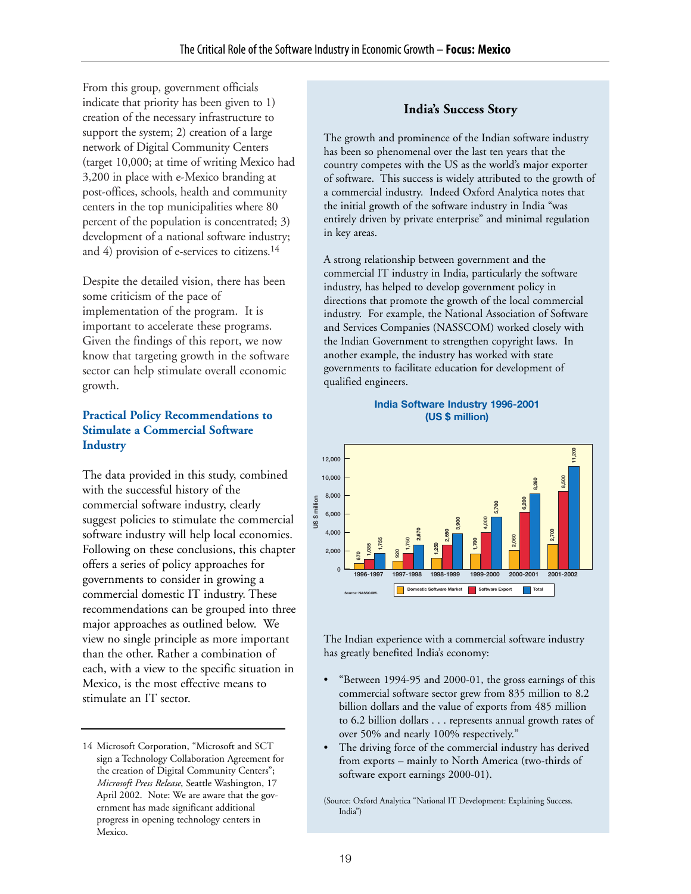From this group, government officials indicate that priority has been given to 1) creation of the necessary infrastructure to support the system; 2) creation of a large network of Digital Community Centers (target 10,000; at time of writing Mexico had 3,200 in place with e-Mexico branding at post-offices, schools, health and community centers in the top municipalities where 80 percent of the population is concentrated; 3) development of a national software industry; and 4) provision of e-services to citizens.[14]

Despite the detailed vision, there has been some criticism of the pace of implementation of the program. It is important to accelerate these programs. Given the findings of this report, we now know that targeting growth in the software sector can help stimulate overall economic growth.

## Practical Policy Recommendations to Stimulate a Commercial Software Industry

The data provided in this study, combined with the successful history of the commercial software industry, clearly suggest policies to stimulate the commercial software industry will help local economies. Following on these conclusions, this chapter offers a series of policy approaches for governments to consider in growing a commercial domestic IT industry. These recommendations can be grouped into three major approaches as outlined below. We view no single principle as more important than the other. Rather a combination of each, with a view to the specific situation in Mexico, is the most effective means to stimulate an IT sector.

14 Microsoft Corporation, "Microsoft and SCT sign a Technology Collaboration Agreement for the creation of Digital Community Centers"; *Microsoft Press Release*, Seattle Washington, 17 April 2002. Note: We are aware that the government has made significant additional progress in opening technology centers in Mexico.

### India's Success Story

The growth and prominence of the Indian software industry has been so phenomenal over the last ten years that the country competes with the US as the world's major exporter of software. This success is widely attributed to the growth of a commercial industry. Indeed Oxford Analytica notes that the initial growth of the software industry in India "was entirely driven by private enterprise" and minimal regulation in key areas.

A strong relationship between government and the commercial IT industry in India, particularly the software industry, has helped to develop government policy in directions that promote the growth of the local commercial industry. For example, the National Association of Software and Services Companies (NASSCOM) worked closely with the Indian Government to strengthen copyright laws. In another example, the industry has worked with state governments to facilitate education for development of qualified engineers.

**India Software Industry 1996-2001 (US $ million)**

| | Domestic Software Market | Software Export | Total |
|---|---|---|---|
| 1996-1997 | 670 | 1,085 | 1,755 |
| 1997-1998 | 920 | 1,750 | 2,670 |
| 1998-1999 | 1,250 | 2,650 | 3,900 |
| 1999-2000 | 1,700 | 4,000 | 5,700 |
| 2000-2001 | 2,060 | 6,200 | 8,260 |
| 2001-2002 | 2,700 | 8,500 | 11,200 |

Source: NASSCOM.

The Indian experience with a commercial software industry has greatly benefited India's economy:

- "Between 1994-95 and 2000-01, the gross earnings of this commercial software sector grew from 835 million to 8.2 billion dollars and the value of exports from 485 million to 6.2 billion dollars . . . represents annual growth rates of over 50% and nearly 100% respectively."
- The driving force of the commercial industry has derived from exports – mainly to North America (two-thirds of software export earnings 2000-01).

(Source: Oxford Analytica "National IT Development: Explaining Success. India")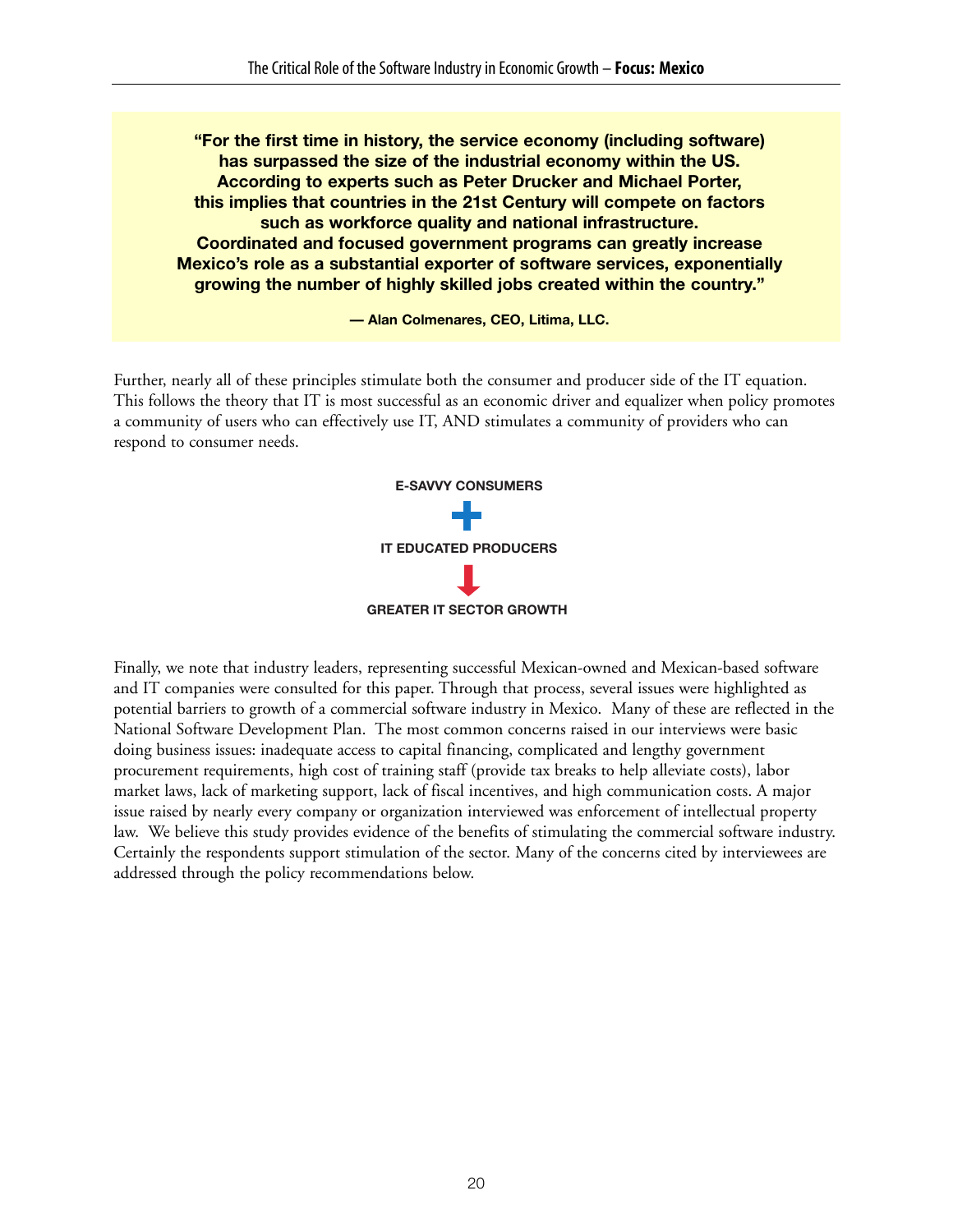> **"For the first time in history, the service economy (including software) has surpassed the size of the industrial economy within the US. According to experts such as Peter Drucker and Michael Porter, this implies that countries in the 21st Century will compete on factors such as workforce quality and national infrastructure. Coordinated and focused government programs can greatly increase Mexico's role as a substantial exporter of software services, exponentially growing the number of highly skilled jobs created within the country."**
>
> **— Alan Colmenares, CEO, Litima, LLC.**

Further, nearly all of these principles stimulate both the consumer and producer side of the IT equation. This follows the theory that IT is most successful as an economic driver and equalizer when policy promotes a community of users who can effectively use IT, AND stimulates a community of providers who can respond to consumer needs.

**E-SAVVY CONSUMERS**

**+**

**IT EDUCATED PRODUCERS**

**↓**

**GREATER IT SECTOR GROWTH**

Finally, we note that industry leaders, representing successful Mexican-owned and Mexican-based software and IT companies were consulted for this paper. Through that process, several issues were highlighted as potential barriers to growth of a commercial software industry in Mexico. Many of these are reflected in the National Software Development Plan. The most common concerns raised in our interviews were basic doing business issues: inadequate access to capital financing, complicated and lengthy government procurement requirements, high cost of training staff (provide tax breaks to help alleviate costs), labor market laws, lack of marketing support, lack of fiscal incentives, and high communication costs. A major issue raised by nearly every company or organization interviewed was enforcement of intellectual property law. We believe this study provides evidence of the benefits of stimulating the commercial software industry. Certainly the respondents support stimulation of the sector. Many of the concerns cited by interviewees are addressed through the policy recommendations below.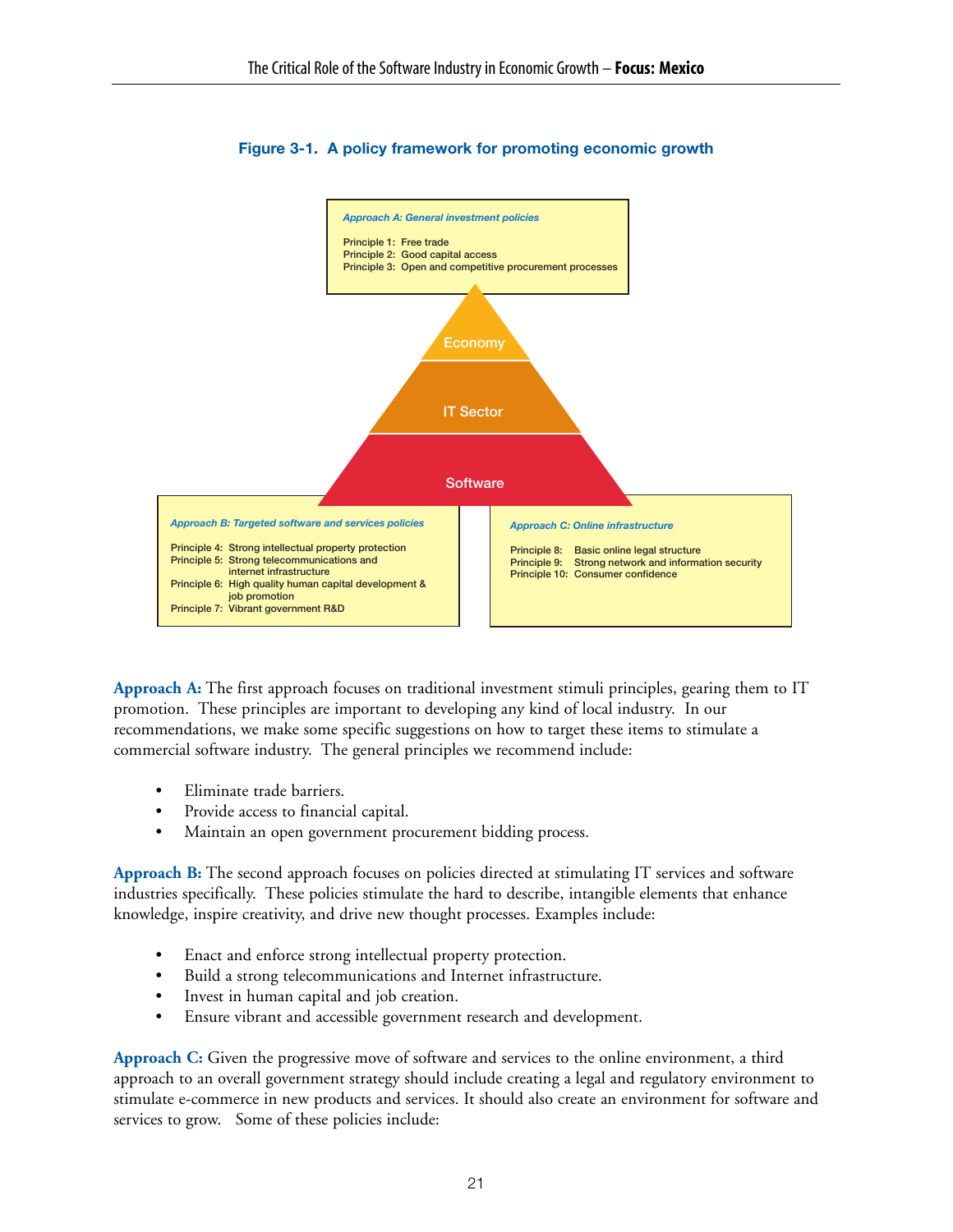**Figure 3-1. A policy framework for promoting economic growth**

*Approach A: General investment policies*

Principle 1: Free trade
Principle 2: Good capital access
Principle 3: Open and competitive procurement processes

Economy

IT Sector

Software

*Approach B: Targeted software and services policies*

Principle 4: Strong intellectual property protection
Principle 5: Strong telecommunications and internet infrastructure
Principle 6: High quality human capital development & job promotion
Principle 7: Vibrant government R&D

*Approach C: Online infrastructure*

Principle 8: Basic online legal structure
Principle 9: Strong network and information security
Principle 10: Consumer confidence

**Approach A:** The first approach focuses on traditional investment stimuli principles, gearing them to IT promotion. These principles are important to developing any kind of local industry. In our recommendations, we make some specific suggestions on how to target these items to stimulate a commercial software industry. The general principles we recommend include:

- Eliminate trade barriers.
- Provide access to financial capital.
- Maintain an open government procurement bidding process.

**Approach B:** The second approach focuses on policies directed at stimulating IT services and software industries specifically. These policies stimulate the hard to describe, intangible elements that enhance knowledge, inspire creativity, and drive new thought processes. Examples include:

- Enact and enforce strong intellectual property protection.
- Build a strong telecommunications and Internet infrastructure.
- Invest in human capital and job creation.
- Ensure vibrant and accessible government research and development.

**Approach C:** Given the progressive move of software and services to the online environment, a third approach to an overall government strategy should include creating a legal and regulatory environment to stimulate e-commerce in new products and services. It should also create an environment for software and services to grow. Some of these policies include: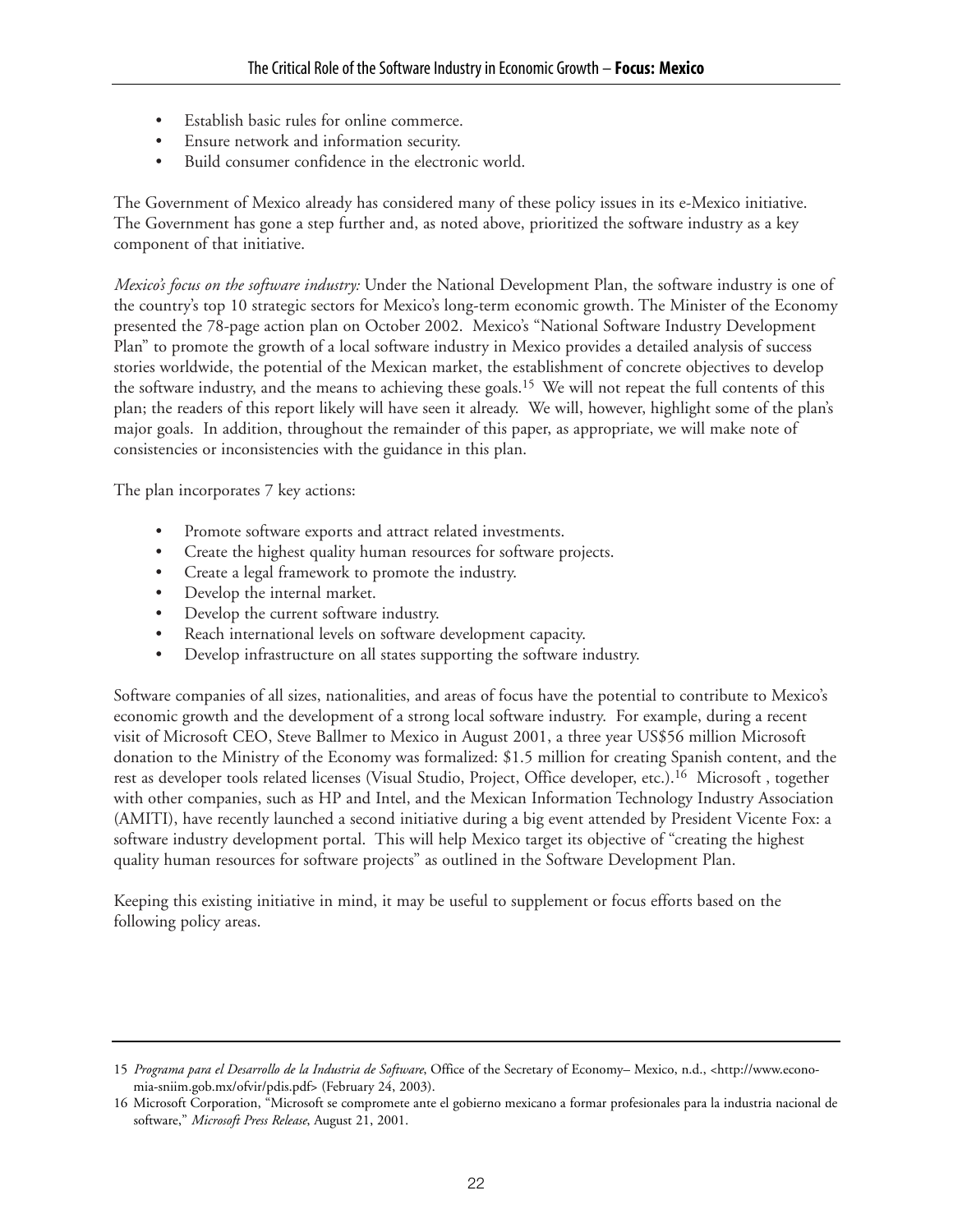- Establish basic rules for online commerce.
- Ensure network and information security.
- Build consumer confidence in the electronic world.

The Government of Mexico already has considered many of these policy issues in its e-Mexico initiative. The Government has gone a step further and, as noted above, prioritized the software industry as a key component of that initiative.

*Mexico's focus on the software industry:* Under the National Development Plan, the software industry is one of the country's top 10 strategic sectors for Mexico's long-term economic growth. The Minister of the Economy presented the 78-page action plan on October 2002. Mexico's "National Software Industry Development Plan" to promote the growth of a local software industry in Mexico provides a detailed analysis of success stories worldwide, the potential of the Mexican market, the establishment of concrete objectives to develop the software industry, and the means to achieving these goals.[15] We will not repeat the full contents of this plan; the readers of this report likely will have seen it already. We will, however, highlight some of the plan's major goals. In addition, throughout the remainder of this paper, as appropriate, we will make note of consistencies or inconsistencies with the guidance in this plan.

The plan incorporates 7 key actions:

- Promote software exports and attract related investments.
- Create the highest quality human resources for software projects.
- Create a legal framework to promote the industry.
- Develop the internal market.
- Develop the current software industry.
- Reach international levels on software development capacity.
- Develop infrastructure on all states supporting the software industry.

Software companies of all sizes, nationalities, and areas of focus have the potential to contribute to Mexico's economic growth and the development of a strong local software industry. For example, during a recent visit of Microsoft CEO, Steve Ballmer to Mexico in August 2001, a three year US$56 million Microsoft donation to the Ministry of the Economy was formalized: $1.5 million for creating Spanish content, and the rest as developer tools related licenses (Visual Studio, Project, Office developer, etc.).[16] Microsoft , together with other companies, such as HP and Intel, and the Mexican Information Technology Industry Association (AMITI), have recently launched a second initiative during a big event attended by President Vicente Fox: a software industry development portal. This will help Mexico target its objective of "creating the highest quality human resources for software projects" as outlined in the Software Development Plan.

Keeping this existing initiative in mind, it may be useful to supplement or focus efforts based on the following policy areas.

---

15 *Programa para el Desarrollo de la Industria de Software*, Office of the Secretary of Economy– Mexico, n.d., <http://www.economia-sniim.gob.mx/ofvir/pdis.pdf> (February 24, 2003).

16 Microsoft Corporation, "Microsoft se compromete ante el gobierno mexicano a formar profesionales para la industria nacional de software," *Microsoft Press Release*, August 21, 2001.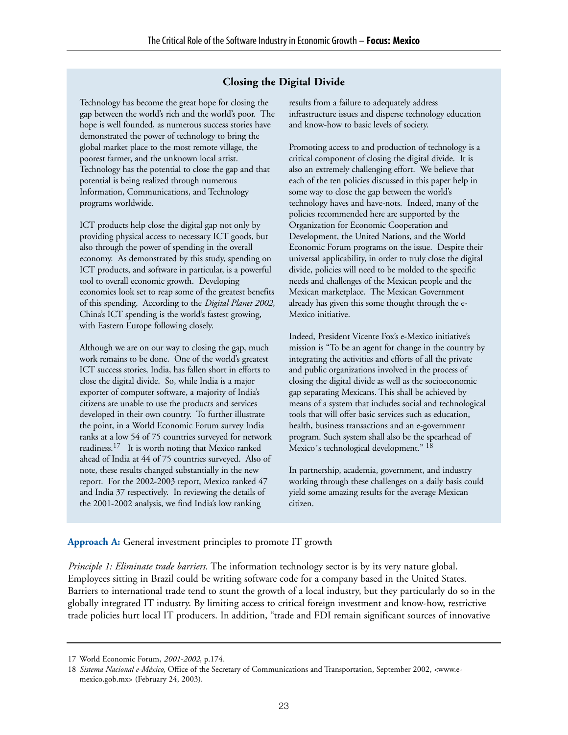## Closing the Digital Divide

Technology has become the great hope for closing the gap between the world's rich and the world's poor. The hope is well founded, as numerous success stories have demonstrated the power of technology to bring the global market place to the most remote village, the poorest farmer, and the unknown local artist. Technology has the potential to close the gap and that potential is being realized through numerous Information, Communications, and Technology programs worldwide.

ICT products help close the digital gap not only by providing physical access to necessary ICT goods, but also through the power of spending in the overall economy. As demonstrated by this study, spending on ICT products, and software in particular, is a powerful tool to overall economic growth. Developing economies look set to reap some of the greatest benefits of this spending. According to the *Digital Planet 2002*, China's ICT spending is the world's fastest growing, with Eastern Europe following closely.

Although we are on our way to closing the gap, much work remains to be done. One of the world's greatest ICT success stories, India, has fallen short in efforts to close the digital divide. So, while India is a major exporter of computer software, a majority of India's citizens are unable to use the products and services developed in their own country. To further illustrate the point, in a World Economic Forum survey India ranks at a low 54 of 75 countries surveyed for network readiness.[17] It is worth noting that Mexico ranked ahead of India at 44 of 75 countries surveyed. Also of note, these results changed substantially in the new report. For the 2002-2003 report, Mexico ranked 47 and India 37 respectively. In reviewing the details of the 2001-2002 analysis, we find India's low ranking results from a failure to adequately address infrastructure issues and disperse technology education and know-how to basic levels of society.

Promoting access to and production of technology is a critical component of closing the digital divide. It is also an extremely challenging effort. We believe that each of the ten policies discussed in this paper help in some way to close the gap between the world's technology haves and have-nots. Indeed, many of the policies recommended here are supported by the Organization for Economic Cooperation and Development, the United Nations, and the World Economic Forum programs on the issue. Despite their universal applicability, in order to truly close the digital divide, policies will need to be molded to the specific needs and challenges of the Mexican people and the Mexican marketplace. The Mexican Government already has given this some thought through the e-Mexico initiative.

Indeed, President Vicente Fox's e-Mexico initiative's mission is "To be an agent for change in the country by integrating the activities and efforts of all the private and public organizations involved in the process of closing the digital divide as well as the socioeconomic gap separating Mexicans. This shall be achieved by means of a system that includes social and technological tools that will offer basic services such as education, health, business transactions and an e-government program. Such system shall also be the spearhead of Mexico´s technological development." [18]

In partnership, academia, government, and industry working through these challenges on a daily basis could yield some amazing results for the average Mexican citizen.

**Approach A:** General investment principles to promote IT growth

*Principle 1: Eliminate trade barriers.* The information technology sector is by its very nature global. Employees sitting in Brazil could be writing software code for a company based in the United States. Barriers to international trade tend to stunt the growth of a local industry, but they particularly do so in the globally integrated IT industry. By limiting access to critical foreign investment and know-how, restrictive trade policies hurt local IT producers. In addition, "trade and FDI remain significant sources of innovative

---

17 World Economic Forum, *2001-2002*, p.174.

18 *Sistema Nacional e-México*, Office of the Secretary of Communications and Transportation, September 2002, <www.e-mexico.gob.mx> (February 24, 2003).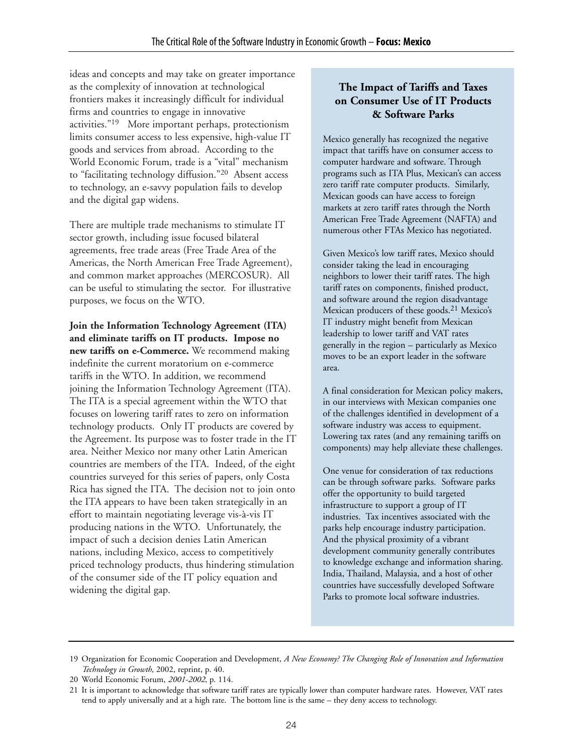ideas and concepts and may take on greater importance as the complexity of innovation at technological frontiers makes it increasingly difficult for individual firms and countries to engage in innovative activities."[19] More important perhaps, protectionism limits consumer access to less expensive, high-value IT goods and services from abroad. According to the World Economic Forum, trade is a "vital" mechanism to "facilitating technology diffusion."[20] Absent access to technology, an e-savvy population fails to develop and the digital gap widens.

There are multiple trade mechanisms to stimulate IT sector growth, including issue focused bilateral agreements, free trade areas (Free Trade Area of the Americas, the North American Free Trade Agreement), and common market approaches (MERCOSUR). All can be useful to stimulating the sector. For illustrative purposes, we focus on the WTO.

**Join the Information Technology Agreement (ITA) and eliminate tariffs on IT products. Impose no new tariffs on e-Commerce.** We recommend making indefinite the current moratorium on e-commerce tariffs in the WTO. In addition, we recommend joining the Information Technology Agreement (ITA). The ITA is a special agreement within the WTO that focuses on lowering tariff rates to zero on information technology products. Only IT products are covered by the Agreement. Its purpose was to foster trade in the IT area. Neither Mexico nor many other Latin American countries are members of the ITA. Indeed, of the eight countries surveyed for this series of papers, only Costa Rica has signed the ITA. The decision not to join onto the ITA appears to have been taken strategically in an effort to maintain negotiating leverage vis-à-vis IT producing nations in the WTO. Unfortunately, the impact of such a decision denies Latin American nations, including Mexico, access to competitively priced technology products, thus hindering stimulation of the consumer side of the IT policy equation and widening the digital gap.

### The Impact of Tariffs and Taxes on Consumer Use of IT Products & Software Parks

Mexico generally has recognized the negative impact that tariffs have on consumer access to computer hardware and software. Through programs such as ITA Plus, Mexican's can access zero tariff rate computer products. Similarly, Mexican goods can have access to foreign markets at zero tariff rates through the North American Free Trade Agreement (NAFTA) and numerous other FTAs Mexico has negotiated.

Given Mexico's low tariff rates, Mexico should consider taking the lead in encouraging neighbors to lower their tariff rates. The high tariff rates on components, finished product, and software around the region disadvantage Mexican producers of these goods.[21] Mexico's IT industry might benefit from Mexican leadership to lower tariff and VAT rates generally in the region – particularly as Mexico moves to be an export leader in the software area.

A final consideration for Mexican policy makers, in our interviews with Mexican companies one of the challenges identified in development of a software industry was access to equipment. Lowering tax rates (and any remaining tariffs on components) may help alleviate these challenges.

One venue for consideration of tax reductions can be through software parks. Software parks offer the opportunity to build targeted infrastructure to support a group of IT industries. Tax incentives associated with the parks help encourage industry participation. And the physical proximity of a vibrant development community generally contributes to knowledge exchange and information sharing. India, Thailand, Malaysia, and a host of other countries have successfully developed Software Parks to promote local software industries.

---

19 Organization for Economic Cooperation and Development, *A New Economy? The Changing Role of Innovation and Information Technology in Growth*, 2002, reprint, p. 40.

20 World Economic Forum, *2001-2002*, p. 114.

21 It is important to acknowledge that software tariff rates are typically lower than computer hardware rates. However, VAT rates tend to apply universally and at a high rate. The bottom line is the same – they deny access to technology.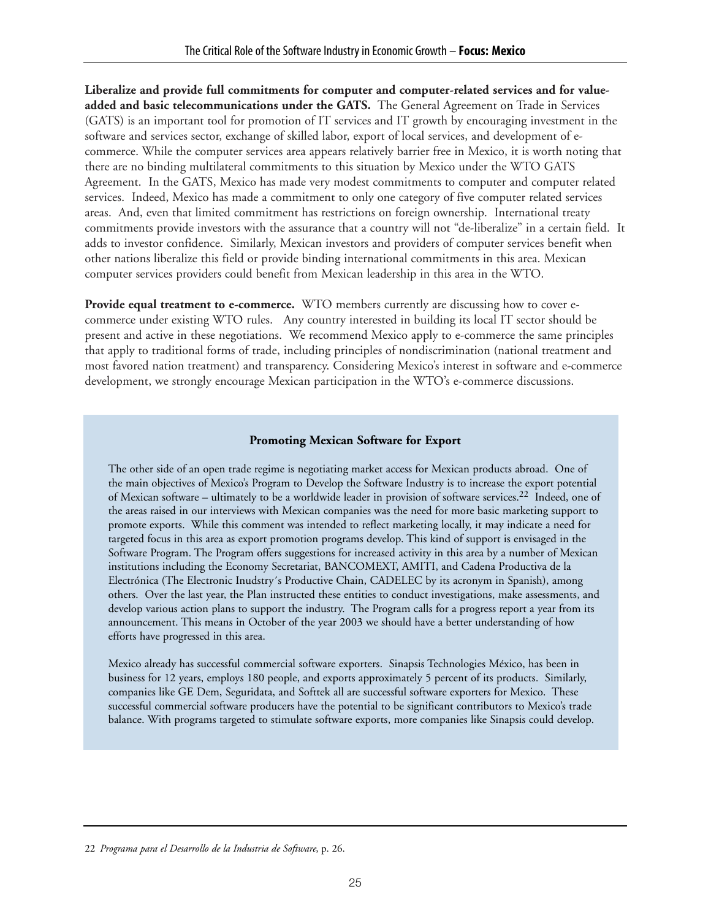**Liberalize and provide full commitments for computer and computer-related services and for value-added and basic telecommunications under the GATS.** The General Agreement on Trade in Services (GATS) is an important tool for promotion of IT services and IT growth by encouraging investment in the software and services sector, exchange of skilled labor, export of local services, and development of e-commerce. While the computer services area appears relatively barrier free in Mexico, it is worth noting that there are no binding multilateral commitments to this situation by Mexico under the WTO GATS Agreement. In the GATS, Mexico has made very modest commitments to computer and computer related services. Indeed, Mexico has made a commitment to only one category of five computer related services areas. And, even that limited commitment has restrictions on foreign ownership. International treaty commitments provide investors with the assurance that a country will not "de-liberalize" in a certain field. It adds to investor confidence. Similarly, Mexican investors and providers of computer services benefit when other nations liberalize this field or provide binding international commitments in this area. Mexican computer services providers could benefit from Mexican leadership in this area in the WTO.

**Provide equal treatment to e-commerce.** WTO members currently are discussing how to cover e-commerce under existing WTO rules. Any country interested in building its local IT sector should be present and active in these negotiations. We recommend Mexico apply to e-commerce the same principles that apply to traditional forms of trade, including principles of nondiscrimination (national treatment and most favored nation treatment) and transparency. Considering Mexico's interest in software and e-commerce development, we strongly encourage Mexican participation in the WTO's e-commerce discussions.

### Promoting Mexican Software for Export

The other side of an open trade regime is negotiating market access for Mexican products abroad. One of the main objectives of Mexico's Program to Develop the Software Industry is to increase the export potential of Mexican software – ultimately to be a worldwide leader in provision of software services.[22] Indeed, one of the areas raised in our interviews with Mexican companies was the need for more basic marketing support to promote exports. While this comment was intended to reflect marketing locally, it may indicate a need for targeted focus in this area as export promotion programs develop. This kind of support is envisaged in the Software Program. The Program offers suggestions for increased activity in this area by a number of Mexican institutions including the Economy Secretariat, BANCOMEXT, AMITI, and Cadena Productiva de la Electrónica (The Electronic Inudstry´s Productive Chain, CADELEC by its acronym in Spanish), among others. Over the last year, the Plan instructed these entities to conduct investigations, make assessments, and develop various action plans to support the industry. The Program calls for a progress report a year from its announcement. This means in October of the year 2003 we should have a better understanding of how efforts have progressed in this area.

Mexico already has successful commercial software exporters. Sinapsis Technologies México, has been in business for 12 years, employs 180 people, and exports approximately 5 percent of its products. Similarly, companies like GE Dem, Seguridata, and Softtek all are successful software exporters for Mexico. These successful commercial software producers have the potential to be significant contributors to Mexico's trade balance. With programs targeted to stimulate software exports, more companies like Sinapsis could develop.

---

22 *Programa para el Desarrollo de la Industria de Software*, p. 26.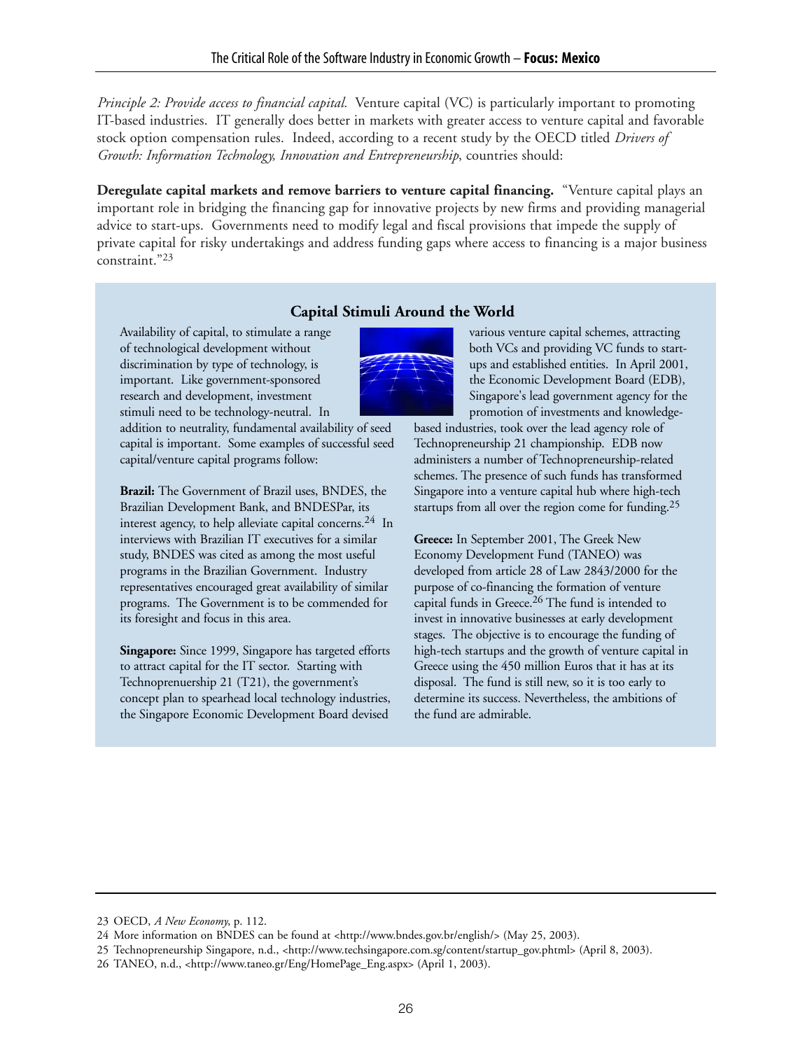*Principle 2: Provide access to financial capital.* Venture capital (VC) is particularly important to promoting IT-based industries. IT generally does better in markets with greater access to venture capital and favorable stock option compensation rules. Indeed, according to a recent study by the OECD titled *Drivers of Growth: Information Technology, Innovation and Entrepreneurship*, countries should:

**Deregulate capital markets and remove barriers to venture capital financing.** "Venture capital plays an important role in bridging the financing gap for innovative projects by new firms and providing managerial advice to start-ups. Governments need to modify legal and fiscal provisions that impede the supply of private capital for risky undertakings and address funding gaps where access to financing is a major business constraint."[23]

## Capital Stimuli Around the World

Availability of capital, to stimulate a range of technological development without discrimination by type of technology, is important. Like government-sponsored research and development, investment stimuli need to be technology-neutral. In addition to neutrality, fundamental availability of seed capital is important. Some examples of successful seed capital/venture capital programs follow:

**Brazil:** The Government of Brazil uses, BNDES, the Brazilian Development Bank, and BNDESPar, its interest agency, to help alleviate capital concerns.[24] In interviews with Brazilian IT executives for a similar study, BNDES was cited as among the most useful programs in the Brazilian Government. Industry representatives encouraged great availability of similar programs. The Government is to be commended for its foresight and focus in this area.

**Singapore:** Since 1999, Singapore has targeted efforts to attract capital for the IT sector. Starting with Technoprenuership 21 (T21), the government's concept plan to spearhead local technology industries, the Singapore Economic Development Board devised various venture capital schemes, attracting both VCs and providing VC funds to start-ups and established entities. In April 2001, the Economic Development Board (EDB), Singapore's lead government agency for the promotion of investments and knowledge-based industries, took over the lead agency role of Technopreneurship 21 championship. EDB now administers a number of Technopreneurship-related schemes. The presence of such funds has transformed Singapore into a venture capital hub where high-tech startups from all over the region come for funding.[25]

**Greece:** In September 2001, The Greek New Economy Development Fund (TANEO) was developed from article 28 of Law 2843/2000 for the purpose of co-financing the formation of venture capital funds in Greece.[26] The fund is intended to invest in innovative businesses at early development stages. The objective is to encourage the funding of high-tech startups and the growth of venture capital in Greece using the 450 million Euros that it has at its disposal. The fund is still new, so it is too early to determine its success. Nevertheless, the ambitions of the fund are admirable.

---

23 OECD, *A New Economy*, p. 112.

24 More information on BNDES can be found at <http://www.bndes.gov.br/english/> (May 25, 2003).

25 Technopreneurship Singapore, n.d., <http://www.techsingapore.com.sg/content/startup_gov.phtml> (April 8, 2003).

26 TANEO, n.d., <http://www.taneo.gr/Eng/HomePage_Eng.aspx> (April 1, 2003).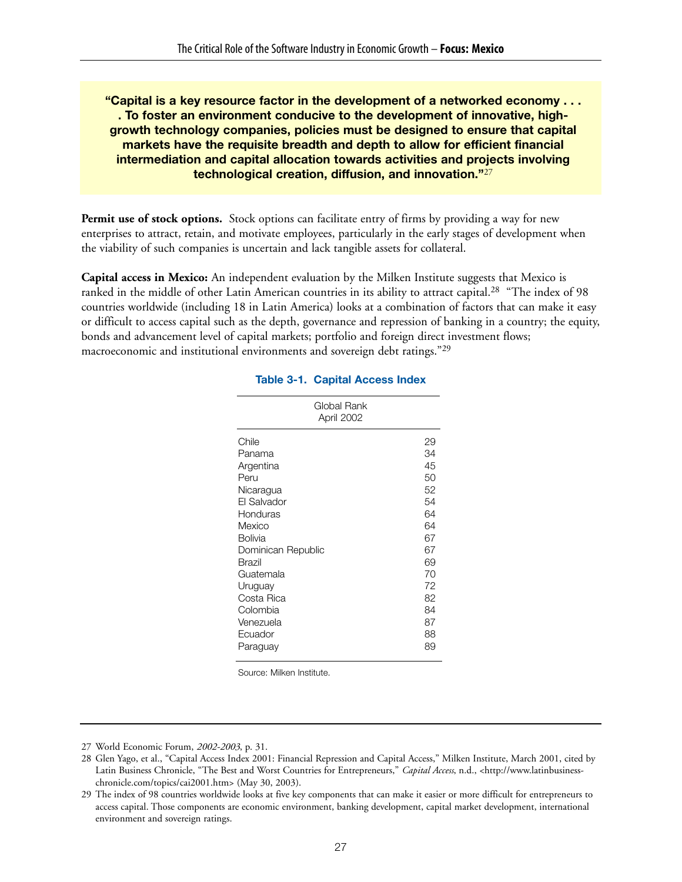**"Capital is a key resource factor in the development of a networked economy . . . . To foster an environment conducive to the development of innovative, high-growth technology companies, policies must be designed to ensure that capital markets have the requisite breadth and depth to allow for efficient financial intermediation and capital allocation towards activities and projects involving technological creation, diffusion, and innovation."**[27]

**Permit use of stock options.** Stock options can facilitate entry of firms by providing a way for new enterprises to attract, retain, and motivate employees, particularly in the early stages of development when the viability of such companies is uncertain and lack tangible assets for collateral.

**Capital access in Mexico:** An independent evaluation by the Milken Institute suggests that Mexico is ranked in the middle of other Latin American countries in its ability to attract capital.[28] "The index of 98 countries worldwide (including 18 in Latin America) looks at a combination of factors that can make it easy or difficult to access capital such as the depth, governance and repression of banking in a country; the equity, bonds and advancement level of capital markets; portfolio and foreign direct investment flows; macroeconomic and institutional environments and sovereign debt ratings."[29]

**Table 3-1. Capital Access Index**

| | Global Rank April 2002 |
|---|---|
| Chile | 29 |
| Panama | 34 |
| Argentina | 45 |
| Peru | 50 |
| Nicaragua | 52 |
| El Salvador | 54 |
| Honduras | 64 |
| Mexico | 64 |
| Bolivia | 67 |
| Dominican Republic | 67 |
| Brazil | 69 |
| Guatemala | 70 |
| Uruguay | 72 |
| Costa Rica | 82 |
| Colombia | 84 |
| Venezuela | 87 |
| Ecuador | 88 |
| Paraguay | 89 |

Source: Milken Institute.

---

27 World Economic Forum, *2002-2003*, p. 31.

28 Glen Yago, et al., "Capital Access Index 2001: Financial Repression and Capital Access," Milken Institute, March 2001, cited by Latin Business Chronicle, "The Best and Worst Countries for Entrepreneurs," *Capital Access*, n.d., <http://www.latinbusiness-chronicle.com/topics/cai2001.htm> (May 30, 2003).

29 The index of 98 countries worldwide looks at five key components that can make it easier or more difficult for entrepreneurs to access capital. Those components are economic environment, banking development, capital market development, international environment and sovereign ratings.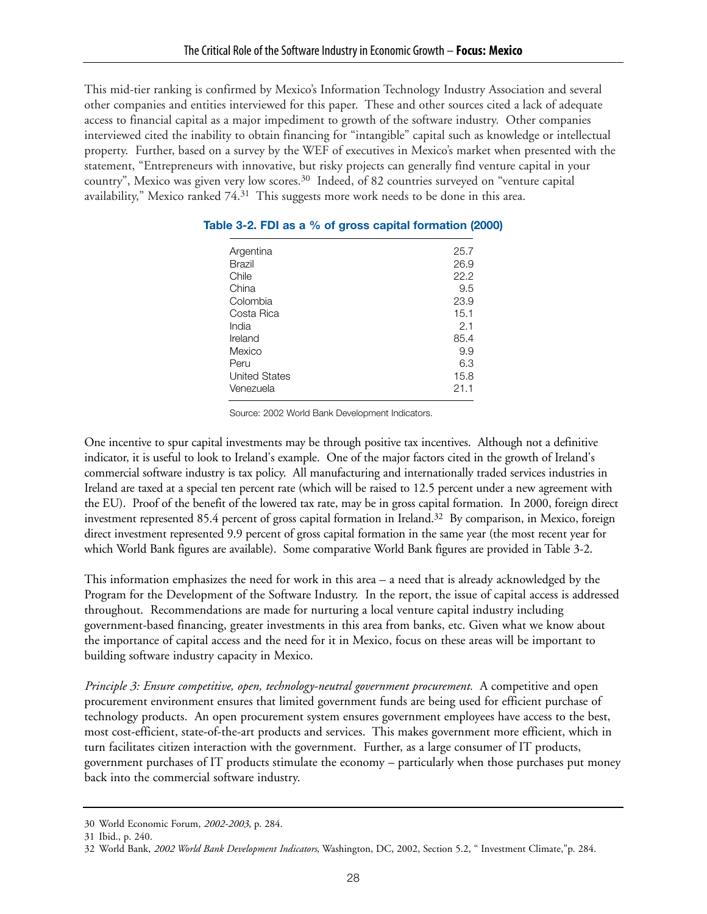This mid-tier ranking is confirmed by Mexico's Information Technology Industry Association and several other companies and entities interviewed for this paper. These and other sources cited a lack of adequate access to financial capital as a major impediment to growth of the software industry. Other companies interviewed cited the inability to obtain financing for "intangible" capital such as knowledge or intellectual property. Further, based on a survey by the WEF of executives in Mexico's market when presented with the statement, "Entrepreneurs with innovative, but risky projects can generally find venture capital in your country", Mexico was given very low scores.[30] Indeed, of 82 countries surveyed on "venture capital availability," Mexico ranked 74.[31] This suggests more work needs to be done in this area.

**Table 3-2. FDI as a % of gross capital formation (2000)**

| Country | % |
|---|---|
| Argentina | 25.7 |
| Brazil | 26.9 |
| Chile | 22.2 |
| China | 9.5 |
| Colombia | 23.9 |
| Costa Rica | 15.1 |
| India | 2.1 |
| Ireland | 85.4 |
| Mexico | 9.9 |
| Peru | 6.3 |
| United States | 15.8 |
| Venezuela | 21.1 |

Source: 2002 World Bank Development Indicators.

One incentive to spur capital investments may be through positive tax incentives. Although not a definitive indicator, it is useful to look to Ireland's example. One of the major factors cited in the growth of Ireland's commercial software industry is tax policy. All manufacturing and internationally traded services industries in Ireland are taxed at a special ten percent rate (which will be raised to 12.5 percent under a new agreement with the EU). Proof of the benefit of the lowered tax rate, may be in gross capital formation. In 2000, foreign direct investment represented 85.4 percent of gross capital formation in Ireland.[32] By comparison, in Mexico, foreign direct investment represented 9.9 percent of gross capital formation in the same year (the most recent year for which World Bank figures are available). Some comparative World Bank figures are provided in Table 3-2.

This information emphasizes the need for work in this area – a need that is already acknowledged by the Program for the Development of the Software Industry. In the report, the issue of capital access is addressed throughout. Recommendations are made for nurturing a local venture capital industry including government-based financing, greater investments in this area from banks, etc. Given what we know about the importance of capital access and the need for it in Mexico, focus on these areas will be important to building software industry capacity in Mexico.

*Principle 3: Ensure competitive, open, technology-neutral government procurement.* A competitive and open procurement environment ensures that limited government funds are being used for efficient purchase of technology products. An open procurement system ensures government employees have access to the best, most cost-efficient, state-of-the-art products and services. This makes government more efficient, which in turn facilitates citizen interaction with the government. Further, as a large consumer of IT products, government purchases of IT products stimulate the economy – particularly when those purchases put money back into the commercial software industry.

30 World Economic Forum, *2002-2003*, p. 284.

31 Ibid., p. 240.

32 World Bank, *2002 World Bank Development Indicators*, Washington, DC, 2002, Section 5.2, " Investment Climate,"p. 284.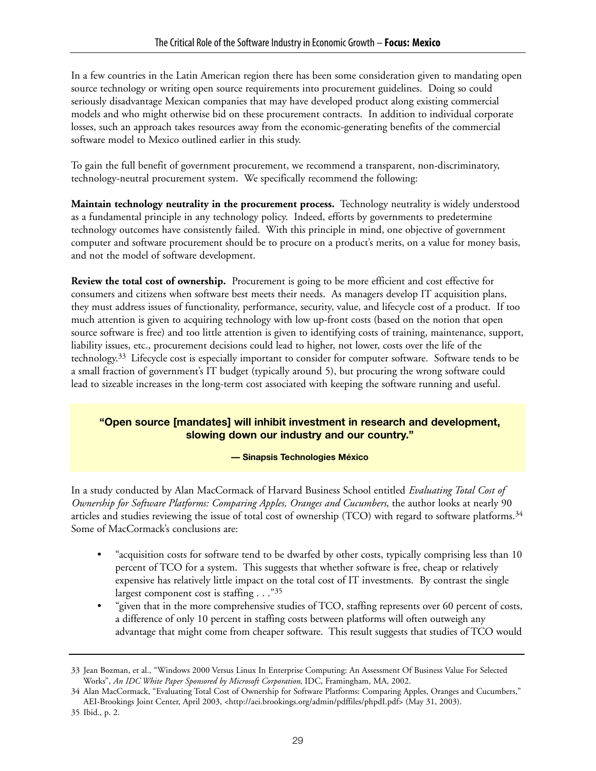In a few countries in the Latin American region there has been some consideration given to mandating open source technology or writing open source requirements into procurement guidelines. Doing so could seriously disadvantage Mexican companies that may have developed product along existing commercial models and who might otherwise bid on these procurement contracts. In addition to individual corporate losses, such an approach takes resources away from the economic-generating benefits of the commercial software model to Mexico outlined earlier in this study.

To gain the full benefit of government procurement, we recommend a transparent, non-discriminatory, technology-neutral procurement system. We specifically recommend the following:

**Maintain technology neutrality in the procurement process.** Technology neutrality is widely understood as a fundamental principle in any technology policy. Indeed, efforts by governments to predetermine technology outcomes have consistently failed. With this principle in mind, one objective of government computer and software procurement should be to procure on a product's merits, on a value for money basis, and not the model of software development.

**Review the total cost of ownership.** Procurement is going to be more efficient and cost effective for consumers and citizens when software best meets their needs. As managers develop IT acquisition plans, they must address issues of functionality, performance, security, value, and lifecycle cost of a product. If too much attention is given to acquiring technology with low up-front costs (based on the notion that open source software is free) and too little attention is given to identifying costs of training, maintenance, support, liability issues, etc., procurement decisions could lead to higher, not lower, costs over the life of the technology.[33] Lifecycle cost is especially important to consider for computer software. Software tends to be a small fraction of government's IT budget (typically around 5), but procuring the wrong software could lead to sizeable increases in the long-term cost associated with keeping the software running and useful.

> **"Open source [mandates] will inhibit investment in research and development, slowing down our industry and our country."**
>
> **— Sinapsis Technologies México**

In a study conducted by Alan MacCormack of Harvard Business School entitled *Evaluating Total Cost of Ownership for Software Platforms: Comparing Apples, Oranges and Cucumbers*, the author looks at nearly 90 articles and studies reviewing the issue of total cost of ownership (TCO) with regard to software platforms.[34] Some of MacCormack's conclusions are:

- "acquisition costs for software tend to be dwarfed by other costs, typically comprising less than 10 percent of TCO for a system. This suggests that whether software is free, cheap or relatively expensive has relatively little impact on the total cost of IT investments. By contrast the single largest component cost is staffing . . ."[35]
- "given that in the more comprehensive studies of TCO, staffing represents over 60 percent of costs, a difference of only 10 percent in staffing costs between platforms will often outweigh any advantage that might come from cheaper software. This result suggests that studies of TCO would

---

33 Jean Bozman, et al., "Windows 2000 Versus Linux In Enterprise Computing: An Assessment Of Business Value For Selected Works", *An IDC White Paper Sponsored by Microsoft Corporation*, IDC, Framingham, MA, 2002.

34 Alan MacCormack, "Evaluating Total Cost of Ownership for Software Platforms: Comparing Apples, Oranges and Cucumbers," AEI-Brookings Joint Center, April 2003, <http://aei.brookings.org/admin/pdffiles/phpdI.pdf> (May 31, 2003).

35 Ibid., p. 2.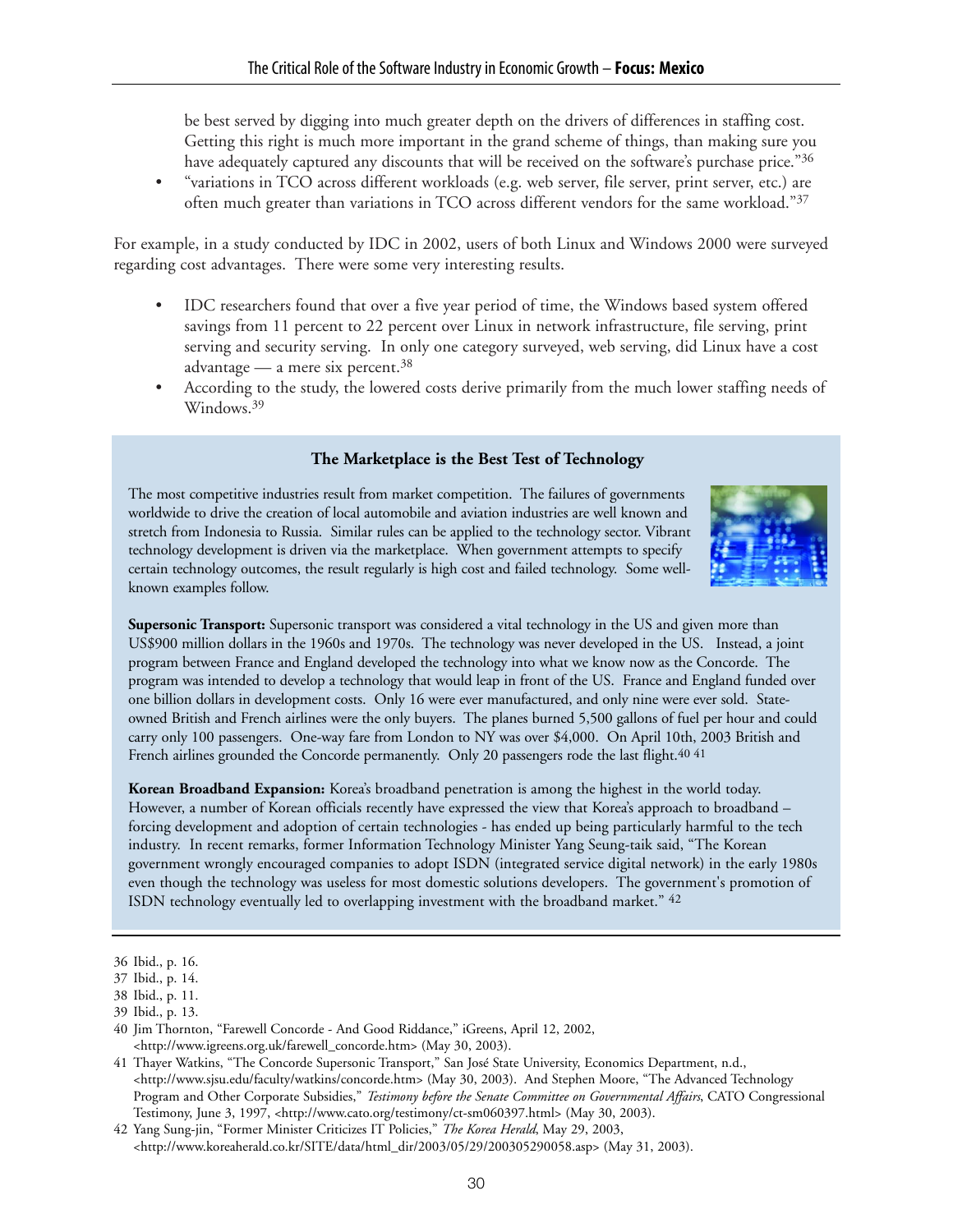be best served by digging into much greater depth on the drivers of differences in staffing cost. Getting this right is much more important in the grand scheme of things, than making sure you have adequately captured any discounts that will be received on the software's purchase price."[36]

- "variations in TCO across different workloads (e.g. web server, file server, print server, etc.) are often much greater than variations in TCO across different vendors for the same workload."[37]

For example, in a study conducted by IDC in 2002, users of both Linux and Windows 2000 were surveyed regarding cost advantages. There were some very interesting results.

- IDC researchers found that over a five year period of time, the Windows based system offered savings from 11 percent to 22 percent over Linux in network infrastructure, file serving, print serving and security serving. In only one category surveyed, web serving, did Linux have a cost advantage — a mere six percent.[38]
- According to the study, the lowered costs derive primarily from the much lower staffing needs of Windows.[39]

### The Marketplace is the Best Test of Technology

The most competitive industries result from market competition. The failures of governments worldwide to drive the creation of local automobile and aviation industries are well known and stretch from Indonesia to Russia. Similar rules can be applied to the technology sector. Vibrant technology development is driven via the marketplace. When government attempts to specify certain technology outcomes, the result regularly is high cost and failed technology. Some well-known examples follow.

**Supersonic Transport:** Supersonic transport was considered a vital technology in the US and given more than US$900 million dollars in the 1960s and 1970s. The technology was never developed in the US. Instead, a joint program between France and England developed the technology into what we know now as the Concorde. The program was intended to develop a technology that would leap in front of the US. France and England funded over one billion dollars in development costs. Only 16 were ever manufactured, and only nine were ever sold. State-owned British and French airlines were the only buyers. The planes burned 5,500 gallons of fuel per hour and could carry only 100 passengers. One-way fare from London to NY was over $4,000. On April 10th, 2003 British and French airlines grounded the Concorde permanently. Only 20 passengers rode the last flight.[40] [41]

**Korean Broadband Expansion:** Korea's broadband penetration is among the highest in the world today. However, a number of Korean officials recently have expressed the view that Korea's approach to broadband – forcing development and adoption of certain technologies - has ended up being particularly harmful to the tech industry. In recent remarks, former Information Technology Minister Yang Seung-taik said, "The Korean government wrongly encouraged companies to adopt ISDN (integrated service digital network) in the early 1980s even though the technology was useless for most domestic solutions developers. The government's promotion of ISDN technology eventually led to overlapping investment with the broadband market." [42]

---

36 Ibid., p. 16.

37 Ibid., p. 14.

38 Ibid., p. 11.

39 Ibid., p. 13.

40 Jim Thornton, "Farewell Concorde - And Good Riddance," iGreens, April 12, 2002, <http://www.igreens.org.uk/farewell_concorde.htm> (May 30, 2003).

41 Thayer Watkins, "The Concorde Supersonic Transport," San José State University, Economics Department, n.d., <http://www.sjsu.edu/faculty/watkins/concorde.htm> (May 30, 2003). And Stephen Moore, "The Advanced Technology Program and Other Corporate Subsidies," *Testimony before the Senate Committee on Governmental Affairs*, CATO Congressional Testimony, June 3, 1997, <http://www.cato.org/testimony/ct-sm060397.html> (May 30, 2003).

42 Yang Sung-jin, "Former Minister Criticizes IT Policies," *The Korea Herald*, May 29, 2003, <http://www.koreaherald.co.kr/SITE/data/html_dir/2003/05/29/200305290058.asp> (May 31, 2003).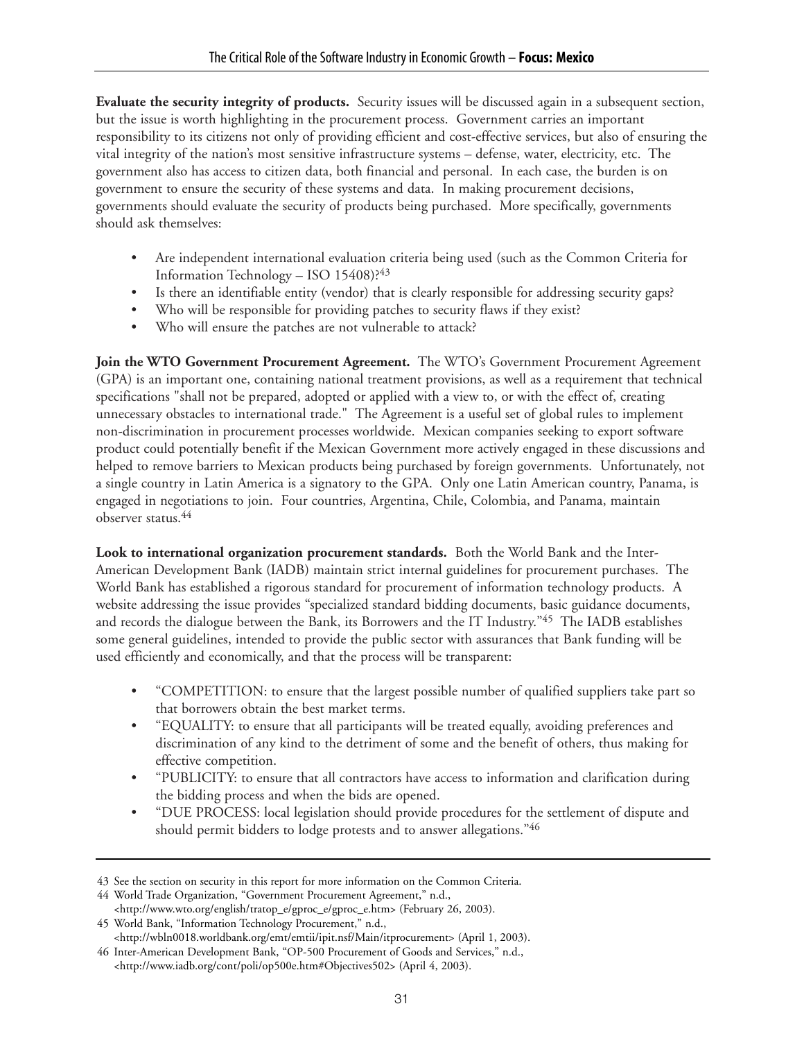**Evaluate the security integrity of products.** Security issues will be discussed again in a subsequent section, but the issue is worth highlighting in the procurement process. Government carries an important responsibility to its citizens not only of providing efficient and cost-effective services, but also of ensuring the vital integrity of the nation's most sensitive infrastructure systems – defense, water, electricity, etc. The government also has access to citizen data, both financial and personal. In each case, the burden is on government to ensure the security of these systems and data. In making procurement decisions, governments should evaluate the security of products being purchased. More specifically, governments should ask themselves:

- Are independent international evaluation criteria being used (such as the Common Criteria for Information Technology – ISO 15408)?[43]
- Is there an identifiable entity (vendor) that is clearly responsible for addressing security gaps?
- Who will be responsible for providing patches to security flaws if they exist?
- Who will ensure the patches are not vulnerable to attack?

**Join the WTO Government Procurement Agreement.** The WTO's Government Procurement Agreement (GPA) is an important one, containing national treatment provisions, as well as a requirement that technical specifications "shall not be prepared, adopted or applied with a view to, or with the effect of, creating unnecessary obstacles to international trade." The Agreement is a useful set of global rules to implement non-discrimination in procurement processes worldwide. Mexican companies seeking to export software product could potentially benefit if the Mexican Government more actively engaged in these discussions and helped to remove barriers to Mexican products being purchased by foreign governments. Unfortunately, not a single country in Latin America is a signatory to the GPA. Only one Latin American country, Panama, is engaged in negotiations to join. Four countries, Argentina, Chile, Colombia, and Panama, maintain observer status.[44]

**Look to international organization procurement standards.** Both the World Bank and the Inter-American Development Bank (IADB) maintain strict internal guidelines for procurement purchases. The World Bank has established a rigorous standard for procurement of information technology products. A website addressing the issue provides "specialized standard bidding documents, basic guidance documents, and records the dialogue between the Bank, its Borrowers and the IT Industry."[45] The IADB establishes some general guidelines, intended to provide the public sector with assurances that Bank funding will be used efficiently and economically, and that the process will be transparent:

- "COMPETITION: to ensure that the largest possible number of qualified suppliers take part so that borrowers obtain the best market terms.
- "EQUALITY: to ensure that all participants will be treated equally, avoiding preferences and discrimination of any kind to the detriment of some and the benefit of others, thus making for effective competition.
- "PUBLICITY: to ensure that all contractors have access to information and clarification during the bidding process and when the bids are opened.
- "DUE PROCESS: local legislation should provide procedures for the settlement of dispute and should permit bidders to lodge protests and to answer allegations."[46]

---

43 See the section on security in this report for more information on the Common Criteria.

44 World Trade Organization, "Government Procurement Agreement," n.d., <http://www.wto.org/english/tratop_e/gproc_e/gproc_e.htm> (February 26, 2003).

45 World Bank, "Information Technology Procurement," n.d., <http://wbln0018.worldbank.org/emt/emtii/ipit.nsf/Main/itprocurement> (April 1, 2003).

46 Inter-American Development Bank, "OP-500 Procurement of Goods and Services," n.d., <http://www.iadb.org/cont/poli/op500e.htm#Objectives502> (April 4, 2003).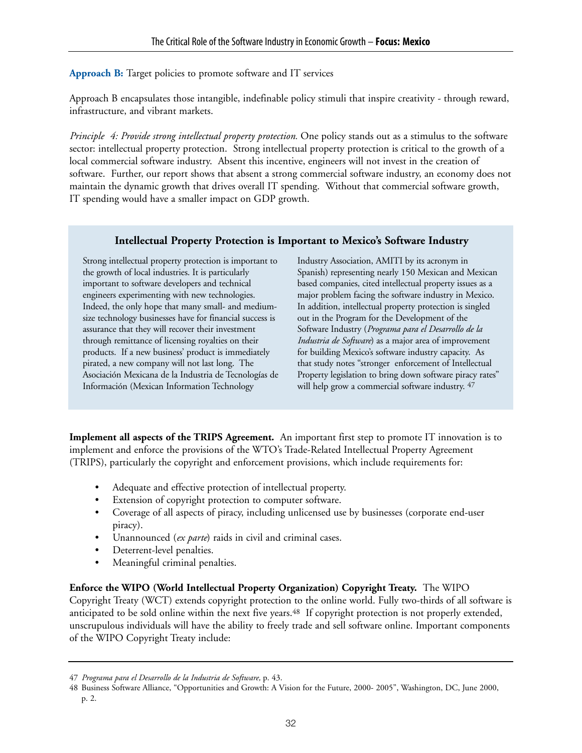**Approach B:** Target policies to promote software and IT services

Approach B encapsulates those intangible, indefinable policy stimuli that inspire creativity - through reward, infrastructure, and vibrant markets.

*Principle 4: Provide strong intellectual property protection.* One policy stands out as a stimulus to the software sector: intellectual property protection. Strong intellectual property protection is critical to the growth of a local commercial software industry. Absent this incentive, engineers will not invest in the creation of software. Further, our report shows that absent a strong commercial software industry, an economy does not maintain the dynamic growth that drives overall IT spending. Without that commercial software growth, IT spending would have a smaller impact on GDP growth.

### Intellectual Property Protection is Important to Mexico's Software Industry

Strong intellectual property protection is important to the growth of local industries. It is particularly important to software developers and technical engineers experimenting with new technologies. Indeed, the only hope that many small- and medium-size technology businesses have for financial success is assurance that they will recover their investment through remittance of licensing royalties on their products. If a new business' product is immediately pirated, a new company will not last long. The Asociación Mexicana de la Industria de Tecnologías de Información (Mexican Information Technology Industry Association, AMITI by its acronym in Spanish) representing nearly 150 Mexican and Mexican based companies, cited intellectual property issues as a major problem facing the software industry in Mexico. In addition, intellectual property protection is singled out in the Program for the Development of the Software Industry (*Programa para el Desarrollo de la Industria de Software*) as a major area of improvement for building Mexico's software industry capacity. As that study notes "stronger enforcement of Intellectual Property legislation to bring down software piracy rates" will help grow a commercial software industry.[47]

**Implement all aspects of the TRIPS Agreement.** An important first step to promote IT innovation is to implement and enforce the provisions of the WTO's Trade-Related Intellectual Property Agreement (TRIPS), particularly the copyright and enforcement provisions, which include requirements for:

- Adequate and effective protection of intellectual property.
- Extension of copyright protection to computer software.
- Coverage of all aspects of piracy, including unlicensed use by businesses (corporate end-user piracy).
- Unannounced (*ex parte*) raids in civil and criminal cases.
- Deterrent-level penalties.
- Meaningful criminal penalties.

**Enforce the WIPO (World Intellectual Property Organization) Copyright Treaty.** The WIPO Copyright Treaty (WCT) extends copyright protection to the online world. Fully two-thirds of all software is anticipated to be sold online within the next five years.[48] If copyright protection is not properly extended, unscrupulous individuals will have the ability to freely trade and sell software online. Important components of the WIPO Copyright Treaty include:

---

47 *Programa para el Desarrollo de la Industria de Software,* p. 43.

48 Business Software Alliance, "Opportunities and Growth: A Vision for the Future, 2000- 2005", Washington, DC, June 2000, p. 2.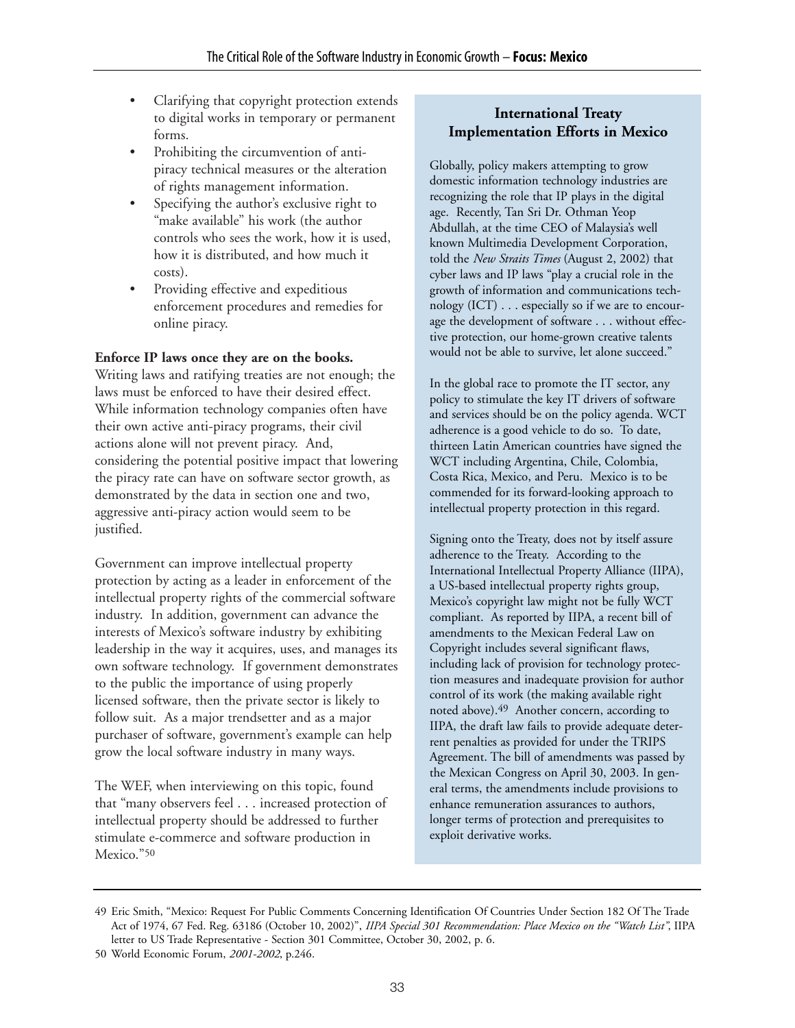- Clarifying that copyright protection extends to digital works in temporary or permanent forms.
- Prohibiting the circumvention of anti-piracy technical measures or the alteration of rights management information.
- Specifying the author's exclusive right to "make available" his work (the author controls who sees the work, how it is used, how it is distributed, and how much it costs).
- Providing effective and expeditious enforcement procedures and remedies for online piracy.

**Enforce IP laws once they are on the books.** Writing laws and ratifying treaties are not enough; the laws must be enforced to have their desired effect. While information technology companies often have their own active anti-piracy programs, their civil actions alone will not prevent piracy. And, considering the potential positive impact that lowering the piracy rate can have on software sector growth, as demonstrated by the data in section one and two, aggressive anti-piracy action would seem to be justified.

Government can improve intellectual property protection by acting as a leader in enforcement of the intellectual property rights of the commercial software industry. In addition, government can advance the interests of Mexico's software industry by exhibiting leadership in the way it acquires, uses, and manages its own software technology. If government demonstrates to the public the importance of using properly licensed software, then the private sector is likely to follow suit. As a major trendsetter and as a major purchaser of software, government's example can help grow the local software industry in many ways.

The WEF, when interviewing on this topic, found that "many observers feel . . . increased protection of intellectual property should be addressed to further stimulate e-commerce and software production in Mexico."[50]

### International Treaty Implementation Efforts in Mexico

Globally, policy makers attempting to grow domestic information technology industries are recognizing the role that IP plays in the digital age. Recently, Tan Sri Dr. Othman Yeop Abdullah, at the time CEO of Malaysia's well known Multimedia Development Corporation, told the *New Straits Times* (August 2, 2002) that cyber laws and IP laws "play a crucial role in the growth of information and communications technology (ICT) . . . especially so if we are to encourage the development of software . . . without effective protection, our home-grown creative talents would not be able to survive, let alone succeed."

In the global race to promote the IT sector, any policy to stimulate the key IT drivers of software and services should be on the policy agenda. WCT adherence is a good vehicle to do so. To date, thirteen Latin American countries have signed the WCT including Argentina, Chile, Colombia, Costa Rica, Mexico, and Peru. Mexico is to be commended for its forward-looking approach to intellectual property protection in this regard.

Signing onto the Treaty, does not by itself assure adherence to the Treaty. According to the International Intellectual Property Alliance (IIPA), a US-based intellectual property rights group, Mexico's copyright law might not be fully WCT compliant. As reported by IIPA, a recent bill of amendments to the Mexican Federal Law on Copyright includes several significant flaws, including lack of provision for technology protection measures and inadequate provision for author control of its work (the making available right noted above).[49] Another concern, according to IIPA, the draft law fails to provide adequate deterrent penalties as provided for under the TRIPS Agreement. The bill of amendments was passed by the Mexican Congress on April 30, 2003. In general terms, the amendments include provisions to enhance remuneration assurances to authors, longer terms of protection and prerequisites to exploit derivative works.

---

49 Eric Smith, "Mexico: Request For Public Comments Concerning Identification Of Countries Under Section 182 Of The Trade Act of 1974, 67 Fed. Reg. 63186 (October 10, 2002)", *IIPA Special 301 Recommendation: Place Mexico on the "Watch List"*, IIPA letter to US Trade Representative - Section 301 Committee, October 30, 2002, p. 6.

50 World Economic Forum, *2001-2002*, p.246.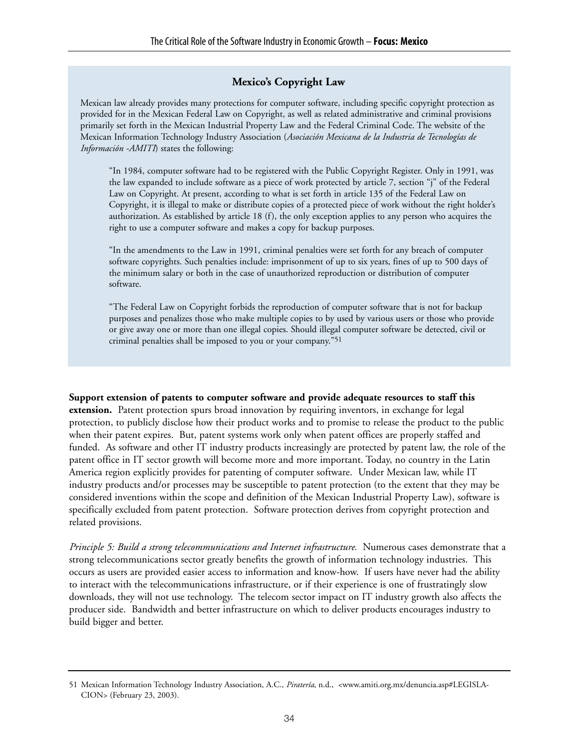### Mexico's Copyright Law

Mexican law already provides many protections for computer software, including specific copyright protection as provided for in the Mexican Federal Law on Copyright, as well as related administrative and criminal provisions primarily set forth in the Mexican Industrial Property Law and the Federal Criminal Code. The website of the Mexican Information Technology Industry Association (*Asociación Mexicana de la Industria de Tecnologías de Información -AMITI*) states the following:

> "In 1984, computer software had to be registered with the Public Copyright Register. Only in 1991, was the law expanded to include software as a piece of work protected by article 7, section "j" of the Federal Law on Copyright. At present, according to what is set forth in article 135 of the Federal Law on Copyright, it is illegal to make or distribute copies of a protected piece of work without the right holder's authorization. As established by article 18 (f), the only exception applies to any person who acquires the right to use a computer software and makes a copy for backup purposes.
>
> "In the amendments to the Law in 1991, criminal penalties were set forth for any breach of computer software copyrights. Such penalties include: imprisonment of up to six years, fines of up to 500 days of the minimum salary or both in the case of unauthorized reproduction or distribution of computer software.
>
> "The Federal Law on Copyright forbids the reproduction of computer software that is not for backup purposes and penalizes those who make multiple copies to by used by various users or those who provide or give away one or more than one illegal copies. Should illegal computer software be detected, civil or criminal penalties shall be imposed to you or your company."[51]

**Support extension of patents to computer software and provide adequate resources to staff this extension.** Patent protection spurs broad innovation by requiring inventors, in exchange for legal protection, to publicly disclose how their product works and to promise to release the product to the public when their patent expires. But, patent systems work only when patent offices are properly staffed and funded. As software and other IT industry products increasingly are protected by patent law, the role of the patent office in IT sector growth will become more and more important. Today, no country in the Latin America region explicitly provides for patenting of computer software. Under Mexican law, while IT industry products and/or processes may be susceptible to patent protection (to the extent that they may be considered inventions within the scope and definition of the Mexican Industrial Property Law), software is specifically excluded from patent protection. Software protection derives from copyright protection and related provisions.

*Principle 5: Build a strong telecommunications and Internet infrastructure.* Numerous cases demonstrate that a strong telecommunications sector greatly benefits the growth of information technology industries. This occurs as users are provided easier access to information and know-how. If users have never had the ability to interact with the telecommunications infrastructure, or if their experience is one of frustratingly slow downloads, they will not use technology. The telecom sector impact on IT industry growth also affects the producer side. Bandwidth and better infrastructure on which to deliver products encourages industry to build bigger and better.

---

51 Mexican Information Technology Industry Association, A.C., *Piratería*, n.d., <www.amiti.org.mx/denuncia.asp#LEGISLACION> (February 23, 2003).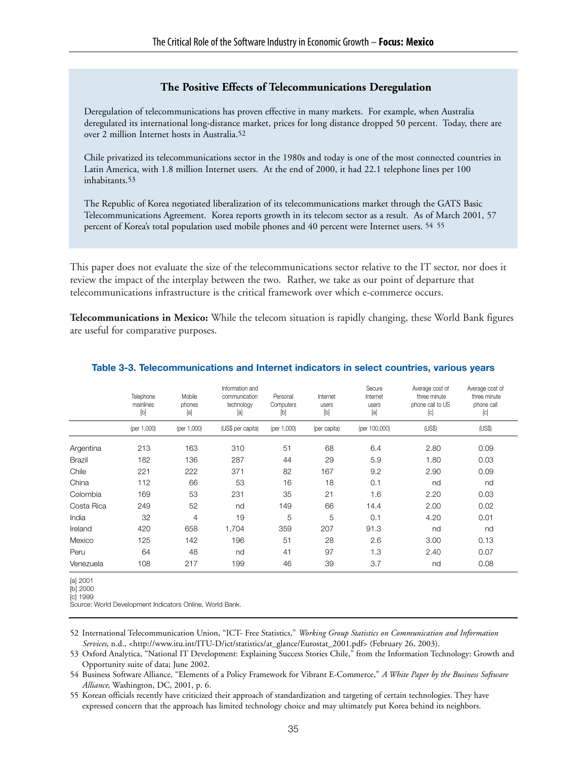### The Positive Effects of Telecommunications Deregulation

Deregulation of telecommunications has proven effective in many markets. For example, when Australia deregulated its international long-distance market, prices for long distance dropped 50 percent. Today, there are over 2 million Internet hosts in Australia.[52]

Chile privatized its telecommunications sector in the 1980s and today is one of the most connected countries in Latin America, with 1.8 million Internet users. At the end of 2000, it had 22.1 telephone lines per 100 inhabitants.[53]

The Republic of Korea negotiated liberalization of its telecommunications market through the GATS Basic Telecommunications Agreement. Korea reports growth in its telecom sector as a result. As of March 2001, 57 percent of Korea's total population used mobile phones and 40 percent were Internet users.[54] [55]

This paper does not evaluate the size of the telecommunications sector relative to the IT sector, nor does it review the impact of the interplay between the two. Rather, we take as our point of departure that telecommunications infrastructure is the critical framework over which e-commerce occurs.

**Telecommunications in Mexico:** While the telecom situation is rapidly changing, these World Bank figures are useful for comparative purposes.

**Table 3-3. Telecommunications and Internet indicators in select countries, various years**

| | Telephone mainlines [b] | Mobile phones [a] | Information and communication technology [a] | Personal Computers [b] | Internet users [b] | Secure Internet users [a] | Average cost of three minute phone call to US [c] | Average cost of three minute phone call [c] |
|---|---|---|---|---|---|---|---|---|
| | (per 1,000) | (per 1,000) | (US$ per capita) | (per 1,000) | (per capita) | (per 100,000) | (US$) | (US$) |
| Argentina | 213 | 163 | 310 | 51 | 68 | 6.4 | 2.80 | 0.09 |
| Brazil | 182 | 136 | 287 | 44 | 29 | 5.9 | 1.80 | 0.03 |
| Chile | 221 | 222 | 371 | 82 | 167 | 9.2 | 2.90 | 0.09 |
| China | 112 | 66 | 53 | 16 | 18 | 0.1 | nd | nd |
| Colombia | 169 | 53 | 231 | 35 | 21 | 1.6 | 2.20 | 0.03 |
| Costa Rica | 249 | 52 | nd | 149 | 66 | 14.4 | 2.00 | 0.02 |
| India | 32 | 4 | 19 | 5 | 5 | 0.1 | 4.20 | 0.01 |
| Ireland | 420 | 658 | 1,704 | 359 | 207 | 91.3 | nd | nd |
| Mexico | 125 | 142 | 196 | 51 | 28 | 2.6 | 3.00 | 0.13 |
| Peru | 64 | 48 | nd | 41 | 97 | 1.3 | 2.40 | 0.07 |
| Venezuela | 108 | 217 | 199 | 46 | 39 | 3.7 | nd | 0.08 |

[a] 2001
[b] 2000
[c] 1999
Source: World Development Indicators Online, World Bank.

52 International Telecommunication Union, "ICT- Free Statistics," *Working Group Statistics on Communication and Information Services*, n.d., <http://www.itu.int/ITU-D/ict/statistics/at_glance/Eurostat_2001.pdf> (February 26, 2003).

53 Oxford Analytica, "National IT Development: Explaining Success Stories Chile," from the Information Technology: Growth and Opportunity suite of data; June 2002.

54 Business Software Alliance, "Elements of a Policy Framework for Vibrant E-Commerce," *A White Paper by the Business Software Alliance*, Washington, DC, 2001, p. 6.

55 Korean officials recently have criticized their approach of standardization and targeting of certain technologies. They have expressed concern that the approach has limited technology choice and may ultimately put Korea behind its neighbors.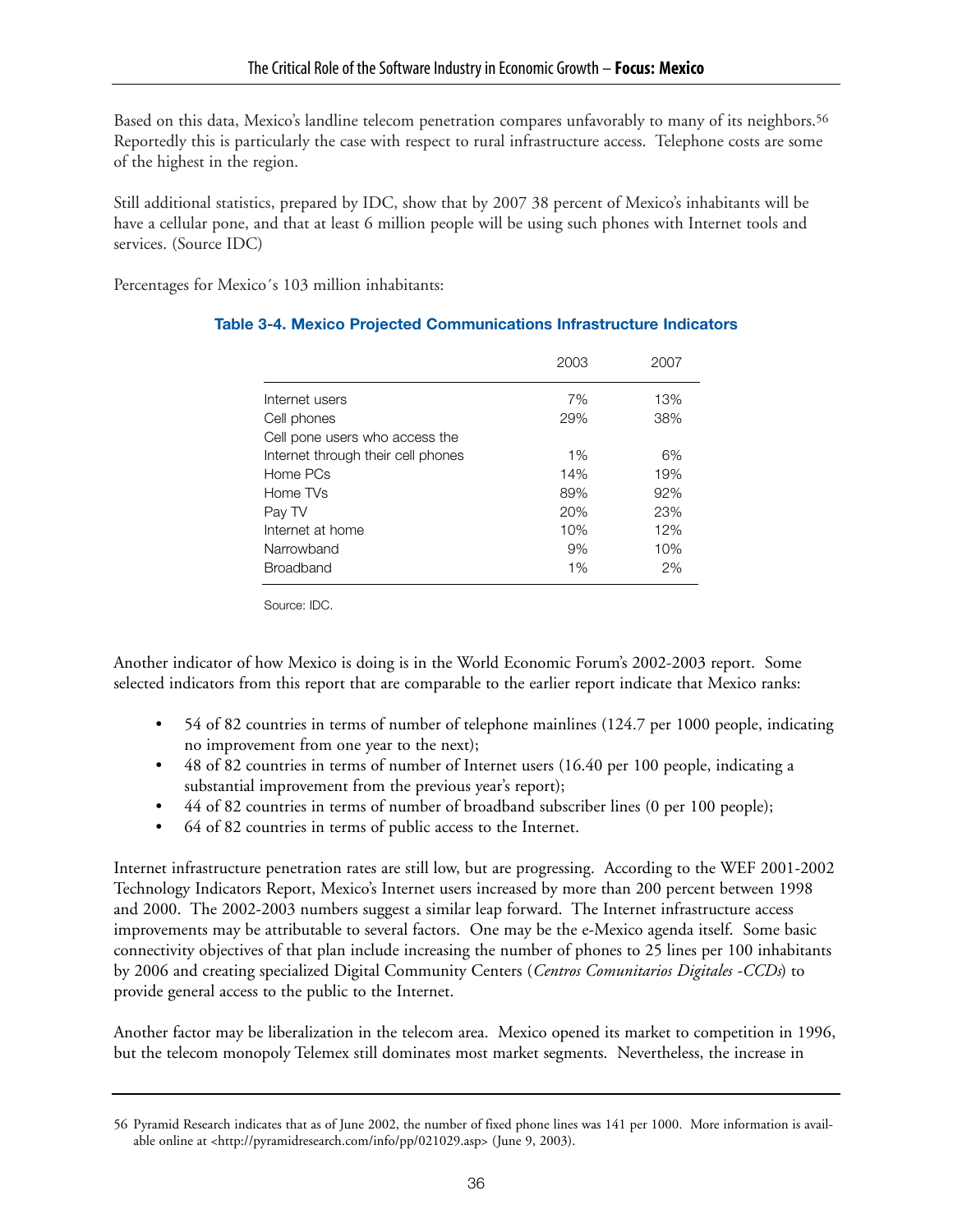Based on this data, Mexico's landline telecom penetration compares unfavorably to many of its neighbors.[56] Reportedly this is particularly the case with respect to rural infrastructure access. Telephone costs are some of the highest in the region.

Still additional statistics, prepared by IDC, show that by 2007 38 percent of Mexico's inhabitants will be have a cellular pone, and that at least 6 million people will be using such phones with Internet tools and services. (Source IDC)

Percentages for Mexico´s 103 million inhabitants:

**Table 3-4. Mexico Projected Communications Infrastructure Indicators**

| | 2003 | 2007 |
|---|---|---|
| Internet users | 7% | 13% |
| Cell phones | 29% | 38% |
| Cell pone users who access the Internet through their cell phones | 1% | 6% |
| Home PCs | 14% | 19% |
| Home TVs | 89% | 92% |
| Pay TV | 20% | 23% |
| Internet at home | 10% | 12% |
| Narrowband | 9% | 10% |
| Broadband | 1% | 2% |

Source: IDC.

Another indicator of how Mexico is doing is in the World Economic Forum's 2002-2003 report. Some selected indicators from this report that are comparable to the earlier report indicate that Mexico ranks:

- 54 of 82 countries in terms of number of telephone mainlines (124.7 per 1000 people, indicating no improvement from one year to the next);
- 48 of 82 countries in terms of number of Internet users (16.40 per 100 people, indicating a substantial improvement from the previous year's report);
- 44 of 82 countries in terms of number of broadband subscriber lines (0 per 100 people);
- 64 of 82 countries in terms of public access to the Internet.

Internet infrastructure penetration rates are still low, but are progressing. According to the WEF 2001-2002 Technology Indicators Report, Mexico's Internet users increased by more than 200 percent between 1998 and 2000. The 2002-2003 numbers suggest a similar leap forward. The Internet infrastructure access improvements may be attributable to several factors. One may be the e-Mexico agenda itself. Some basic connectivity objectives of that plan include increasing the number of phones to 25 lines per 100 inhabitants by 2006 and creating specialized Digital Community Centers (*Centros Comunitarios Digitales -CCDs*) to provide general access to the public to the Internet.

Another factor may be liberalization in the telecom area. Mexico opened its market to competition in 1996, but the telecom monopoly Telemex still dominates most market segments. Nevertheless, the increase in

56 Pyramid Research indicates that as of June 2002, the number of fixed phone lines was 141 per 1000. More information is available online at <http://pyramidresearch.com/info/pp/021029.asp> (June 9, 2003).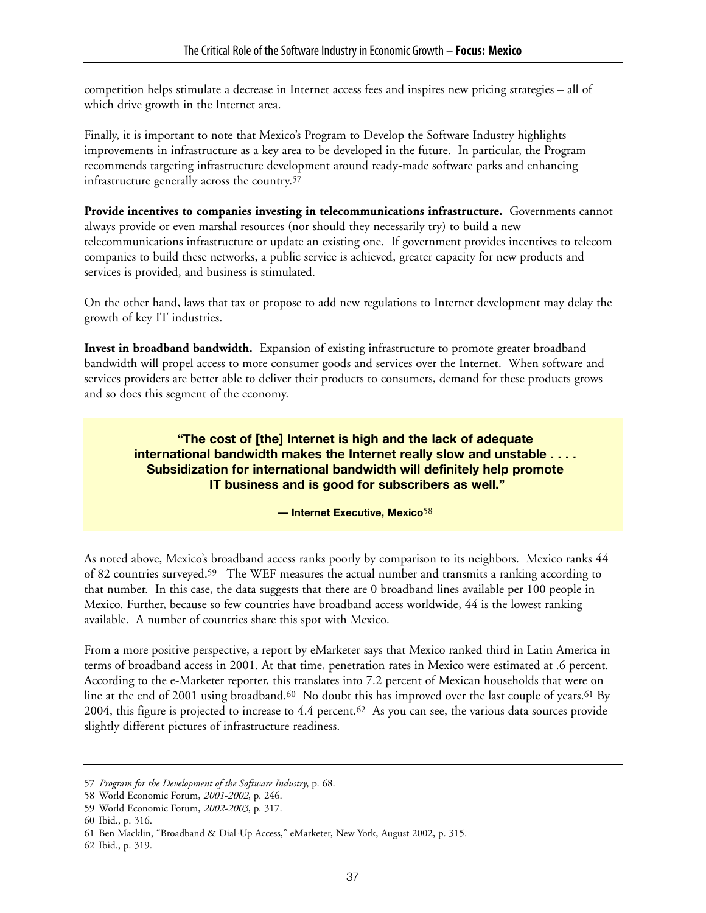competition helps stimulate a decrease in Internet access fees and inspires new pricing strategies – all of which drive growth in the Internet area.

Finally, it is important to note that Mexico's Program to Develop the Software Industry highlights improvements in infrastructure as a key area to be developed in the future. In particular, the Program recommends targeting infrastructure development around ready-made software parks and enhancing infrastructure generally across the country.[57]

**Provide incentives to companies investing in telecommunications infrastructure.** Governments cannot always provide or even marshal resources (nor should they necessarily try) to build a new telecommunications infrastructure or update an existing one. If government provides incentives to telecom companies to build these networks, a public service is achieved, greater capacity for new products and services is provided, and business is stimulated.

On the other hand, laws that tax or propose to add new regulations to Internet development may delay the growth of key IT industries.

**Invest in broadband bandwidth.** Expansion of existing infrastructure to promote greater broadband bandwidth will propel access to more consumer goods and services over the Internet. When software and services providers are better able to deliver their products to consumers, demand for these products grows and so does this segment of the economy.

> **"The cost of [the] Internet is high and the lack of adequate international bandwidth makes the Internet really slow and unstable . . . . Subsidization for international bandwidth will definitely help promote IT business and is good for subscribers as well."**
>
> **— Internet Executive, Mexico**[58]

As noted above, Mexico's broadband access ranks poorly by comparison to its neighbors. Mexico ranks 44 of 82 countries surveyed.[59] The WEF measures the actual number and transmits a ranking according to that number. In this case, the data suggests that there are 0 broadband lines available per 100 people in Mexico. Further, because so few countries have broadband access worldwide, 44 is the lowest ranking available. A number of countries share this spot with Mexico.

From a more positive perspective, a report by eMarketer says that Mexico ranked third in Latin America in terms of broadband access in 2001. At that time, penetration rates in Mexico were estimated at .6 percent. According to the e-Marketer reporter, this translates into 7.2 percent of Mexican households that were on line at the end of 2001 using broadband.[60] No doubt this has improved over the last couple of years.[61] By 2004, this figure is projected to increase to 4.4 percent.[62] As you can see, the various data sources provide slightly different pictures of infrastructure readiness.

---

57 *Program for the Development of the Software Industry*, p. 68.
58 World Economic Forum, *2001-2002*, p. 246.
59 World Economic Forum, *2002-2003*, p. 317.
60 Ibid., p. 316.
61 Ben Macklin, "Broadband & Dial-Up Access," eMarketer, New York, August 2002, p. 315.
62 Ibid., p. 319.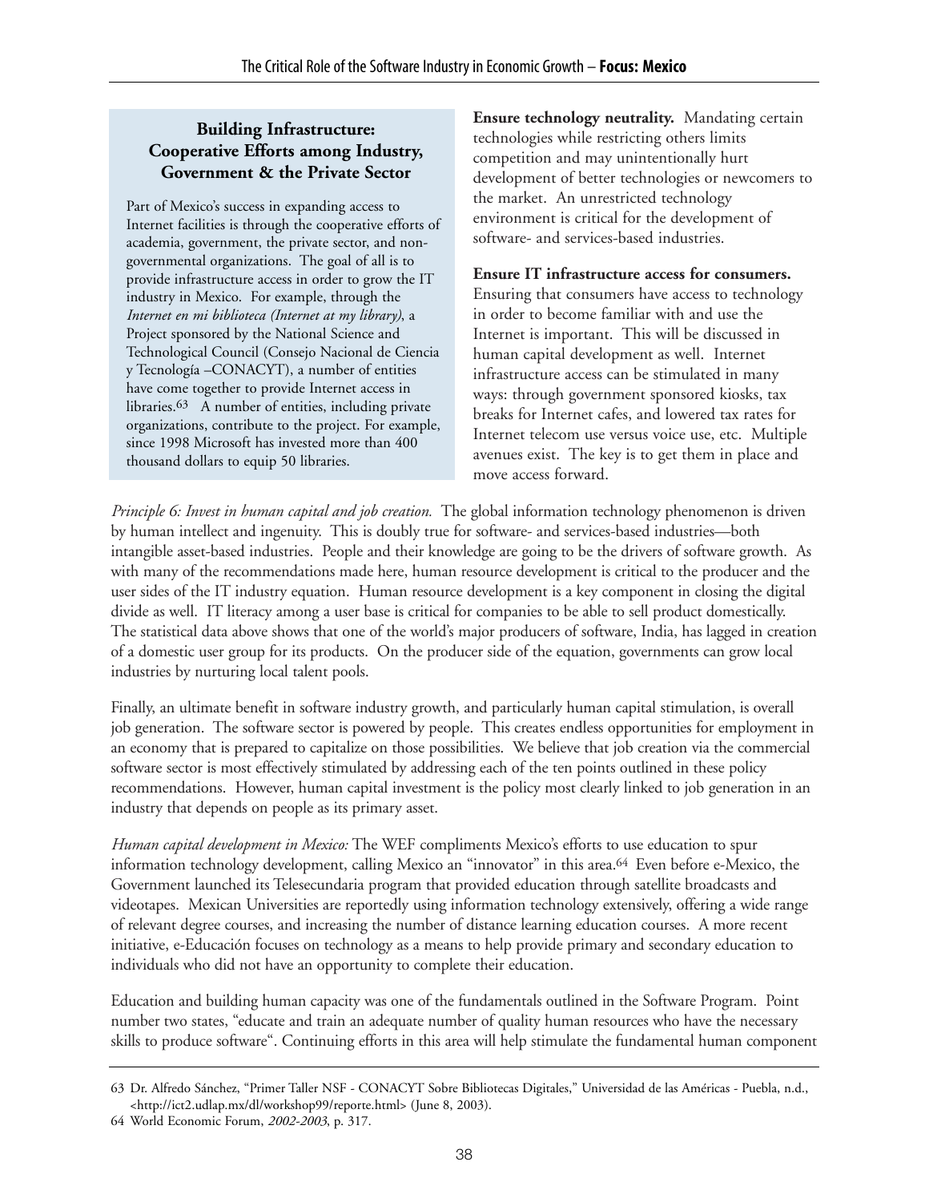### Building Infrastructure: Cooperative Efforts among Industry, Government & the Private Sector

Part of Mexico's success in expanding access to Internet facilities is through the cooperative efforts of academia, government, the private sector, and non-governmental organizations. The goal of all is to provide infrastructure access in order to grow the IT industry in Mexico. For example, through the *Internet en mi biblioteca (Internet at my library)*, a Project sponsored by the National Science and Technological Council (Consejo Nacional de Ciencia y Tecnología –CONACYT), a number of entities have come together to provide Internet access in libraries.[63] A number of entities, including private organizations, contribute to the project. For example, since 1998 Microsoft has invested more than 400 thousand dollars to equip 50 libraries.

**Ensure technology neutrality.** Mandating certain technologies while restricting others limits competition and may unintentionally hurt development of better technologies or newcomers to the market. An unrestricted technology environment is critical for the development of software- and services-based industries.

**Ensure IT infrastructure access for consumers.** Ensuring that consumers have access to technology in order to become familiar with and use the Internet is important. This will be discussed in human capital development as well. Internet infrastructure access can be stimulated in many ways: through government sponsored kiosks, tax breaks for Internet cafes, and lowered tax rates for Internet telecom use versus voice use, etc. Multiple avenues exist. The key is to get them in place and move access forward.

*Principle 6: Invest in human capital and job creation.* The global information technology phenomenon is driven by human intellect and ingenuity. This is doubly true for software- and services-based industries—both intangible asset-based industries. People and their knowledge are going to be the drivers of software growth. As with many of the recommendations made here, human resource development is critical to the producer and the user sides of the IT industry equation. Human resource development is a key component in closing the digital divide as well. IT literacy among a user base is critical for companies to be able to sell product domestically. The statistical data above shows that one of the world's major producers of software, India, has lagged in creation of a domestic user group for its products. On the producer side of the equation, governments can grow local industries by nurturing local talent pools.

Finally, an ultimate benefit in software industry growth, and particularly human capital stimulation, is overall job generation. The software sector is powered by people. This creates endless opportunities for employment in an economy that is prepared to capitalize on those possibilities. We believe that job creation via the commercial software sector is most effectively stimulated by addressing each of the ten points outlined in these policy recommendations. However, human capital investment is the policy most clearly linked to job generation in an industry that depends on people as its primary asset.

*Human capital development in Mexico:* The WEF compliments Mexico's efforts to use education to spur information technology development, calling Mexico an "innovator" in this area.[64] Even before e-Mexico, the Government launched its Telesecundaria program that provided education through satellite broadcasts and videotapes. Mexican Universities are reportedly using information technology extensively, offering a wide range of relevant degree courses, and increasing the number of distance learning education courses. A more recent initiative, e-Educación focuses on technology as a means to help provide primary and secondary education to individuals who did not have an opportunity to complete their education.

Education and building human capacity was one of the fundamentals outlined in the Software Program. Point number two states, "educate and train an adequate number of quality human resources who have the necessary skills to produce software". Continuing efforts in this area will help stimulate the fundamental human component

---

63 Dr. Alfredo Sánchez, "Primer Taller NSF - CONACYT Sobre Bibliotecas Digitales," Universidad de las Américas - Puebla, n.d., <http://ict2.udlap.mx/dl/workshop99/reporte.html> (June 8, 2003).

64 World Economic Forum, *2002-2003*, p. 317.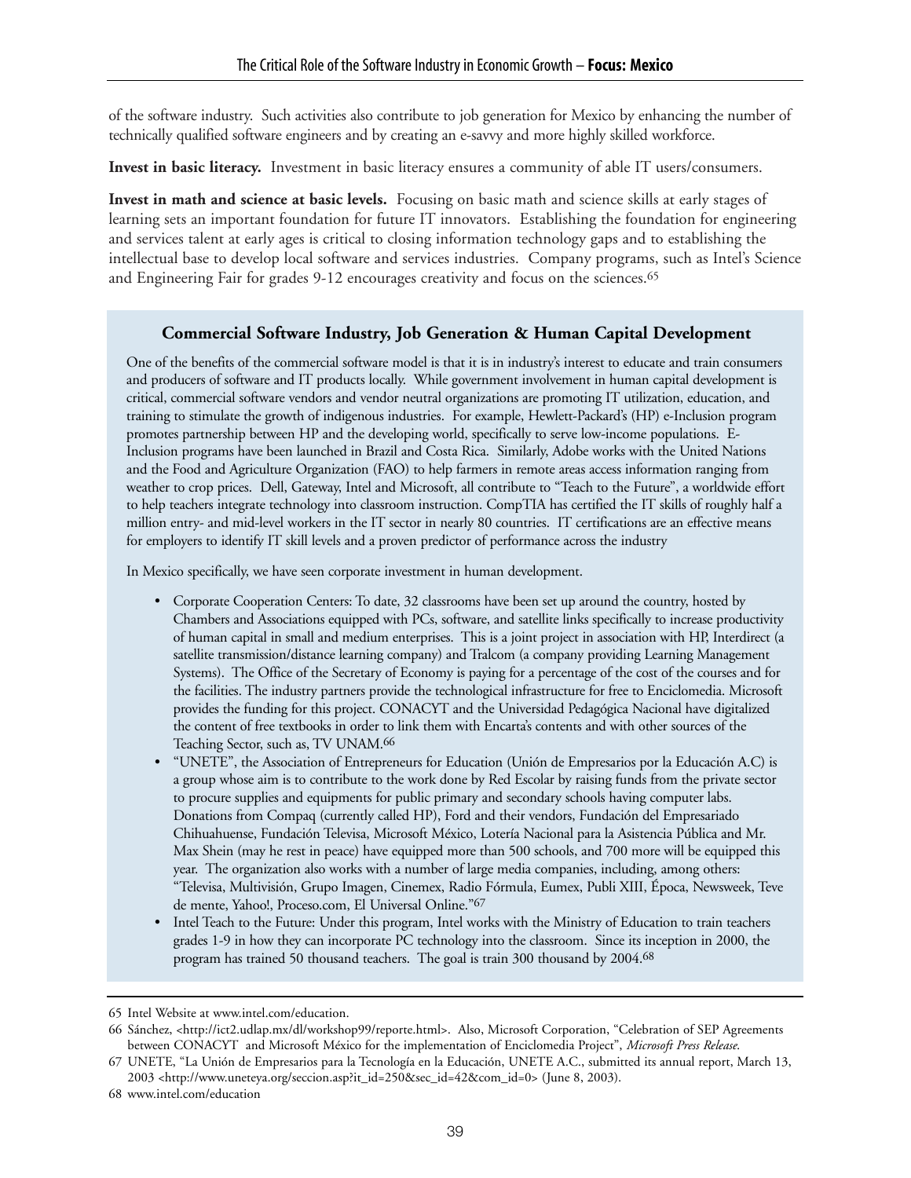of the software industry. Such activities also contribute to job generation for Mexico by enhancing the number of technically qualified software engineers and by creating an e-savvy and more highly skilled workforce.

**Invest in basic literacy.** Investment in basic literacy ensures a community of able IT users/consumers.

**Invest in math and science at basic levels.** Focusing on basic math and science skills at early stages of learning sets an important foundation for future IT innovators. Establishing the foundation for engineering and services talent at early ages is critical to closing information technology gaps and to establishing the intellectual base to develop local software and services industries. Company programs, such as Intel's Science and Engineering Fair for grades 9-12 encourages creativity and focus on the sciences.[65]

### Commercial Software Industry, Job Generation & Human Capital Development

One of the benefits of the commercial software model is that it is in industry's interest to educate and train consumers and producers of software and IT products locally. While government involvement in human capital development is critical, commercial software vendors and vendor neutral organizations are promoting IT utilization, education, and training to stimulate the growth of indigenous industries. For example, Hewlett-Packard's (HP) e-Inclusion program promotes partnership between HP and the developing world, specifically to serve low-income populations. E-Inclusion programs have been launched in Brazil and Costa Rica. Similarly, Adobe works with the United Nations and the Food and Agriculture Organization (FAO) to help farmers in remote areas access information ranging from weather to crop prices. Dell, Gateway, Intel and Microsoft, all contribute to "Teach to the Future", a worldwide effort to help teachers integrate technology into classroom instruction. CompTIA has certified the IT skills of roughly half a million entry- and mid-level workers in the IT sector in nearly 80 countries. IT certifications are an effective means for employers to identify IT skill levels and a proven predictor of performance across the industry

In Mexico specifically, we have seen corporate investment in human development.

- Corporate Cooperation Centers: To date, 32 classrooms have been set up around the country, hosted by Chambers and Associations equipped with PCs, software, and satellite links specifically to increase productivity of human capital in small and medium enterprises. This is a joint project in association with HP, Interdirect (a satellite transmission/distance learning company) and Tralcom (a company providing Learning Management Systems). The Office of the Secretary of Economy is paying for a percentage of the cost of the courses and for the facilities. The industry partners provide the technological infrastructure for free to Enciclomedia. Microsoft provides the funding for this project. CONACYT and the Universidad Pedagógica Nacional have digitalized the content of free textbooks in order to link them with Encarta's contents and with other sources of the Teaching Sector, such as, TV UNAM.[66]
- "UNETE", the Association of Entrepreneurs for Education (Unión de Empresarios por la Educación A.C) is a group whose aim is to contribute to the work done by Red Escolar by raising funds from the private sector to procure supplies and equipments for public primary and secondary schools having computer labs. Donations from Compaq (currently called HP), Ford and their vendors, Fundación del Empresariado Chihuahuense, Fundación Televisa, Microsoft México, Lotería Nacional para la Asistencia Pública and Mr. Max Shein (may he rest in peace) have equipped more than 500 schools, and 700 more will be equipped this year. The organization also works with a number of large media companies, including, among others: "Televisa, Multivisión, Grupo Imagen, Cinemex, Radio Fórmula, Eumex, Publi XIII, Época, Newsweek, Teve de mente, Yahoo!, Proceso.com, El Universal Online."[67]
- Intel Teach to the Future: Under this program, Intel works with the Ministry of Education to train teachers grades 1-9 in how they can incorporate PC technology into the classroom. Since its inception in 2000, the program has trained 50 thousand teachers. The goal is train 300 thousand by 2004.[68]

---

65 Intel Website at www.intel.com/education.

66 Sánchez, <http://ict2.udlap.mx/dl/workshop99/reporte.html>. Also, Microsoft Corporation, "Celebration of SEP Agreements between CONACYT and Microsoft México for the implementation of Enciclomedia Project", *Microsoft Press Release*.

67 UNETE, "La Unión de Empresarios para la Tecnología en la Educación, UNETE A.C., submitted its annual report, March 13, 2003 <http://www.uneteya.org/seccion.asp?it_id=250&sec_id=42&com_id=0> (June 8, 2003).

68 www.intel.com/education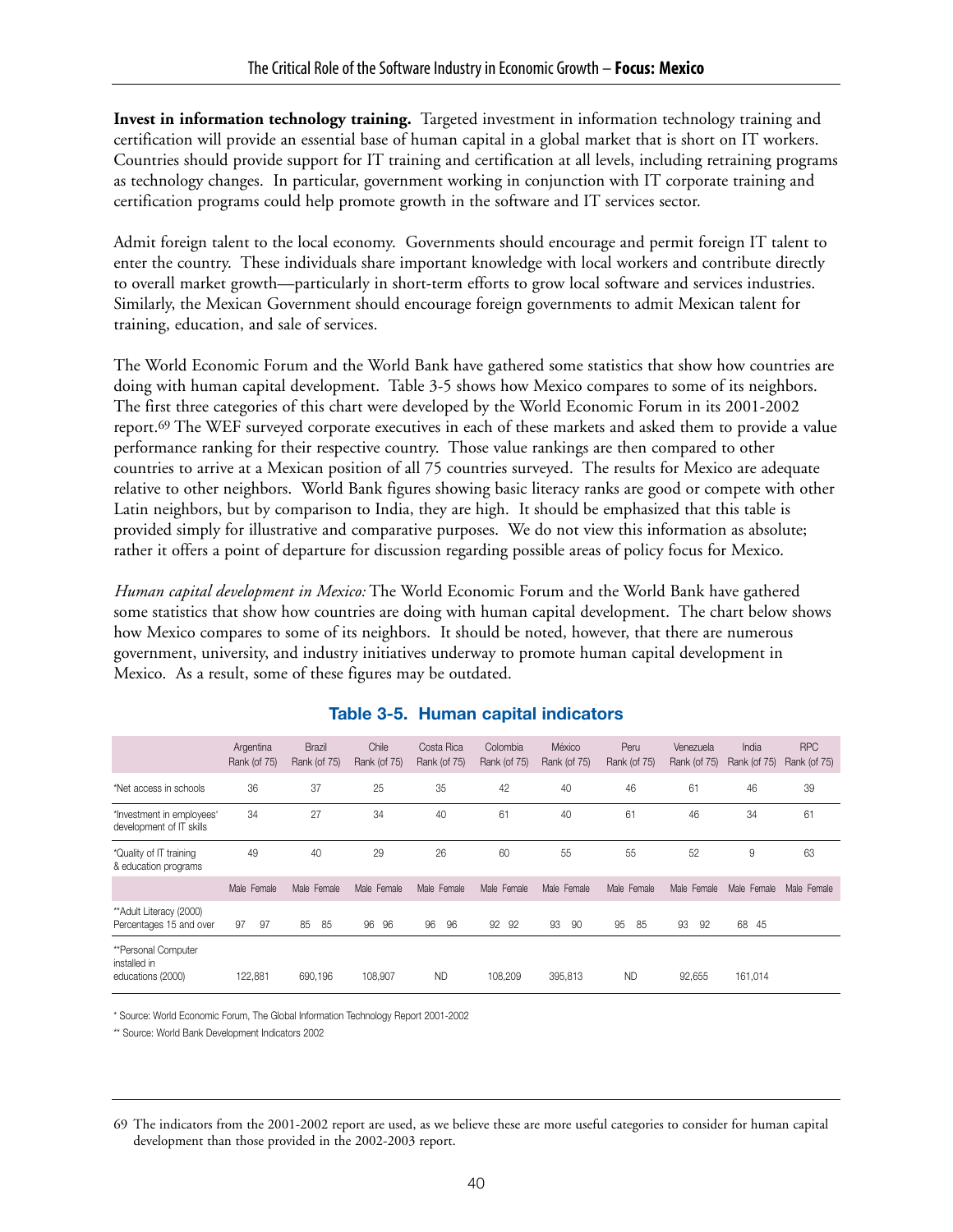**Invest in information technology training.** Targeted investment in information technology training and certification will provide an essential base of human capital in a global market that is short on IT workers. Countries should provide support for IT training and certification at all levels, including retraining programs as technology changes. In particular, government working in conjunction with IT corporate training and certification programs could help promote growth in the software and IT services sector.

Admit foreign talent to the local economy. Governments should encourage and permit foreign IT talent to enter the country. These individuals share important knowledge with local workers and contribute directly to overall market growth—particularly in short-term efforts to grow local software and services industries. Similarly, the Mexican Government should encourage foreign governments to admit Mexican talent for training, education, and sale of services.

The World Economic Forum and the World Bank have gathered some statistics that show how countries are doing with human capital development. Table 3-5 shows how Mexico compares to some of its neighbors. The first three categories of this chart were developed by the World Economic Forum in its 2001-2002 report.[69] The WEF surveyed corporate executives in each of these markets and asked them to provide a value performance ranking for their respective country. Those value rankings are then compared to other countries to arrive at a Mexican position of all 75 countries surveyed. The results for Mexico are adequate relative to other neighbors. World Bank figures showing basic literacy ranks are good or compete with other Latin neighbors, but by comparison to India, they are high. It should be emphasized that this table is provided simply for illustrative and comparative purposes. We do not view this information as absolute; rather it offers a point of departure for discussion regarding possible areas of policy focus for Mexico.

*Human capital development in Mexico:* The World Economic Forum and the World Bank have gathered some statistics that show how countries are doing with human capital development. The chart below shows how Mexico compares to some of its neighbors. It should be noted, however, that there are numerous government, university, and industry initiatives underway to promote human capital development in Mexico. As a result, some of these figures may be outdated.

## Table 3-5. Human capital indicators

| | Argentina Rank (of 75) | Brazil Rank (of 75) | Chile Rank (of 75) | Costa Rica Rank (of 75) | Colombia Rank (of 75) | México Rank (of 75) | Peru Rank (of 75) | Venezuela Rank (of 75) | India Rank (of 75) | RPC Rank (of 75) |
|---|---|---|---|---|---|---|---|---|---|---|
| *Net access in schools | 36 | 37 | 25 | 35 | 42 | 40 | 46 | 61 | 46 | 39 |
| *Investment in employees' development of IT skills | 34 | 27 | 34 | 40 | 61 | 40 | 61 | 46 | 34 | 61 |
| *Quality of IT training & education programs | 49 | 40 | 29 | 26 | 60 | 55 | 55 | 52 | 9 | 63 |
| | Male Female | Male Female | Male Female | Male Female | Male Female | Male Female | Male Female | Male Female | Male Female | Male Female |
| **Adult Literacy (2000) Percentages 15 and over | 97 97 | 85 85 | 96 96 | 96 96 | 92 92 | 93 90 | 95 85 | 93 92 | 68 45 | |
| **Personal Computer installed in educations (2000) | 122,881 | 690,196 | 108,907 | ND | 108,209 | 395,813 | ND | 92,655 | 161,014 | |

\* Source: World Economic Forum, The Global Information Technology Report 2001-2002

\*\* Source: World Bank Development Indicators 2002

69 The indicators from the 2001-2002 report are used, as we believe these are more useful categories to consider for human capital development than those provided in the 2002-2003 report.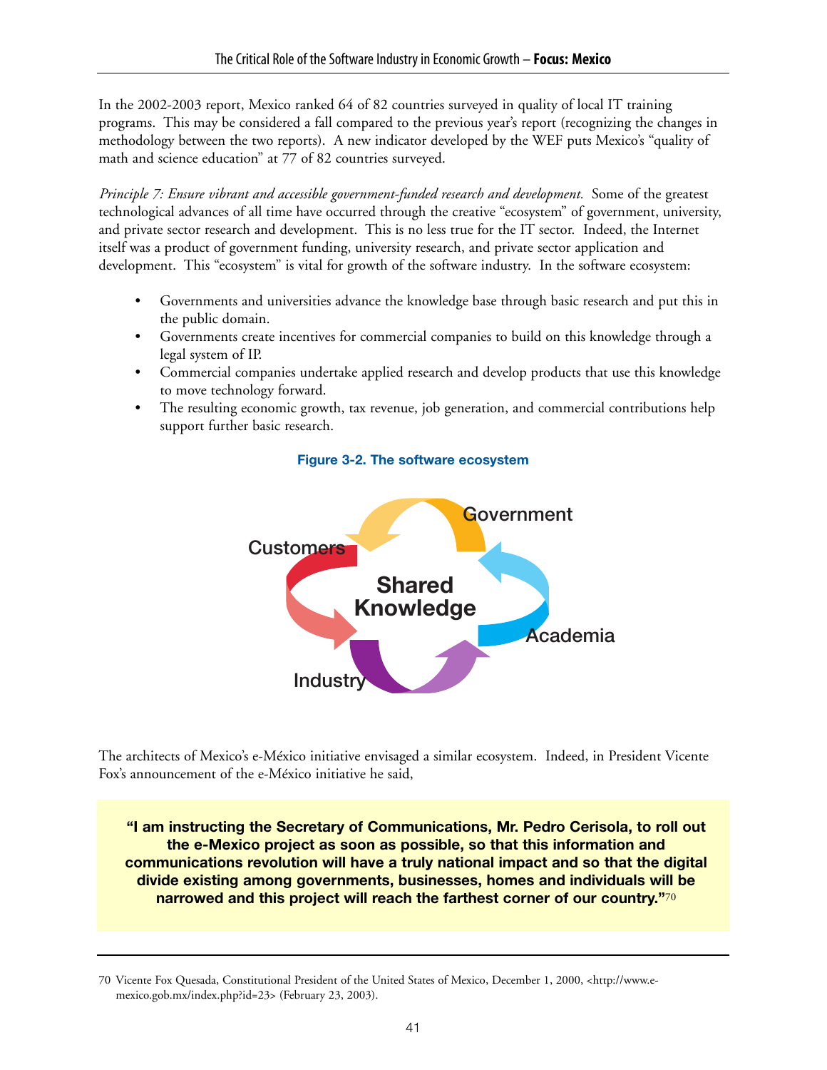In the 2002-2003 report, Mexico ranked 64 of 82 countries surveyed in quality of local IT training programs. This may be considered a fall compared to the previous year's report (recognizing the changes in methodology between the two reports). A new indicator developed by the WEF puts Mexico's "quality of math and science education" at 77 of 82 countries surveyed.

*Principle 7: Ensure vibrant and accessible government-funded research and development.* Some of the greatest technological advances of all time have occurred through the creative "ecosystem" of government, university, and private sector research and development. This is no less true for the IT sector. Indeed, the Internet itself was a product of government funding, university research, and private sector application and development. This "ecosystem" is vital for growth of the software industry. In the software ecosystem:

- Governments and universities advance the knowledge base through basic research and put this in the public domain.
- Governments create incentives for commercial companies to build on this knowledge through a legal system of IP.
- Commercial companies undertake applied research and develop products that use this knowledge to move technology forward.
- The resulting economic growth, tax revenue, job generation, and commercial contributions help support further basic research.

**Figure 3-2. The software ecosystem**

Government

Customers

Shared Knowledge

Academia

Industry

The architects of Mexico's e-México initiative envisaged a similar ecosystem. Indeed, in President Vicente Fox's announcement of the e-México initiative he said,

> **"I am instructing the Secretary of Communications, Mr. Pedro Cerisola, to roll out the e-Mexico project as soon as possible, so that this information and communications revolution will have a truly national impact and so that the digital divide existing among governments, businesses, homes and individuals will be narrowed and this project will reach the farthest corner of our country."**[70]

70 Vicente Fox Quesada, Constitutional President of the United States of Mexico, December 1, 2000, <http://www.e-mexico.gob.mx/index.php?id=23> (February 23, 2003).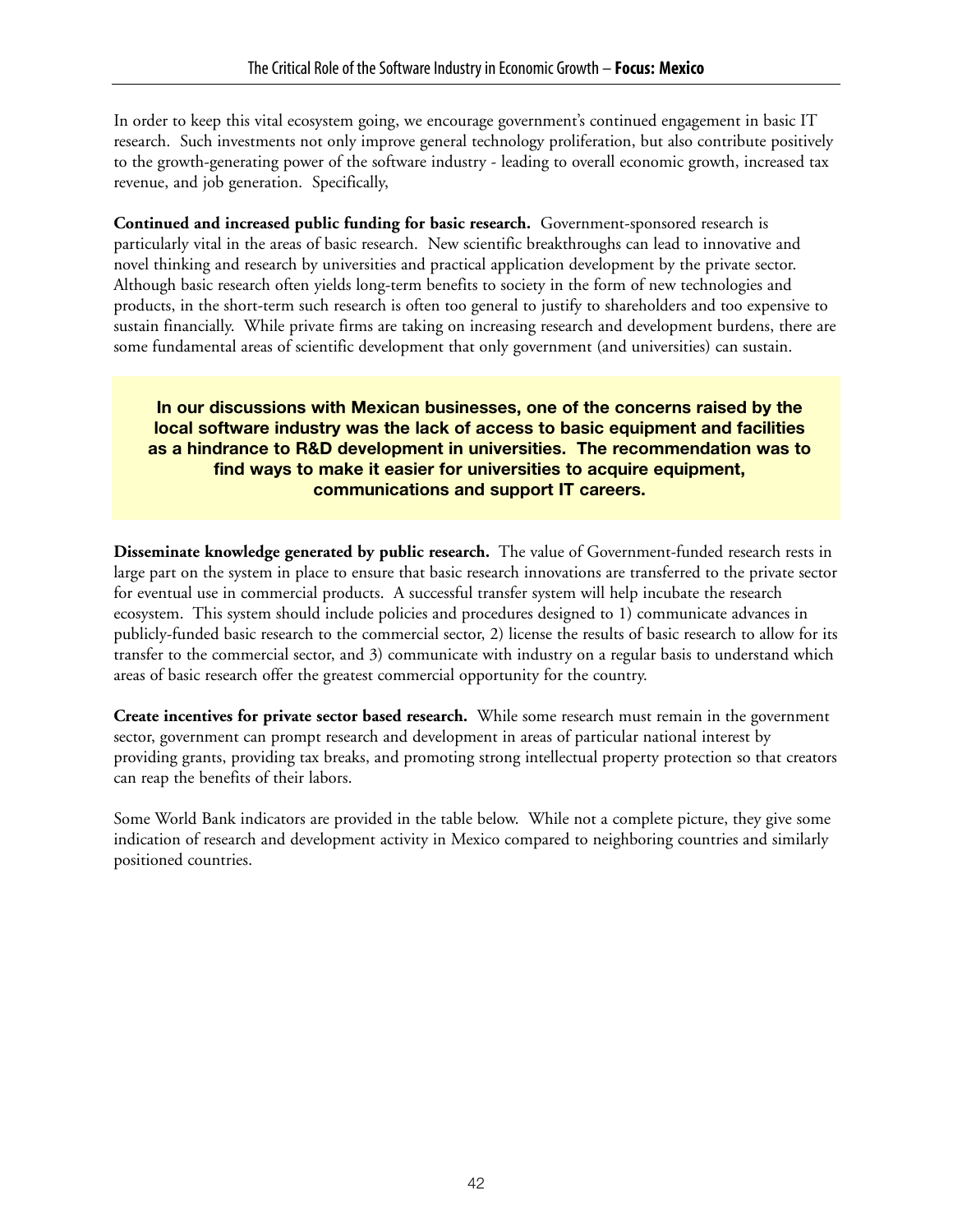In order to keep this vital ecosystem going, we encourage government's continued engagement in basic IT research. Such investments not only improve general technology proliferation, but also contribute positively to the growth-generating power of the software industry - leading to overall economic growth, increased tax revenue, and job generation. Specifically,

**Continued and increased public funding for basic research.** Government-sponsored research is particularly vital in the areas of basic research. New scientific breakthroughs can lead to innovative and novel thinking and research by universities and practical application development by the private sector. Although basic research often yields long-term benefits to society in the form of new technologies and products, in the short-term such research is often too general to justify to shareholders and too expensive to sustain financially. While private firms are taking on increasing research and development burdens, there are some fundamental areas of scientific development that only government (and universities) can sustain.

**In our discussions with Mexican businesses, one of the concerns raised by the local software industry was the lack of access to basic equipment and facilities as a hindrance to R&D development in universities. The recommendation was to find ways to make it easier for universities to acquire equipment, communications and support IT careers.**

**Disseminate knowledge generated by public research.** The value of Government-funded research rests in large part on the system in place to ensure that basic research innovations are transferred to the private sector for eventual use in commercial products. A successful transfer system will help incubate the research ecosystem. This system should include policies and procedures designed to 1) communicate advances in publicly-funded basic research to the commercial sector, 2) license the results of basic research to allow for its transfer to the commercial sector, and 3) communicate with industry on a regular basis to understand which areas of basic research offer the greatest commercial opportunity for the country.

**Create incentives for private sector based research.** While some research must remain in the government sector, government can prompt research and development in areas of particular national interest by providing grants, providing tax breaks, and promoting strong intellectual property protection so that creators can reap the benefits of their labors.

Some World Bank indicators are provided in the table below. While not a complete picture, they give some indication of research and development activity in Mexico compared to neighboring countries and similarly positioned countries.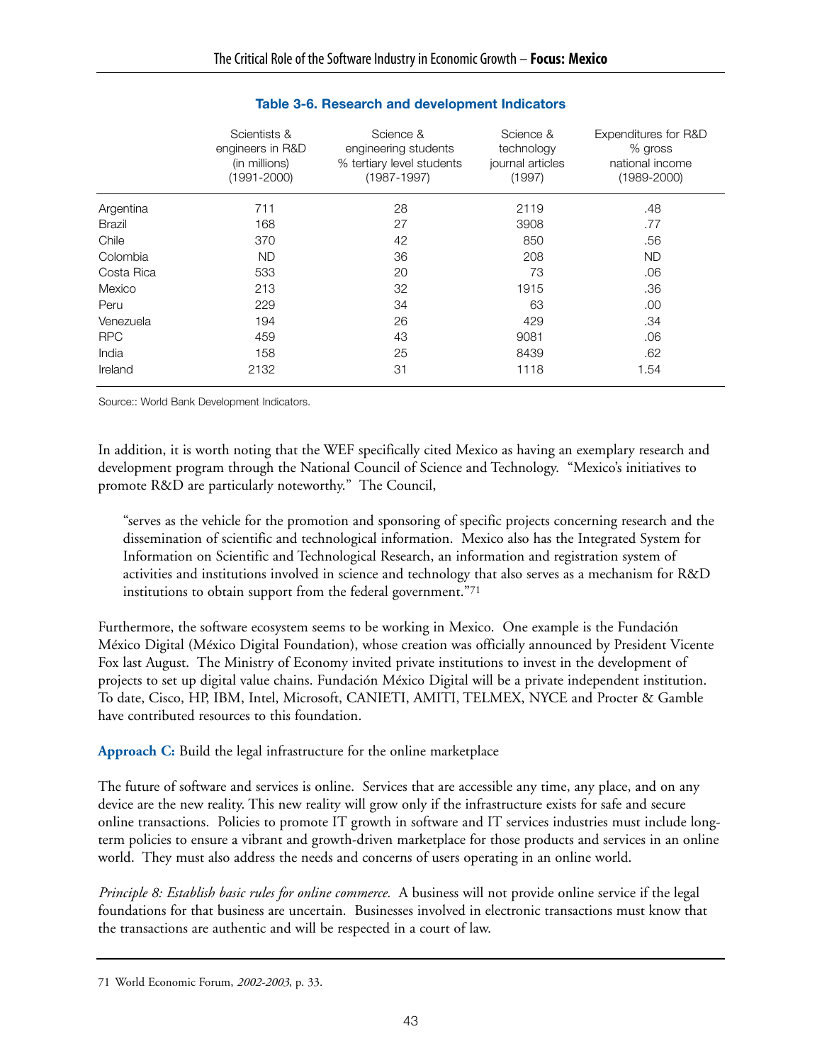**Table 3-6. Research and development Indicators**

| | Scientists & engineers in R&D (in millions) (1991-2000) | Science & engineering students % tertiary level students (1987-1997) | Science & technology journal articles (1997) | Expenditures for R&D % gross national income (1989-2000) |
|---|---|---|---|---|
| Argentina | 711 | 28 | 2119 | .48 |
| Brazil | 168 | 27 | 3908 | .77 |
| Chile | 370 | 42 | 850 | .56 |
| Colombia | ND | 36 | 208 | ND |
| Costa Rica | 533 | 20 | 73 | .06 |
| Mexico | 213 | 32 | 1915 | .36 |
| Peru | 229 | 34 | 63 | .00 |
| Venezuela | 194 | 26 | 429 | .34 |
| RPC | 459 | 43 | 9081 | .06 |
| India | 158 | 25 | 8439 | .62 |
| Ireland | 2132 | 31 | 1118 | 1.54 |

Source:: World Bank Development Indicators.

In addition, it is worth noting that the WEF specifically cited Mexico as having an exemplary research and development program through the National Council of Science and Technology. "Mexico's initiatives to promote R&D are particularly noteworthy." The Council,

> "serves as the vehicle for the promotion and sponsoring of specific projects concerning research and the dissemination of scientific and technological information. Mexico also has the Integrated System for Information on Scientific and Technological Research, an information and registration system of activities and institutions involved in science and technology that also serves as a mechanism for R&D institutions to obtain support from the federal government."[71]

Furthermore, the software ecosystem seems to be working in Mexico. One example is the Fundación México Digital (México Digital Foundation), whose creation was officially announced by President Vicente Fox last August. The Ministry of Economy invited private institutions to invest in the development of projects to set up digital value chains. Fundación México Digital will be a private independent institution. To date, Cisco, HP, IBM, Intel, Microsoft, CANIETI, AMITI, TELMEX, NYCE and Procter & Gamble have contributed resources to this foundation.

**Approach C:** Build the legal infrastructure for the online marketplace

The future of software and services is online. Services that are accessible any time, any place, and on any device are the new reality. This new reality will grow only if the infrastructure exists for safe and secure online transactions. Policies to promote IT growth in software and IT services industries must include long-term policies to ensure a vibrant and growth-driven marketplace for those products and services in an online world. They must also address the needs and concerns of users operating in an online world.

*Principle 8: Establish basic rules for online commerce.* A business will not provide online service if the legal foundations for that business are uncertain. Businesses involved in electronic transactions must know that the transactions are authentic and will be respected in a court of law.

71 World Economic Forum, *2002-2003*, p. 33.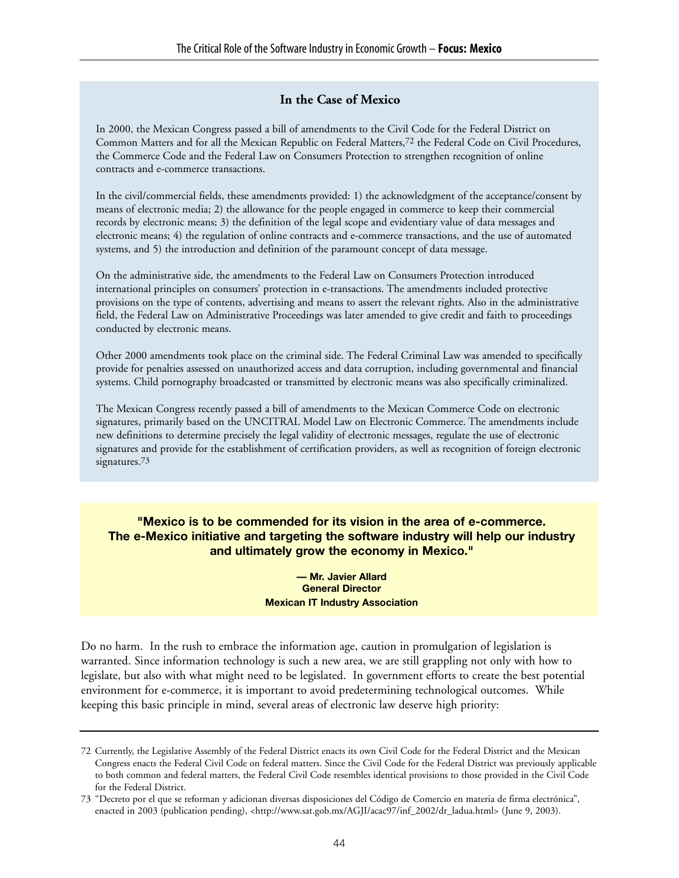### In the Case of Mexico

In 2000, the Mexican Congress passed a bill of amendments to the Civil Code for the Federal District on Common Matters and for all the Mexican Republic on Federal Matters,[72] the Federal Code on Civil Procedures, the Commerce Code and the Federal Law on Consumers Protection to strengthen recognition of online contracts and e-commerce transactions.

In the civil/commercial fields, these amendments provided: 1) the acknowledgment of the acceptance/consent by means of electronic media; 2) the allowance for the people engaged in commerce to keep their commercial records by electronic means; 3) the definition of the legal scope and evidentiary value of data messages and electronic means; 4) the regulation of online contracts and e-commerce transactions, and the use of automated systems, and 5) the introduction and definition of the paramount concept of data message.

On the administrative side, the amendments to the Federal Law on Consumers Protection introduced international principles on consumers' protection in e-transactions. The amendments included protective provisions on the type of contents, advertising and means to assert the relevant rights. Also in the administrative field, the Federal Law on Administrative Proceedings was later amended to give credit and faith to proceedings conducted by electronic means.

Other 2000 amendments took place on the criminal side. The Federal Criminal Law was amended to specifically provide for penalties assessed on unauthorized access and data corruption, including governmental and financial systems. Child pornography broadcasted or transmitted by electronic means was also specifically criminalized.

The Mexican Congress recently passed a bill of amendments to the Mexican Commerce Code on electronic signatures, primarily based on the UNCITRAL Model Law on Electronic Commerce. The amendments include new definitions to determine precisely the legal validity of electronic messages, regulate the use of electronic signatures and provide for the establishment of certification providers, as well as recognition of foreign electronic signatures.[73]

**"Mexico is to be commended for its vision in the area of e-commerce. The e-Mexico initiative and targeting the software industry will help our industry and ultimately grow the economy in Mexico."**

**— Mr. Javier Allard**
**General Director**
**Mexican IT Industry Association**

Do no harm. In the rush to embrace the information age, caution in promulgation of legislation is warranted. Since information technology is such a new area, we are still grappling not only with how to legislate, but also with what might need to be legislated. In government efforts to create the best potential environment for e-commerce, it is important to avoid predetermining technological outcomes. While keeping this basic principle in mind, several areas of electronic law deserve high priority:

---

72 Currently, the Legislative Assembly of the Federal District enacts its own Civil Code for the Federal District and the Mexican Congress enacts the Federal Civil Code on federal matters. Since the Civil Code for the Federal District was previously applicable to both common and federal matters, the Federal Civil Code resembles identical provisions to those provided in the Civil Code for the Federal District.

73 "Decreto por el que se reforman y adicionan diversas disposiciones del Código de Comercio en materia de firma electrónica", enacted in 2003 (publication pending), <http://www.sat.gob.mx/AGJI/acac97/inf_2002/dr_ladua.html> (June 9, 2003).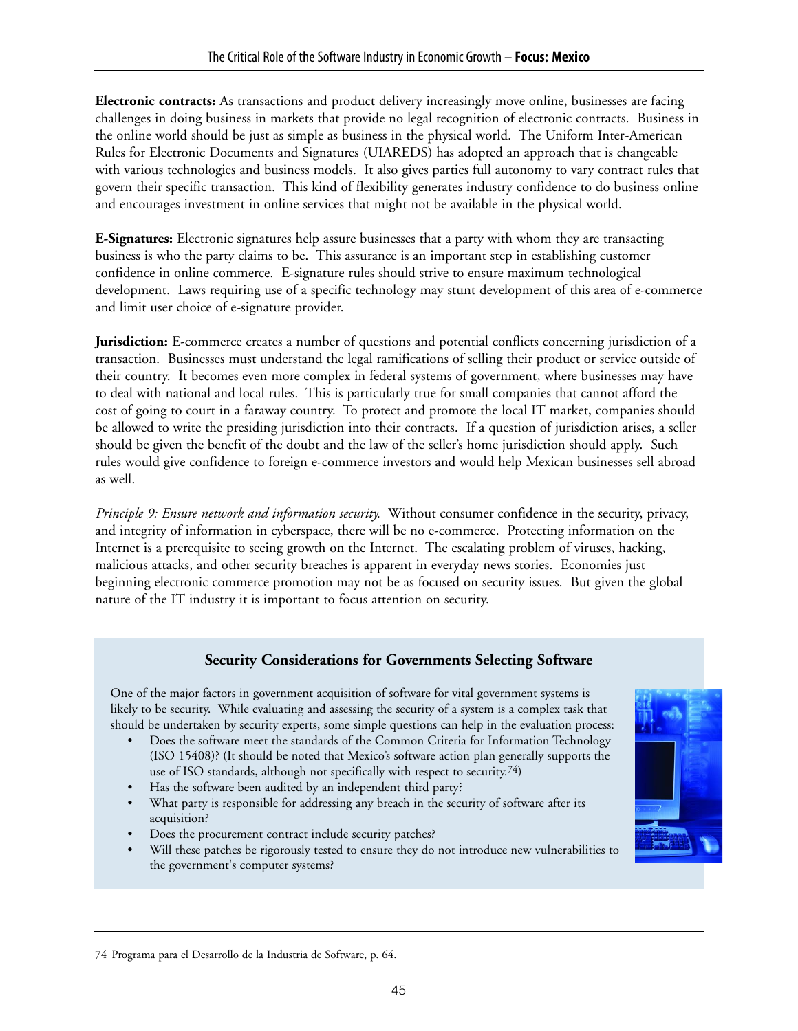**Electronic contracts:** As transactions and product delivery increasingly move online, businesses are facing challenges in doing business in markets that provide no legal recognition of electronic contracts. Business in the online world should be just as simple as business in the physical world. The Uniform Inter-American Rules for Electronic Documents and Signatures (UIAREDS) has adopted an approach that is changeable with various technologies and business models. It also gives parties full autonomy to vary contract rules that govern their specific transaction. This kind of flexibility generates industry confidence to do business online and encourages investment in online services that might not be available in the physical world.

**E-Signatures:** Electronic signatures help assure businesses that a party with whom they are transacting business is who the party claims to be. This assurance is an important step in establishing customer confidence in online commerce. E-signature rules should strive to ensure maximum technological development. Laws requiring use of a specific technology may stunt development of this area of e-commerce and limit user choice of e-signature provider.

**Jurisdiction:** E-commerce creates a number of questions and potential conflicts concerning jurisdiction of a transaction. Businesses must understand the legal ramifications of selling their product or service outside of their country. It becomes even more complex in federal systems of government, where businesses may have to deal with national and local rules. This is particularly true for small companies that cannot afford the cost of going to court in a faraway country. To protect and promote the local IT market, companies should be allowed to write the presiding jurisdiction into their contracts. If a question of jurisdiction arises, a seller should be given the benefit of the doubt and the law of the seller's home jurisdiction should apply. Such rules would give confidence to foreign e-commerce investors and would help Mexican businesses sell abroad as well.

*Principle 9: Ensure network and information security.* Without consumer confidence in the security, privacy, and integrity of information in cyberspace, there will be no e-commerce. Protecting information on the Internet is a prerequisite to seeing growth on the Internet. The escalating problem of viruses, hacking, malicious attacks, and other security breaches is apparent in everyday news stories. Economies just beginning electronic commerce promotion may not be as focused on security issues. But given the global nature of the IT industry it is important to focus attention on security.

### Security Considerations for Governments Selecting Software

One of the major factors in government acquisition of software for vital government systems is likely to be security. While evaluating and assessing the security of a system is a complex task that should be undertaken by security experts, some simple questions can help in the evaluation process:

- Does the software meet the standards of the Common Criteria for Information Technology (ISO 15408)? (It should be noted that Mexico's software action plan generally supports the use of ISO standards, although not specifically with respect to security.[74])
- Has the software been audited by an independent third party?
- What party is responsible for addressing any breach in the security of software after its acquisition?
- Does the procurement contract include security patches?
- Will these patches be rigorously tested to ensure they do not introduce new vulnerabilities to the government's computer systems?

74 Programa para el Desarrollo de la Industria de Software, p. 64.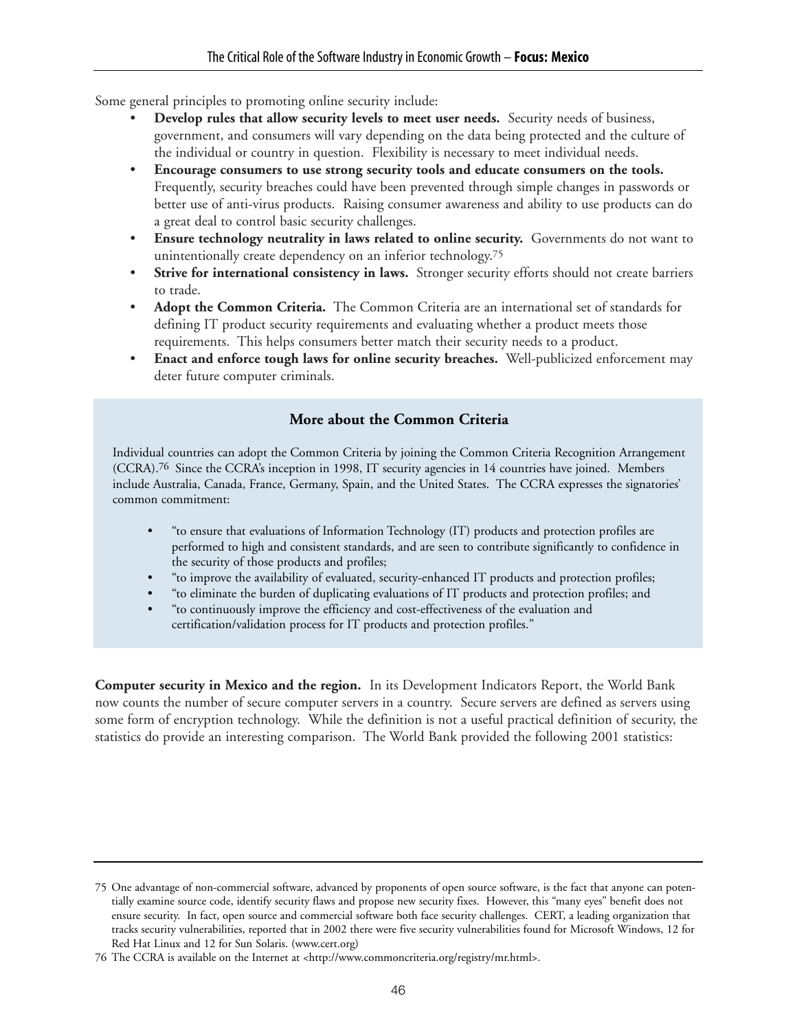Some general principles to promoting online security include:

- **Develop rules that allow security levels to meet user needs.** Security needs of business, government, and consumers will vary depending on the data being protected and the culture of the individual or country in question. Flexibility is necessary to meet individual needs.
- **Encourage consumers to use strong security tools and educate consumers on the tools.** Frequently, security breaches could have been prevented through simple changes in passwords or better use of anti-virus products. Raising consumer awareness and ability to use products can do a great deal to control basic security challenges.
- **Ensure technology neutrality in laws related to online security.** Governments do not want to unintentionally create dependency on an inferior technology.[75]
- **Strive for international consistency in laws.** Stronger security efforts should not create barriers to trade.
- **Adopt the Common Criteria.** The Common Criteria are an international set of standards for defining IT product security requirements and evaluating whether a product meets those requirements. This helps consumers better match their security needs to a product.
- **Enact and enforce tough laws for online security breaches.** Well-publicized enforcement may deter future computer criminals.

### More about the Common Criteria

Individual countries can adopt the Common Criteria by joining the Common Criteria Recognition Arrangement (CCRA).[76] Since the CCRA's inception in 1998, IT security agencies in 14 countries have joined. Members include Australia, Canada, France, Germany, Spain, and the United States. The CCRA expresses the signatories' common commitment:

- "to ensure that evaluations of Information Technology (IT) products and protection profiles are performed to high and consistent standards, and are seen to contribute significantly to confidence in the security of those products and profiles;
- "to improve the availability of evaluated, security-enhanced IT products and protection profiles;
- "to eliminate the burden of duplicating evaluations of IT products and protection profiles; and
- "to continuously improve the efficiency and cost-effectiveness of the evaluation and certification/validation process for IT products and protection profiles."

**Computer security in Mexico and the region.** In its Development Indicators Report, the World Bank now counts the number of secure computer servers in a country. Secure servers are defined as servers using some form of encryption technology. While the definition is not a useful practical definition of security, the statistics do provide an interesting comparison. The World Bank provided the following 2001 statistics:

---

75 One advantage of non-commercial software, advanced by proponents of open source software, is the fact that anyone can potentially examine source code, identify security flaws and propose new security fixes. However, this "many eyes" benefit does not ensure security. In fact, open source and commercial software both face security challenges. CERT, a leading organization that tracks security vulnerabilities, reported that in 2002 there were five security vulnerabilities found for Microsoft Windows, 12 for Red Hat Linux and 12 for Sun Solaris. (www.cert.org)

76 The CCRA is available on the Internet at <http://www.commoncriteria.org/registry/mr.html>.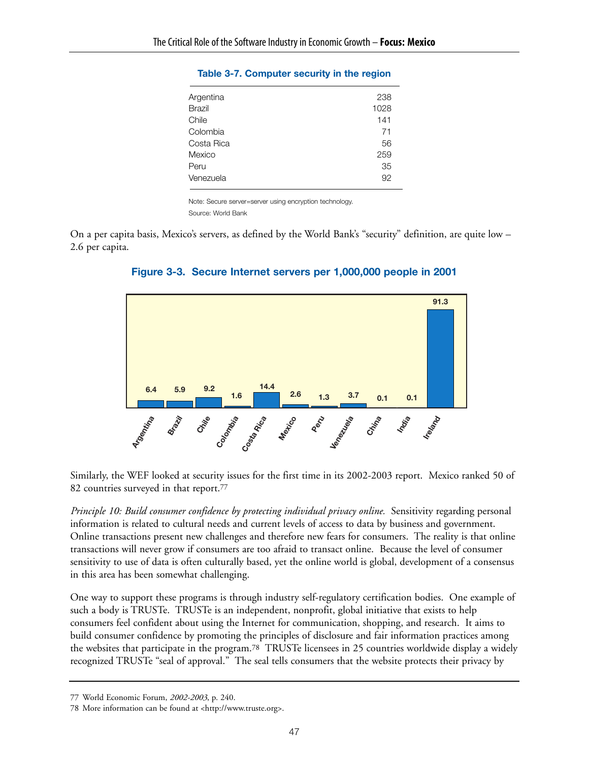**Table 3-7. Computer security in the region**

| | |
|---|---|
| Argentina | 238 |
| Brazil | 1028 |
| Chile | 141 |
| Colombia | 71 |
| Costa Rica | 56 |
| Mexico | 259 |
| Peru | 35 |
| Venezuela | 92 |

Note: Secure server=server using encryption technology.
Source: World Bank

On a per capita basis, Mexico's servers, as defined by the World Bank's "security" definition, are quite low – 2.6 per capita.

**Figure 3-3. Secure Internet servers per 1,000,000 people in 2001**

| Country | Secure servers per 1,000,000 people |
|---|---|
| Argentina | 6.4 |
| Brazil | 5.9 |
| Chile | 9.2 |
| Colombia | 1.6 |
| Costa Rica | 14.4 |
| Mexico | 2.6 |
| Peru | 1.3 |
| Venezuela | 3.7 |
| China | 0.1 |
| India | 0.1 |
| Ireland | 91.3 |

Similarly, the WEF looked at security issues for the first time in its 2002-2003 report. Mexico ranked 50 of 82 countries surveyed in that report.[77]

*Principle 10: Build consumer confidence by protecting individual privacy online.* Sensitivity regarding personal information is related to cultural needs and current levels of access to data by business and government. Online transactions present new challenges and therefore new fears for consumers. The reality is that online transactions will never grow if consumers are too afraid to transact online. Because the level of consumer sensitivity to use of data is often culturally based, yet the online world is global, development of a consensus in this area has been somewhat challenging.

One way to support these programs is through industry self-regulatory certification bodies. One example of such a body is TRUSTe. TRUSTe is an independent, nonprofit, global initiative that exists to help consumers feel confident about using the Internet for communication, shopping, and research. It aims to build consumer confidence by promoting the principles of disclosure and fair information practices among the websites that participate in the program.[78] TRUSTe licensees in 25 countries worldwide display a widely recognized TRUSTe "seal of approval." The seal tells consumers that the website protects their privacy by

77 World Economic Forum, *2002-2003*, p. 240.

78 More information can be found at <http://www.truste.org>.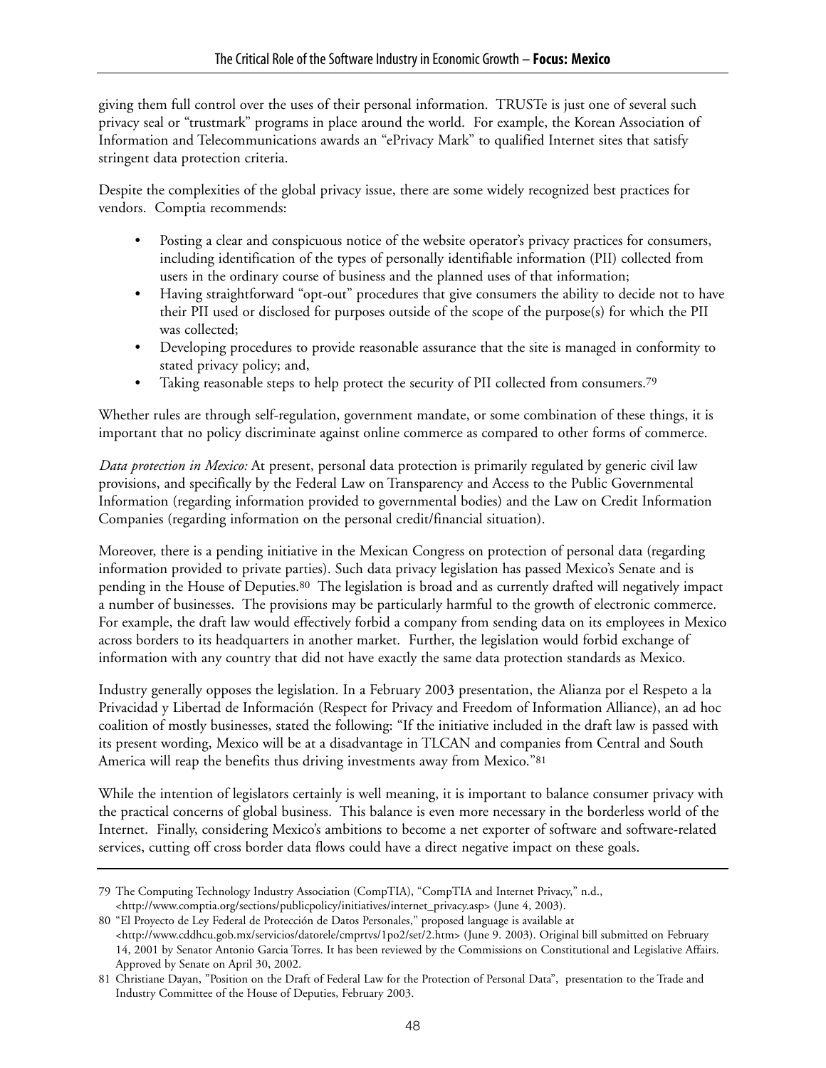giving them full control over the uses of their personal information. TRUSTe is just one of several such privacy seal or "trustmark" programs in place around the world. For example, the Korean Association of Information and Telecommunications awards an "ePrivacy Mark" to qualified Internet sites that satisfy stringent data protection criteria.

Despite the complexities of the global privacy issue, there are some widely recognized best practices for vendors. Comptia recommends:

- Posting a clear and conspicuous notice of the website operator's privacy practices for consumers, including identification of the types of personally identifiable information (PII) collected from users in the ordinary course of business and the planned uses of that information;
- Having straightforward "opt-out" procedures that give consumers the ability to decide not to have their PII used or disclosed for purposes outside of the scope of the purpose(s) for which the PII was collected;
- Developing procedures to provide reasonable assurance that the site is managed in conformity to stated privacy policy; and,
- Taking reasonable steps to help protect the security of PII collected from consumers.[79]

Whether rules are through self-regulation, government mandate, or some combination of these things, it is important that no policy discriminate against online commerce as compared to other forms of commerce.

*Data protection in Mexico:* At present, personal data protection is primarily regulated by generic civil law provisions, and specifically by the Federal Law on Transparency and Access to the Public Governmental Information (regarding information provided to governmental bodies) and the Law on Credit Information Companies (regarding information on the personal credit/financial situation).

Moreover, there is a pending initiative in the Mexican Congress on protection of personal data (regarding information provided to private parties). Such data privacy legislation has passed Mexico's Senate and is pending in the House of Deputies.[80] The legislation is broad and as currently drafted will negatively impact a number of businesses. The provisions may be particularly harmful to the growth of electronic commerce. For example, the draft law would effectively forbid a company from sending data on its employees in Mexico across borders to its headquarters in another market. Further, the legislation would forbid exchange of information with any country that did not have exactly the same data protection standards as Mexico.

Industry generally opposes the legislation. In a February 2003 presentation, the Alianza por el Respeto a la Privacidad y Libertad de Información (Respect for Privacy and Freedom of Information Alliance), an ad hoc coalition of mostly businesses, stated the following: "If the initiative included in the draft law is passed with its present wording, Mexico will be at a disadvantage in TLCAN and companies from Central and South America will reap the benefits thus driving investments away from Mexico."[81]

While the intention of legislators certainly is well meaning, it is important to balance consumer privacy with the practical concerns of global business. This balance is even more necessary in the borderless world of the Internet. Finally, considering Mexico's ambitions to become a net exporter of software and software-related services, cutting off cross border data flows could have a direct negative impact on these goals.

---

79 The Computing Technology Industry Association (CompTIA), "CompTIA and Internet Privacy," n.d., <http://www.comptia.org/sections/publicpolicy/initiatives/internet_privacy.asp> (June 4, 2003).

80 "El Proyecto de Ley Federal de Protección de Datos Personales," proposed language is available at <http://www.cddhcu.gob.mx/servicios/datorele/cmprtvs/1po2/set/2.htm> (June 9. 2003). Original bill submitted on February 14, 2001 by Senator Antonio Garcia Torres. It has been reviewed by the Commissions on Constitutional and Legislative Affairs. Approved by Senate on April 30, 2002.

81 Christiane Dayan, "Position on the Draft of Federal Law for the Protection of Personal Data", presentation to the Trade and Industry Committee of the House of Deputies, February 2003.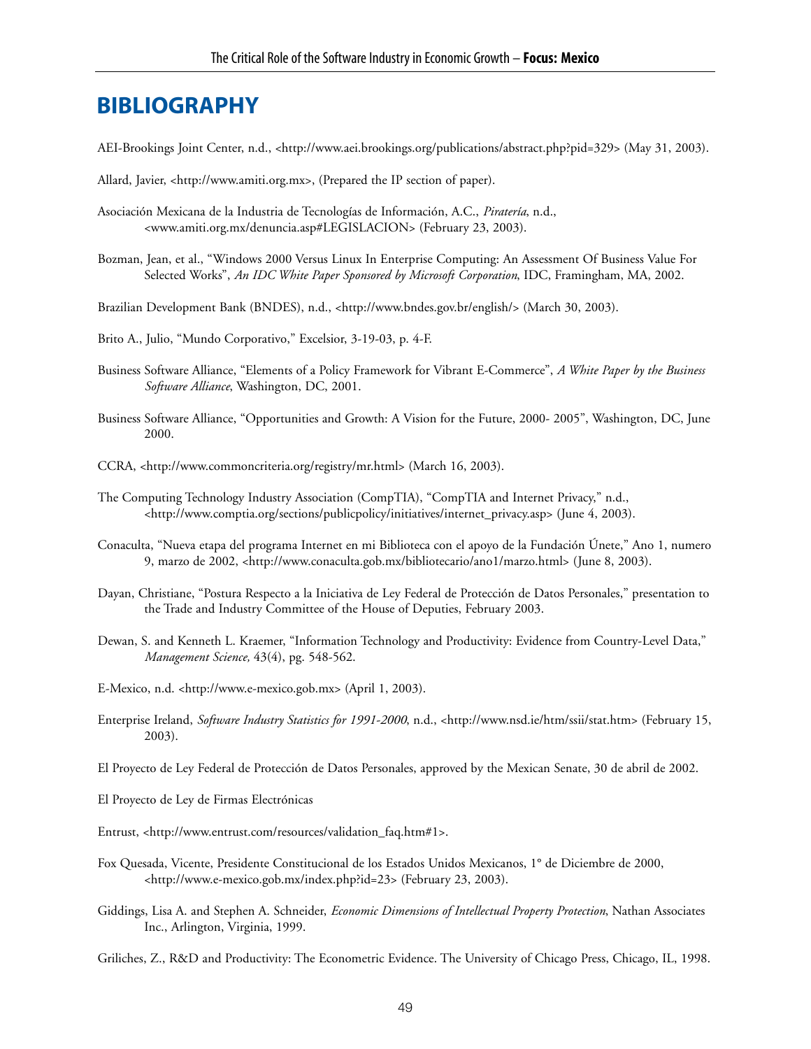# BIBLIOGRAPHY

AEI-Brookings Joint Center, n.d., <http://www.aei.brookings.org/publications/abstract.php?pid=329> (May 31, 2003).

Allard, Javier, <http://www.amiti.org.mx>, (Prepared the IP section of paper).

Asociación Mexicana de la Industria de Tecnologías de Información, A.C., *Piratería*, n.d., <www.amiti.org.mx/denuncia.asp#LEGISLACION> (February 23, 2003).

Bozman, Jean, et al., "Windows 2000 Versus Linux In Enterprise Computing: An Assessment Of Business Value For Selected Works", *An IDC White Paper Sponsored by Microsoft Corporation*, IDC, Framingham, MA, 2002.

Brazilian Development Bank (BNDES), n.d., <http://www.bndes.gov.br/english/> (March 30, 2003).

Brito A., Julio, "Mundo Corporativo," Excelsior, 3-19-03, p. 4-F.

Business Software Alliance, "Elements of a Policy Framework for Vibrant E-Commerce", *A White Paper by the Business Software Alliance*, Washington, DC, 2001.

Business Software Alliance, "Opportunities and Growth: A Vision for the Future, 2000- 2005", Washington, DC, June 2000.

CCRA, <http://www.commoncriteria.org/registry/mr.html> (March 16, 2003).

The Computing Technology Industry Association (CompTIA), "CompTIA and Internet Privacy," n.d., <http://www.comptia.org/sections/publicpolicy/initiatives/internet_privacy.asp> (June 4, 2003).

Conaculta, "Nueva etapa del programa Internet en mi Biblioteca con el apoyo de la Fundación Únete," Ano 1, numero 9, marzo de 2002, <http://www.conaculta.gob.mx/bibliotecario/ano1/marzo.html> (June 8, 2003).

Dayan, Christiane, "Postura Respecto a la Iniciativa de Ley Federal de Protección de Datos Personales," presentation to the Trade and Industry Committee of the House of Deputies, February 2003.

Dewan, S. and Kenneth L. Kraemer, "Information Technology and Productivity: Evidence from Country-Level Data," *Management Science,* 43(4), pg. 548-562.

E-Mexico, n.d. <http://www.e-mexico.gob.mx> (April 1, 2003).

Enterprise Ireland, *Software Industry Statistics for 1991-2000*, n.d., <http://www.nsd.ie/htm/ssii/stat.htm> (February 15, 2003).

El Proyecto de Ley Federal de Protección de Datos Personales, approved by the Mexican Senate, 30 de abril de 2002.

El Proyecto de Ley de Firmas Electrónicas

Entrust, <http://www.entrust.com/resources/validation_faq.htm#1>.

Fox Quesada, Vicente, Presidente Constitucional de los Estados Unidos Mexicanos, 1° de Diciembre de 2000, <http://www.e-mexico.gob.mx/index.php?id=23> (February 23, 2003).

Giddings, Lisa A. and Stephen A. Schneider, *Economic Dimensions of Intellectual Property Protection*, Nathan Associates Inc., Arlington, Virginia, 1999.

Griliches, Z., R&D and Productivity: The Econometric Evidence. The University of Chicago Press, Chicago, IL, 1998.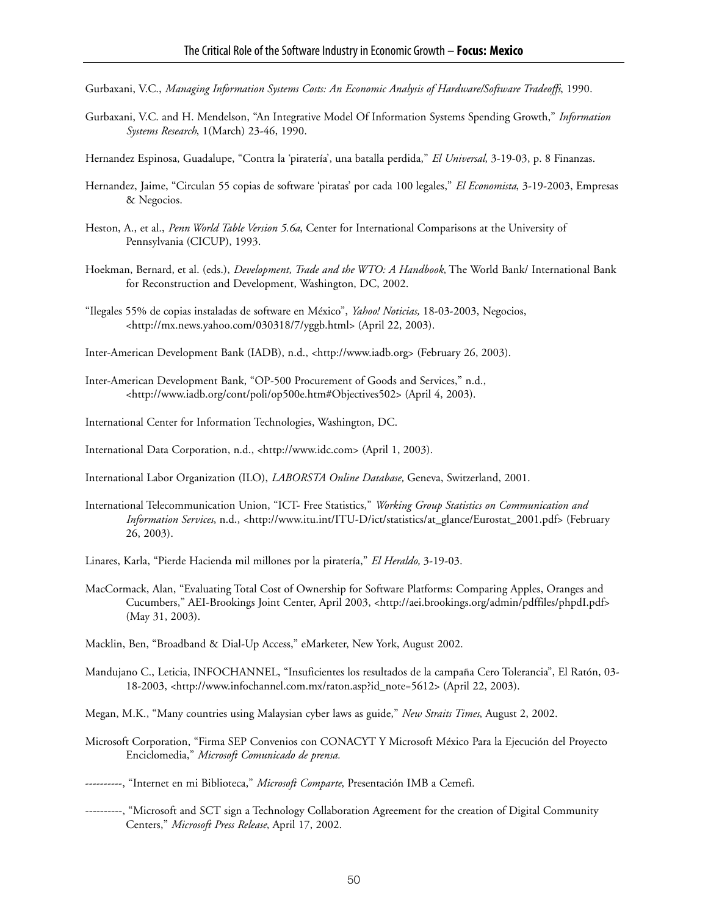Gurbaxani, V.C., *Managing Information Systems Costs: An Economic Analysis of Hardware/Software Tradeoffs*, 1990.

Gurbaxani, V.C. and H. Mendelson, "An Integrative Model Of Information Systems Spending Growth," *Information Systems Research*, 1(March) 23-46, 1990.

Hernandez Espinosa, Guadalupe, "Contra la 'piratería', una batalla perdida," *El Universal*, 3-19-03, p. 8 Finanzas.

Hernandez, Jaime, "Circulan 55 copias de software 'piratas' por cada 100 legales," *El Economista*, 3-19-2003, Empresas & Negocios.

Heston, A., et al., *Penn World Table Version 5.6a*, Center for International Comparisons at the University of Pennsylvania (CICUP), 1993.

Hoekman, Bernard, et al. (eds.), *Development, Trade and the WTO: A Handbook*, The World Bank/ International Bank for Reconstruction and Development, Washington, DC, 2002.

"Ilegales 55% de copias instaladas de software en México", *Yahoo! Noticias,* 18-03-2003, Negocios, <http://mx.news.yahoo.com/030318/7/yggb.html> (April 22, 2003).

Inter-American Development Bank (IADB), n.d., <http://www.iadb.org> (February 26, 2003).

Inter-American Development Bank, "OP-500 Procurement of Goods and Services," n.d., <http://www.iadb.org/cont/poli/op500e.htm#Objectives502> (April 4, 2003).

International Center for Information Technologies, Washington, DC.

International Data Corporation, n.d., <http://www.idc.com> (April 1, 2003).

International Labor Organization (ILO), *LABORSTA Online Database,* Geneva, Switzerland, 2001.

International Telecommunication Union, "ICT- Free Statistics," *Working Group Statistics on Communication and Information Services*, n.d., <http://www.itu.int/ITU-D/ict/statistics/at_glance/Eurostat_2001.pdf> (February 26, 2003).

Linares, Karla, "Pierde Hacienda mil millones por la piratería," *El Heraldo,* 3-19-03.

MacCormack, Alan, "Evaluating Total Cost of Ownership for Software Platforms: Comparing Apples, Oranges and Cucumbers," AEI-Brookings Joint Center, April 2003, <http://aei.brookings.org/admin/pdffiles/phpdI.pdf> (May 31, 2003).

Macklin, Ben, "Broadband & Dial-Up Access," eMarketer, New York, August 2002.

Mandujano C., Leticia, INFOCHANNEL, "Insuficientes los resultados de la campaña Cero Tolerancia", El Ratón, 03-18-2003, <http://www.infochannel.com.mx/raton.asp?id_note=5612> (April 22, 2003).

Megan, M.K., "Many countries using Malaysian cyber laws as guide," *New Straits Times*, August 2, 2002.

Microsoft Corporation, "Firma SEP Convenios con CONACYT Y Microsoft México Para la Ejecución del Proyecto Enciclomedia," *Microsoft Comunicado de prensa.*

----------, "Internet en mi Biblioteca," *Microsoft Comparte*, Presentación IMB a Cemefi.

----------, "Microsoft and SCT sign a Technology Collaboration Agreement for the creation of Digital Community Centers," *Microsoft Press Release*, April 17, 2002.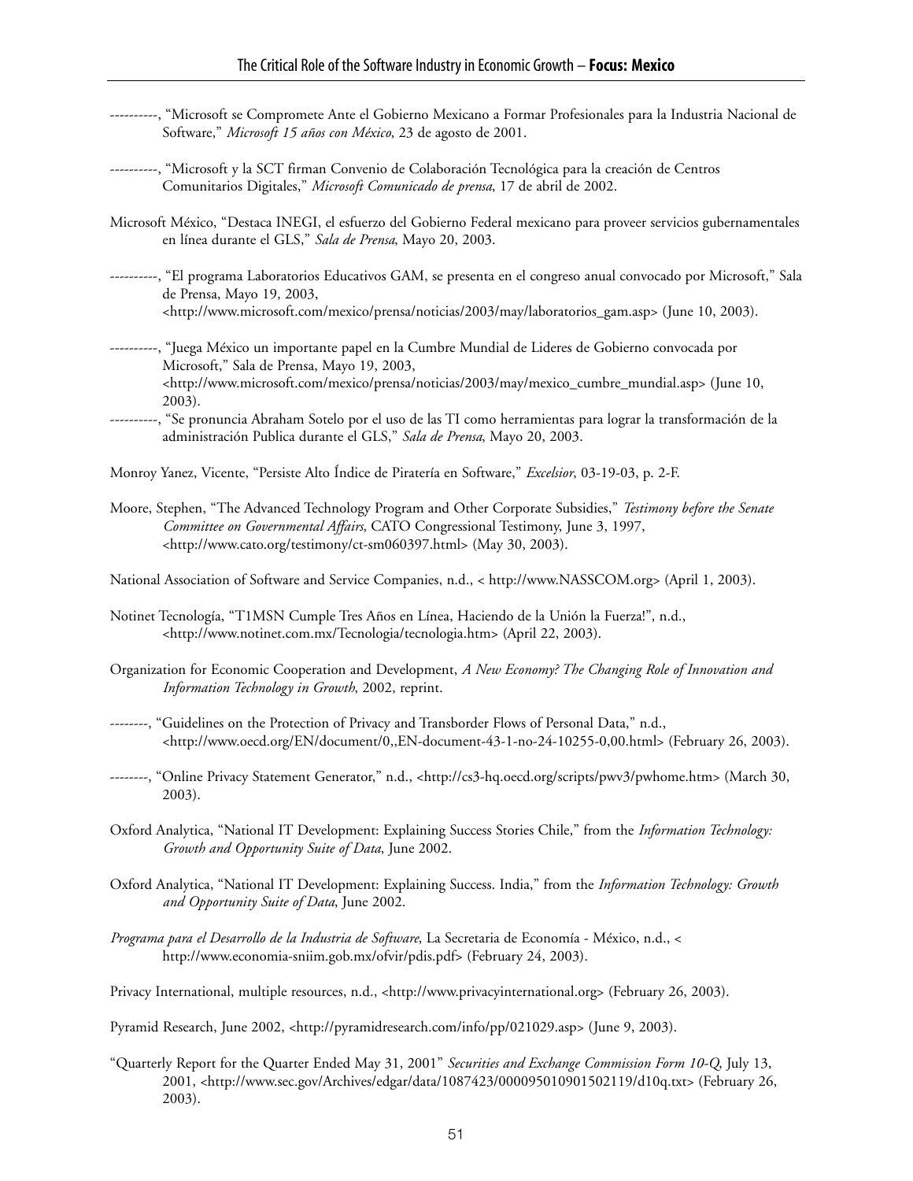----------, "Microsoft se Compromete Ante el Gobierno Mexicano a Formar Profesionales para la Industria Nacional de Software," *Microsoft 15 años con México*, 23 de agosto de 2001.

----------, "Microsoft y la SCT firman Convenio de Colaboración Tecnológica para la creación de Centros Comunitarios Digitales," *Microsoft Comunicado de prensa*, 17 de abril de 2002.

Microsoft México, "Destaca INEGI, el esfuerzo del Gobierno Federal mexicano para proveer servicios gubernamentales en línea durante el GLS," *Sala de Prensa*, Mayo 20, 2003.

----------, "El programa Laboratorios Educativos GAM, se presenta en el congreso anual convocado por Microsoft," Sala de Prensa, Mayo 19, 2003, <http://www.microsoft.com/mexico/prensa/noticias/2003/may/laboratorios_gam.asp> (June 10, 2003).

----------, "Juega México un importante papel en la Cumbre Mundial de Lideres de Gobierno convocada por Microsoft," Sala de Prensa, Mayo 19, 2003, <http://www.microsoft.com/mexico/prensa/noticias/2003/may/mexico_cumbre_mundial.asp> (June 10, 2003).

----------, "Se pronuncia Abraham Sotelo por el uso de las TI como herramientas para lograr la transformación de la administración Publica durante el GLS," *Sala de Prensa*, Mayo 20, 2003.

Monroy Yanez, Vicente, "Persiste Alto Índice de Piratería en Software," *Excelsior*, 03-19-03, p. 2-F.

Moore, Stephen, "The Advanced Technology Program and Other Corporate Subsidies," *Testimony before the Senate Committee on Governmental Affairs*, CATO Congressional Testimony, June 3, 1997, <http://www.cato.org/testimony/ct-sm060397.html> (May 30, 2003).

National Association of Software and Service Companies, n.d., < http://www.NASSCOM.org> (April 1, 2003).

Notinet Tecnología, "T1MSN Cumple Tres Años en Línea, Haciendo de la Unión la Fuerza!", n.d., <http://www.notinet.com.mx/Tecnologia/tecnologia.htm> (April 22, 2003).

Organization for Economic Cooperation and Development, *A New Economy? The Changing Role of Innovation and Information Technology in Growth*, 2002, reprint.

--------, "Guidelines on the Protection of Privacy and Transborder Flows of Personal Data," n.d., <http://www.oecd.org/EN/document/0,,EN-document-43-1-no-24-10255-0,00.html> (February 26, 2003).

--------, "Online Privacy Statement Generator," n.d., <http://cs3-hq.oecd.org/scripts/pwv3/pwhome.htm> (March 30, 2003).

Oxford Analytica, "National IT Development: Explaining Success Stories Chile," from the *Information Technology: Growth and Opportunity Suite of Data*, June 2002.

Oxford Analytica, "National IT Development: Explaining Success. India," from the *Information Technology: Growth and Opportunity Suite of Data*, June 2002.

*Programa para el Desarrollo de la Industria de Software*, La Secretaria de Economía - México, n.d., < http://www.economia-sniim.gob.mx/ofvir/pdis.pdf> (February 24, 2003).

Privacy International, multiple resources, n.d., <http://www.privacyinternational.org> (February 26, 2003).

Pyramid Research, June 2002, <http://pyramidresearch.com/info/pp/021029.asp> (June 9, 2003).

"Quarterly Report for the Quarter Ended May 31, 2001" *Securities and Exchange Commission Form 10-Q*, July 13, 2001, <http://www.sec.gov/Archives/edgar/data/1087423/000095010901502119/d10q.txt> (February 26, 2003).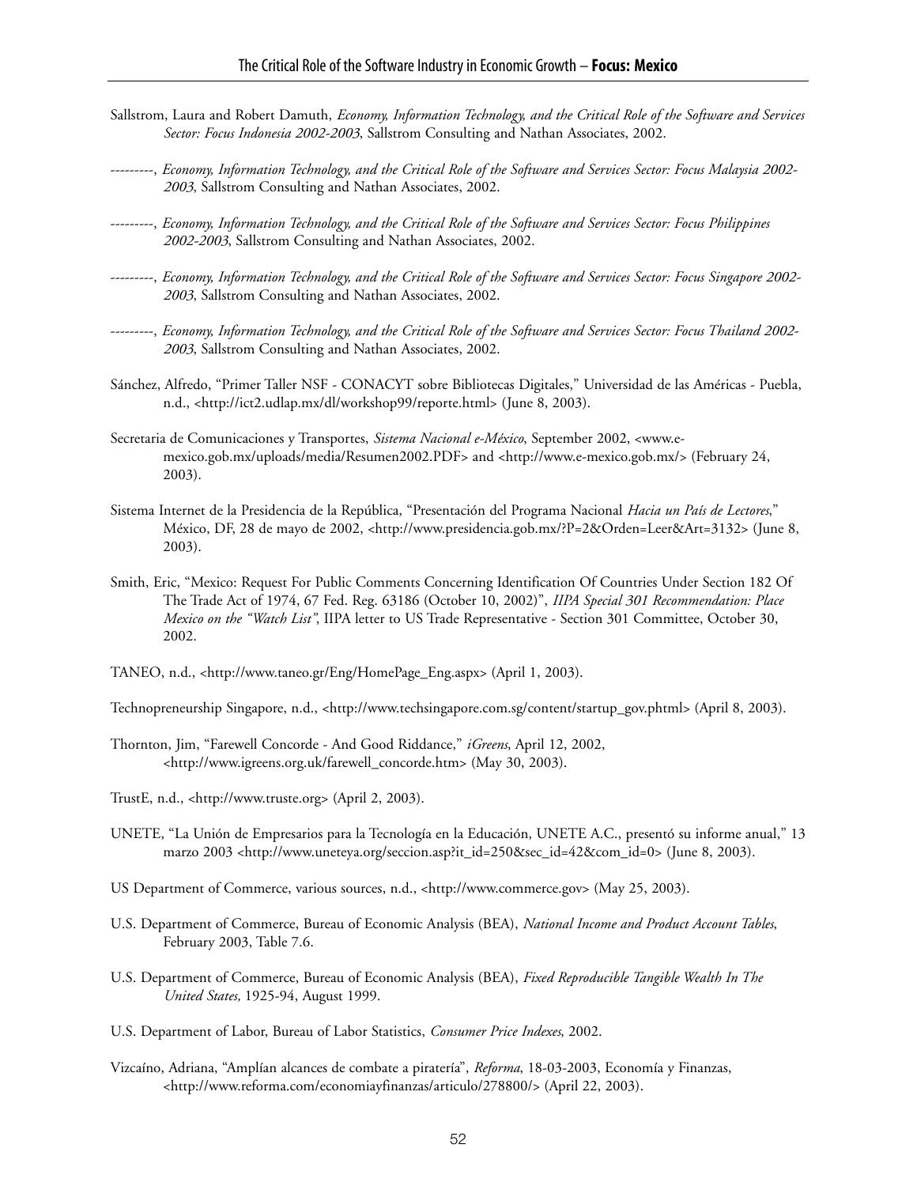Sallstrom, Laura and Robert Damuth, *Economy, Information Technology, and the Critical Role of the Software and Services Sector: Focus Indonesia 2002-2003*, Sallstrom Consulting and Nathan Associates, 2002.

---------, *Economy, Information Technology, and the Critical Role of the Software and Services Sector: Focus Malaysia 2002-2003*, Sallstrom Consulting and Nathan Associates, 2002.

---------, *Economy, Information Technology, and the Critical Role of the Software and Services Sector: Focus Philippines 2002-2003*, Sallstrom Consulting and Nathan Associates, 2002.

---------, *Economy, Information Technology, and the Critical Role of the Software and Services Sector: Focus Singapore 2002-2003*, Sallstrom Consulting and Nathan Associates, 2002.

---------, *Economy, Information Technology, and the Critical Role of the Software and Services Sector: Focus Thailand 2002-2003*, Sallstrom Consulting and Nathan Associates, 2002.

Sánchez, Alfredo, "Primer Taller NSF - CONACYT sobre Bibliotecas Digitales," Universidad de las Américas - Puebla, n.d., <http://ict2.udlap.mx/dl/workshop99/reporte.html> (June 8, 2003).

Secretaria de Comunicaciones y Transportes, *Sistema Nacional e-México*, September 2002, <www.e-mexico.gob.mx/uploads/media/Resumen2002.PDF> and <http://www.e-mexico.gob.mx/> (February 24, 2003).

Sistema Internet de la Presidencia de la República, "Presentación del Programa Nacional *Hacia un País de Lectores*," México, DF, 28 de mayo de 2002, <http://www.presidencia.gob.mx/?P=2&Orden=Leer&Art=3132> (June 8, 2003).

Smith, Eric, "Mexico: Request For Public Comments Concerning Identification Of Countries Under Section 182 Of The Trade Act of 1974, 67 Fed. Reg. 63186 (October 10, 2002)", *IIPA Special 301 Recommendation: Place Mexico on the "Watch List"*, IIPA letter to US Trade Representative - Section 301 Committee, October 30, 2002.

TANEO, n.d., <http://www.taneo.gr/Eng/HomePage_Eng.aspx> (April 1, 2003).

Technopreneurship Singapore, n.d., <http://www.techsingapore.com.sg/content/startup_gov.phtml> (April 8, 2003).

Thornton, Jim, "Farewell Concorde - And Good Riddance," *iGreens*, April 12, 2002, <http://www.igreens.org.uk/farewell_concorde.htm> (May 30, 2003).

TrustE, n.d., <http://www.truste.org> (April 2, 2003).

UNETE, "La Unión de Empresarios para la Tecnología en la Educación, UNETE A.C., presentó su informe anual," 13 marzo 2003 <http://www.uneteya.org/seccion.asp?it_id=250&sec_id=42&com_id=0> (June 8, 2003).

US Department of Commerce, various sources, n.d., <http://www.commerce.gov> (May 25, 2003).

U.S. Department of Commerce, Bureau of Economic Analysis (BEA), *National Income and Product Account Tables*, February 2003, Table 7.6.

U.S. Department of Commerce, Bureau of Economic Analysis (BEA), *Fixed Reproducible Tangible Wealth In The United States,* 1925-94, August 1999.

U.S. Department of Labor, Bureau of Labor Statistics, *Consumer Price Indexes*, 2002.

Vizcaíno, Adriana, "Amplían alcances de combate a piratería", *Reforma*, 18-03-2003, Economía y Finanzas, <http://www.reforma.com/economiayfinanzas/articulo/278800/> (April 22, 2003).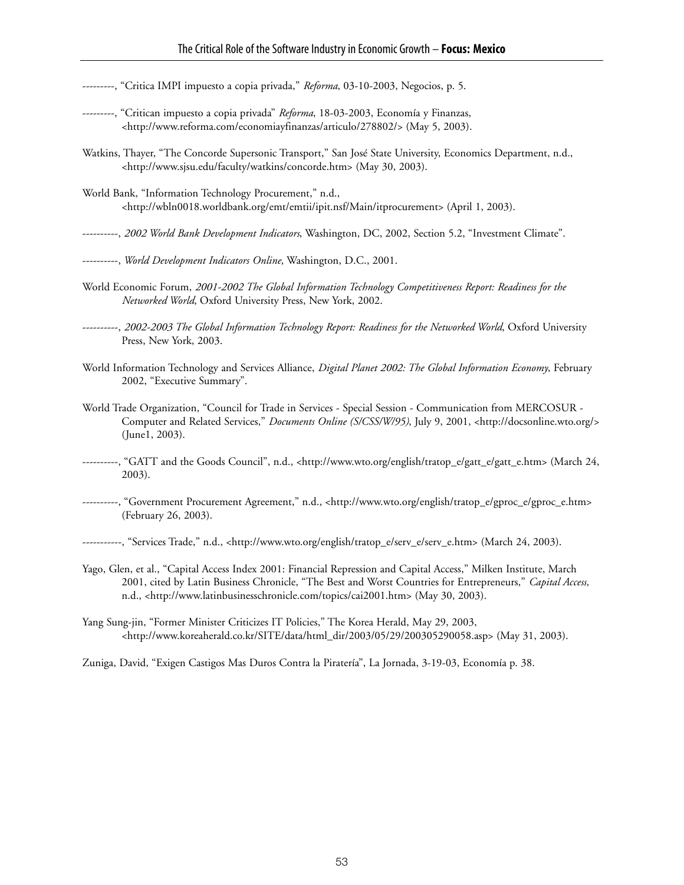---------, "Critica IMPI impuesto a copia privada," *Reforma*, 03-10-2003, Negocios, p. 5.

---------, "Critican impuesto a copia privada" *Reforma*, 18-03-2003, Economía y Finanzas, <http://www.reforma.com/economiayfinanzas/articulo/278802/> (May 5, 2003).

Watkins, Thayer, "The Concorde Supersonic Transport," San José State University, Economics Department, n.d., <http://www.sjsu.edu/faculty/watkins/concorde.htm> (May 30, 2003).

World Bank, "Information Technology Procurement," n.d., <http://wbln0018.worldbank.org/emt/emtii/ipit.nsf/Main/itprocurement> (April 1, 2003).

----------, *2002 World Bank Development Indicators*, Washington, DC, 2002, Section 5.2, "Investment Climate".

----------, *World Development Indicators Online*, Washington, D.C., 2001.

World Economic Forum, *2001-2002 The Global Information Technology Competitiveness Report: Readiness for the Networked World*, Oxford University Press, New York, 2002.

----------, *2002-2003 The Global Information Technology Report: Readiness for the Networked World*, Oxford University Press, New York, 2003.

World Information Technology and Services Alliance, *Digital Planet 2002: The Global Information Economy*, February 2002, "Executive Summary".

World Trade Organization, "Council for Trade in Services - Special Session - Communication from MERCOSUR - Computer and Related Services," *Documents Online (S/CSS/W/95)*, July 9, 2001, <http://docsonline.wto.org/> (June1, 2003).

----------, "GATT and the Goods Council", n.d., <http://www.wto.org/english/tratop_e/gatt_e/gatt_e.htm> (March 24, 2003).

----------, "Government Procurement Agreement," n.d., <http://www.wto.org/english/tratop_e/gproc_e/gproc_e.htm> (February 26, 2003).

-----------, "Services Trade," n.d., <http://www.wto.org/english/tratop_e/serv_e/serv_e.htm> (March 24, 2003).

Yago, Glen, et al., "Capital Access Index 2001: Financial Repression and Capital Access," Milken Institute, March 2001, cited by Latin Business Chronicle, "The Best and Worst Countries for Entrepreneurs," *Capital Access,* n.d., <http://www.latinbusinesschronicle.com/topics/cai2001.htm> (May 30, 2003).

Yang Sung-jin, "Former Minister Criticizes IT Policies," The Korea Herald, May 29, 2003, <http://www.koreaherald.co.kr/SITE/data/html_dir/2003/05/29/200305290058.asp> (May 31, 2003).

Zuniga, David, "Exigen Castigos Mas Duros Contra la Piratería", La Jornada, 3-19-03, Economía p. 38.